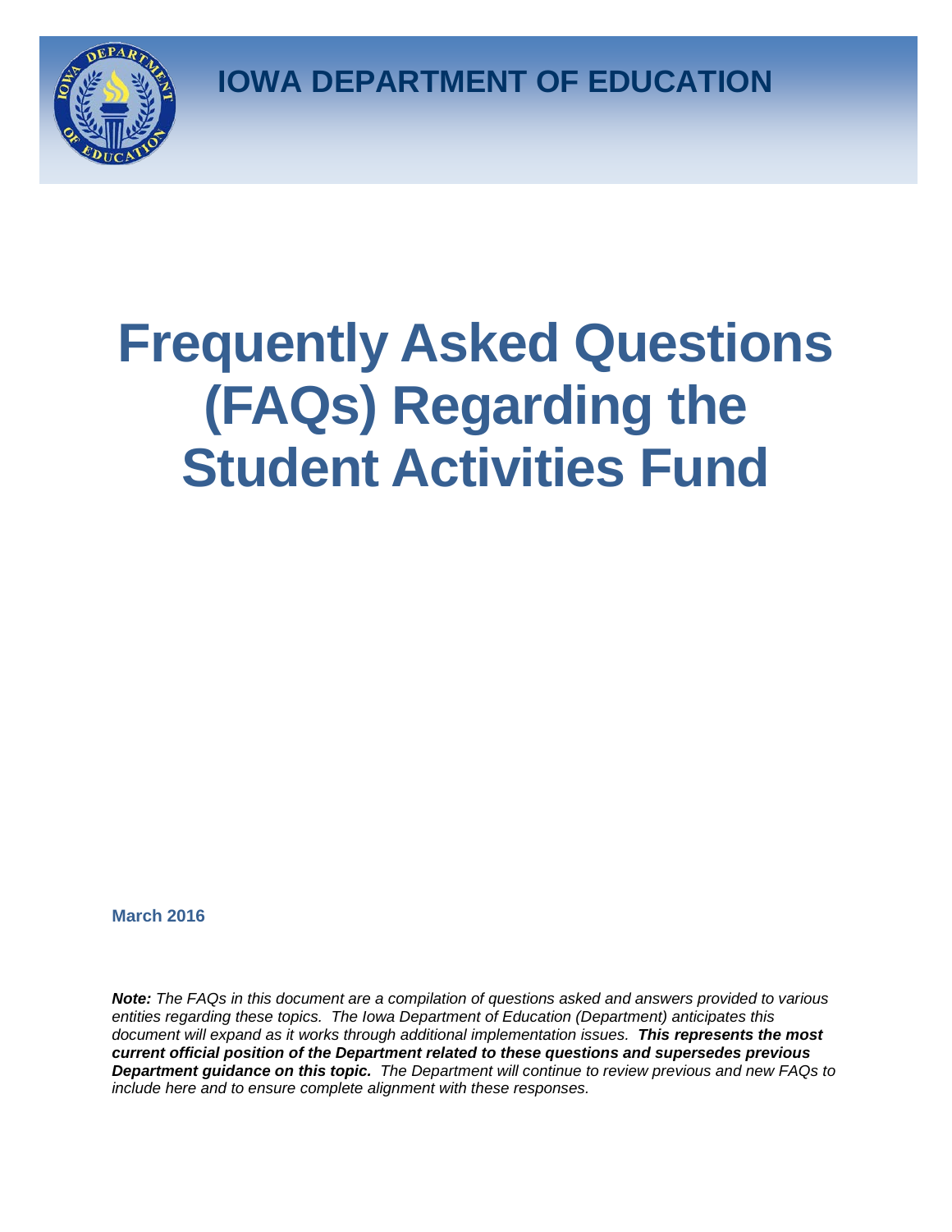**IOWA DEPARTMENT OF EDUCATION**

# Frequently Asked Questions (FAQs) Regarding the Student Activities Fund

**March 2016**

***Note:*** *The FAQs in this document are a compilation of questions asked and answers provided to various entities regarding these topics. The Iowa Department of Education (Department) anticipates this document will expand as it works through additional implementation issues.* ***This represents the most current official position of the Department related to these questions and supersedes previous Department guidance on this topic.*** *The Department will continue to review previous and new FAQs to include here and to ensure complete alignment with these responses.*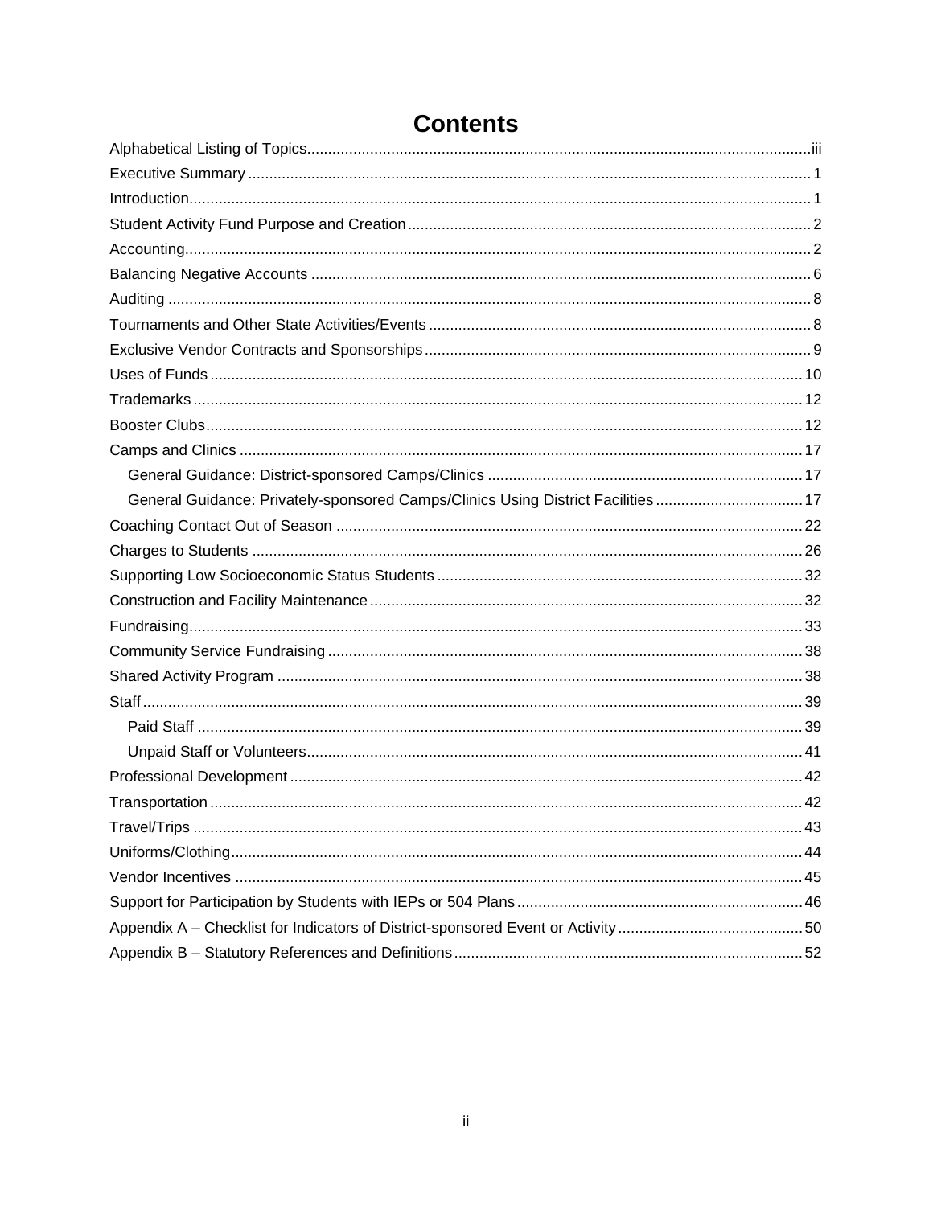# Contents

- Alphabetical Listing of Topics ..... iii
- Executive Summary ..... 1
- Introduction ..... 1
- Student Activity Fund Purpose and Creation ..... 2
- Accounting ..... 2
- Balancing Negative Accounts ..... 6
- Auditing ..... 8
- Tournaments and Other State Activities/Events ..... 8
- Exclusive Vendor Contracts and Sponsorships ..... 9
- Uses of Funds ..... 10
- Trademarks ..... 12
- Booster Clubs ..... 12
- Camps and Clinics ..... 17
    - General Guidance: District-sponsored Camps/Clinics ..... 17
    - General Guidance: Privately-sponsored Camps/Clinics Using District Facilities ..... 17
- Coaching Contact Out of Season ..... 22
- Charges to Students ..... 26
- Supporting Low Socioeconomic Status Students ..... 32
- Construction and Facility Maintenance ..... 32
- Fundraising ..... 33
- Community Service Fundraising ..... 38
- Shared Activity Program ..... 38
- Staff ..... 39
    - Paid Staff ..... 39
    - Unpaid Staff or Volunteers ..... 41
- Professional Development ..... 42
- Transportation ..... 42
- Travel/Trips ..... 43
- Uniforms/Clothing ..... 44
- Vendor Incentives ..... 45
- Support for Participation by Students with IEPs or 504 Plans ..... 46
- Appendix A – Checklist for Indicators of District-sponsored Event or Activity ..... 50
- Appendix B – Statutory References and Definitions ..... 52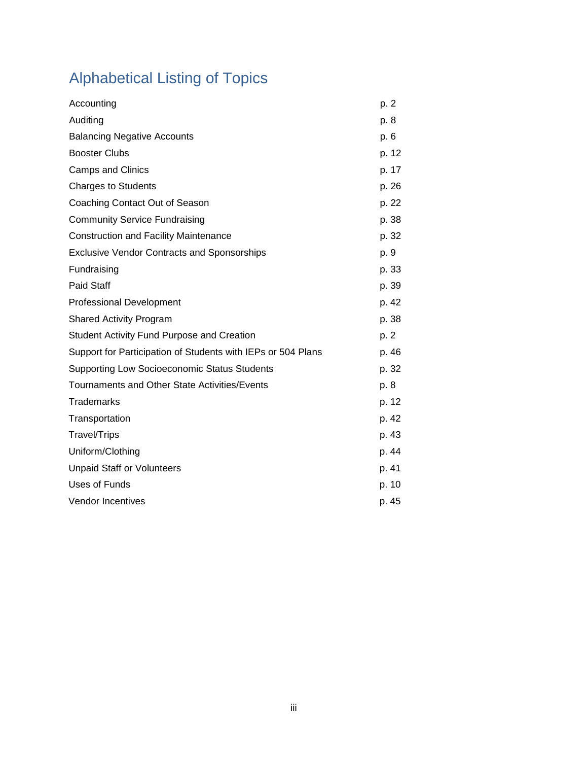# Alphabetical Listing of Topics

| | |
|---|---|
| Accounting | p. 2 |
| Auditing | p. 8 |
| Balancing Negative Accounts | p. 6 |
| Booster Clubs | p. 12 |
| Camps and Clinics | p. 17 |
| Charges to Students | p. 26 |
| Coaching Contact Out of Season | p. 22 |
| Community Service Fundraising | p. 38 |
| Construction and Facility Maintenance | p. 32 |
| Exclusive Vendor Contracts and Sponsorships | p. 9 |
| Fundraising | p. 33 |
| Paid Staff | p. 39 |
| Professional Development | p. 42 |
| Shared Activity Program | p. 38 |
| Student Activity Fund Purpose and Creation | p. 2 |
| Support for Participation of Students with IEPs or 504 Plans | p. 46 |
| Supporting Low Socioeconomic Status Students | p. 32 |
| Tournaments and Other State Activities/Events | p. 8 |
| Trademarks | p. 12 |
| Transportation | p. 42 |
| Travel/Trips | p. 43 |
| Uniform/Clothing | p. 44 |
| Unpaid Staff or Volunteers | p. 41 |
| Uses of Funds | p. 10 |
| Vendor Incentives | p. 45 |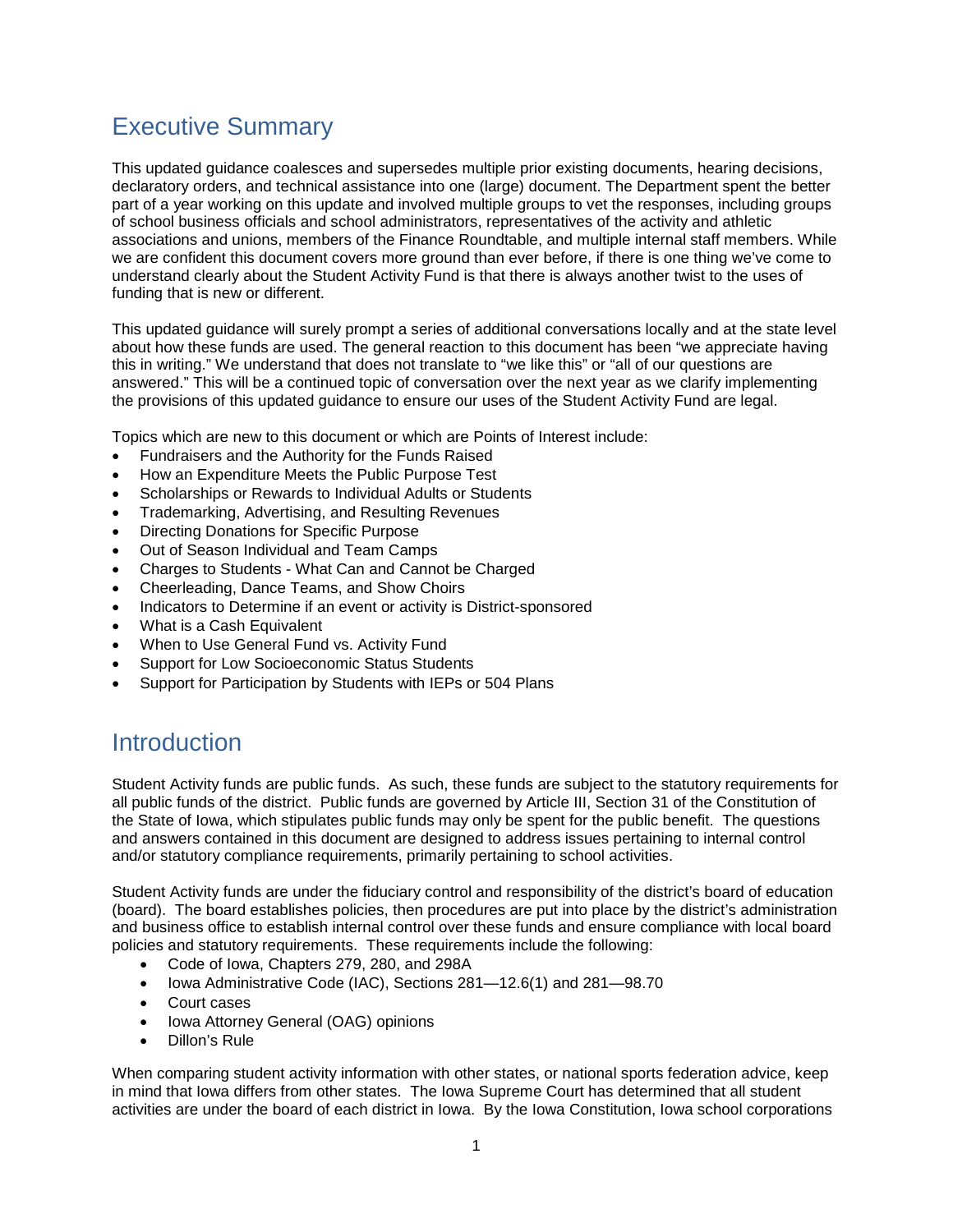# Executive Summary

This updated guidance coalesces and supersedes multiple prior existing documents, hearing decisions, declaratory orders, and technical assistance into one (large) document. The Department spent the better part of a year working on this update and involved multiple groups to vet the responses, including groups of school business officials and school administrators, representatives of the activity and athletic associations and unions, members of the Finance Roundtable, and multiple internal staff members. While we are confident this document covers more ground than ever before, if there is one thing we've come to understand clearly about the Student Activity Fund is that there is always another twist to the uses of funding that is new or different.

This updated guidance will surely prompt a series of additional conversations locally and at the state level about how these funds are used. The general reaction to this document has been "we appreciate having this in writing." We understand that does not translate to "we like this" or "all of our questions are answered." This will be a continued topic of conversation over the next year as we clarify implementing the provisions of this updated guidance to ensure our uses of the Student Activity Fund are legal.

Topics which are new to this document or which are Points of Interest include:

- Fundraisers and the Authority for the Funds Raised
- How an Expenditure Meets the Public Purpose Test
- Scholarships or Rewards to Individual Adults or Students
- Trademarking, Advertising, and Resulting Revenues
- Directing Donations for Specific Purpose
- Out of Season Individual and Team Camps
- Charges to Students - What Can and Cannot be Charged
- Cheerleading, Dance Teams, and Show Choirs
- Indicators to Determine if an event or activity is District-sponsored
- What is a Cash Equivalent
- When to Use General Fund vs. Activity Fund
- Support for Low Socioeconomic Status Students
- Support for Participation by Students with IEPs or 504 Plans

# Introduction

Student Activity funds are public funds. As such, these funds are subject to the statutory requirements for all public funds of the district. Public funds are governed by Article III, Section 31 of the Constitution of the State of Iowa, which stipulates public funds may only be spent for the public benefit. The questions and answers contained in this document are designed to address issues pertaining to internal control and/or statutory compliance requirements, primarily pertaining to school activities.

Student Activity funds are under the fiduciary control and responsibility of the district's board of education (board). The board establishes policies, then procedures are put into place by the district's administration and business office to establish internal control over these funds and ensure compliance with local board policies and statutory requirements. These requirements include the following:

- Code of Iowa, Chapters 279, 280, and 298A
- Iowa Administrative Code (IAC), Sections 281—12.6(1) and 281—98.70
- Court cases
- Iowa Attorney General (OAG) opinions
- Dillon's Rule

When comparing student activity information with other states, or national sports federation advice, keep in mind that Iowa differs from other states. The Iowa Supreme Court has determined that all student activities are under the board of each district in Iowa. By the Iowa Constitution, Iowa school corporations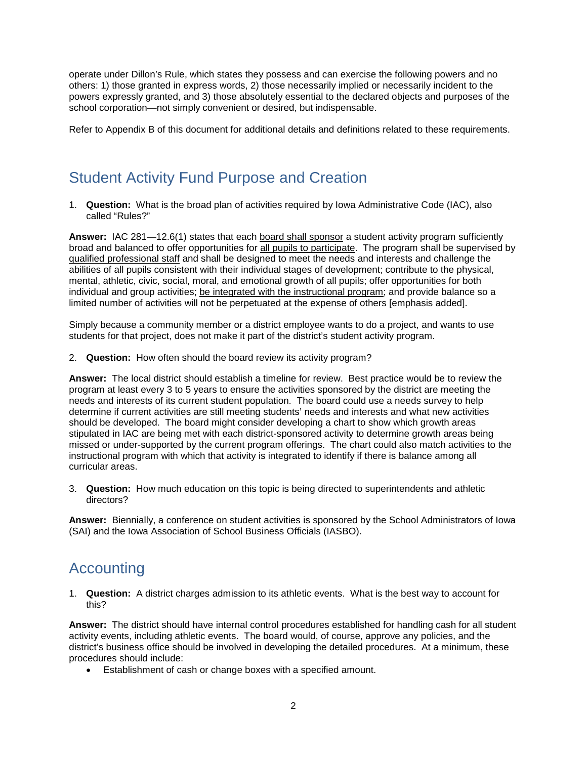operate under Dillon's Rule, which states they possess and can exercise the following powers and no others: 1) those granted in express words, 2) those necessarily implied or necessarily incident to the powers expressly granted, and 3) those absolutely essential to the declared objects and purposes of the school corporation—not simply convenient or desired, but indispensable.

Refer to Appendix B of this document for additional details and definitions related to these requirements.

## Student Activity Fund Purpose and Creation

1. **Question:** What is the broad plan of activities required by Iowa Administrative Code (IAC), also called "Rules?"

**Answer:** IAC 281—12.6(1) states that each <u>board shall sponsor</u> a student activity program sufficiently broad and balanced to offer opportunities for <u>all pupils to participate</u>. The program shall be supervised by <u>qualified professional staff</u> and shall be designed to meet the needs and interests and challenge the abilities of all pupils consistent with their individual stages of development; contribute to the physical, mental, athletic, civic, social, moral, and emotional growth of all pupils; offer opportunities for both individual and group activities; <u>be integrated with the instructional program</u>; and provide balance so a limited number of activities will not be perpetuated at the expense of others [emphasis added].

Simply because a community member or a district employee wants to do a project, and wants to use students for that project, does not make it part of the district's student activity program.

2. **Question:** How often should the board review its activity program?

**Answer:** The local district should establish a timeline for review. Best practice would be to review the program at least every 3 to 5 years to ensure the activities sponsored by the district are meeting the needs and interests of its current student population. The board could use a needs survey to help determine if current activities are still meeting students' needs and interests and what new activities should be developed. The board might consider developing a chart to show which growth areas stipulated in IAC are being met with each district-sponsored activity to determine growth areas being missed or under-supported by the current program offerings. The chart could also match activities to the instructional program with which that activity is integrated to identify if there is balance among all curricular areas.

3. **Question:** How much education on this topic is being directed to superintendents and athletic directors?

**Answer:** Biennially, a conference on student activities is sponsored by the School Administrators of Iowa (SAI) and the Iowa Association of School Business Officials (IASBO).

## Accounting

1. **Question:** A district charges admission to its athletic events. What is the best way to account for this?

**Answer:** The district should have internal control procedures established for handling cash for all student activity events, including athletic events. The board would, of course, approve any policies, and the district's business office should be involved in developing the detailed procedures. At a minimum, these procedures should include:

- Establishment of cash or change boxes with a specified amount.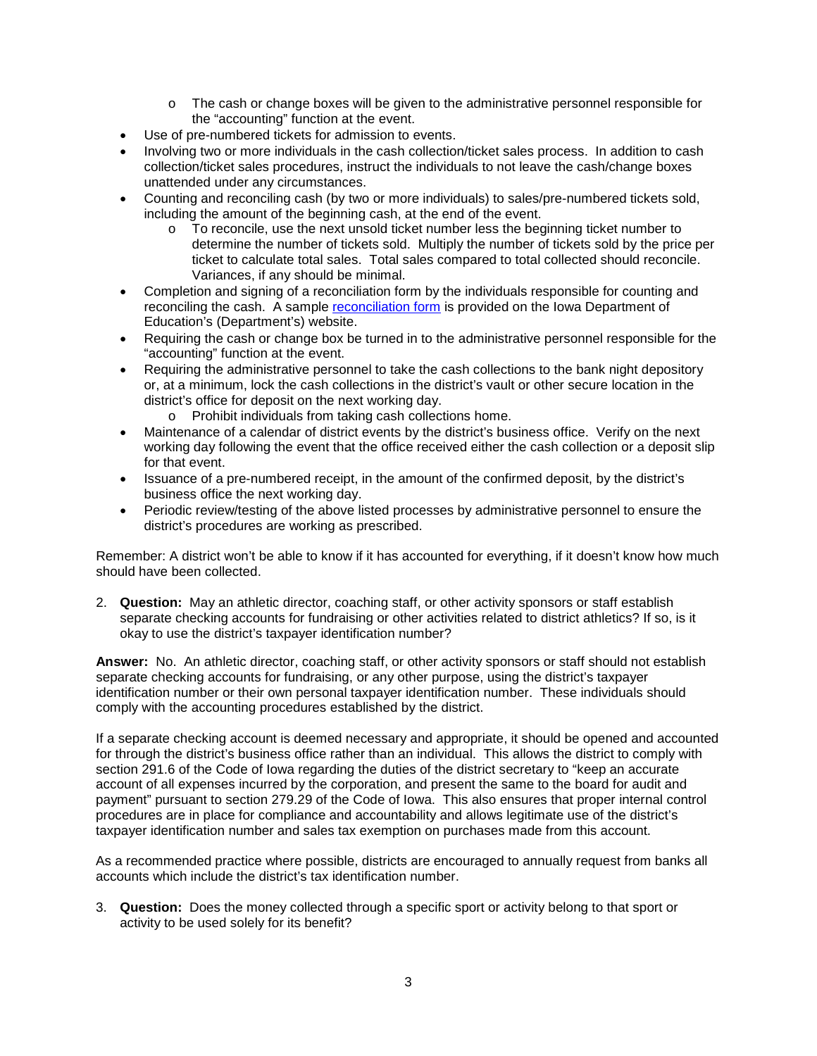- The cash or change boxes will be given to the administrative personnel responsible for the "accounting" function at the event.
- Use of pre-numbered tickets for admission to events.
- Involving two or more individuals in the cash collection/ticket sales process. In addition to cash collection/ticket sales procedures, instruct the individuals to not leave the cash/change boxes unattended under any circumstances.
- Counting and reconciling cash (by two or more individuals) to sales/pre-numbered tickets sold, including the amount of the beginning cash, at the end of the event.
    - To reconcile, use the next unsold ticket number less the beginning ticket number to determine the number of tickets sold. Multiply the number of tickets sold by the price per ticket to calculate total sales. Total sales compared to total collected should reconcile. Variances, if any should be minimal.
- Completion and signing of a reconciliation form by the individuals responsible for counting and reconciling the cash. A sample [reconciliation form]() is provided on the Iowa Department of Education's (Department's) website.
- Requiring the cash or change box be turned in to the administrative personnel responsible for the "accounting" function at the event.
- Requiring the administrative personnel to take the cash collections to the bank night depository or, at a minimum, lock the cash collections in the district's vault or other secure location in the district's office for deposit on the next working day.
    - Prohibit individuals from taking cash collections home.
- Maintenance of a calendar of district events by the district's business office. Verify on the next working day following the event that the office received either the cash collection or a deposit slip for that event.
- Issuance of a pre-numbered receipt, in the amount of the confirmed deposit, by the district's business office the next working day.
- Periodic review/testing of the above listed processes by administrative personnel to ensure the district's procedures are working as prescribed.

Remember: A district won't be able to know if it has accounted for everything, if it doesn't know how much should have been collected.

2. **Question:** May an athletic director, coaching staff, or other activity sponsors or staff establish separate checking accounts for fundraising or other activities related to district athletics? If so, is it okay to use the district's taxpayer identification number?

**Answer:** No. An athletic director, coaching staff, or other activity sponsors or staff should not establish separate checking accounts for fundraising, or any other purpose, using the district's taxpayer identification number or their own personal taxpayer identification number. These individuals should comply with the accounting procedures established by the district.

If a separate checking account is deemed necessary and appropriate, it should be opened and accounted for through the district's business office rather than an individual. This allows the district to comply with section 291.6 of the Code of Iowa regarding the duties of the district secretary to "keep an accurate account of all expenses incurred by the corporation, and present the same to the board for audit and payment" pursuant to section 279.29 of the Code of Iowa. This also ensures that proper internal control procedures are in place for compliance and accountability and allows legitimate use of the district's taxpayer identification number and sales tax exemption on purchases made from this account.

As a recommended practice where possible, districts are encouraged to annually request from banks all accounts which include the district's tax identification number.

3. **Question:** Does the money collected through a specific sport or activity belong to that sport or activity to be used solely for its benefit?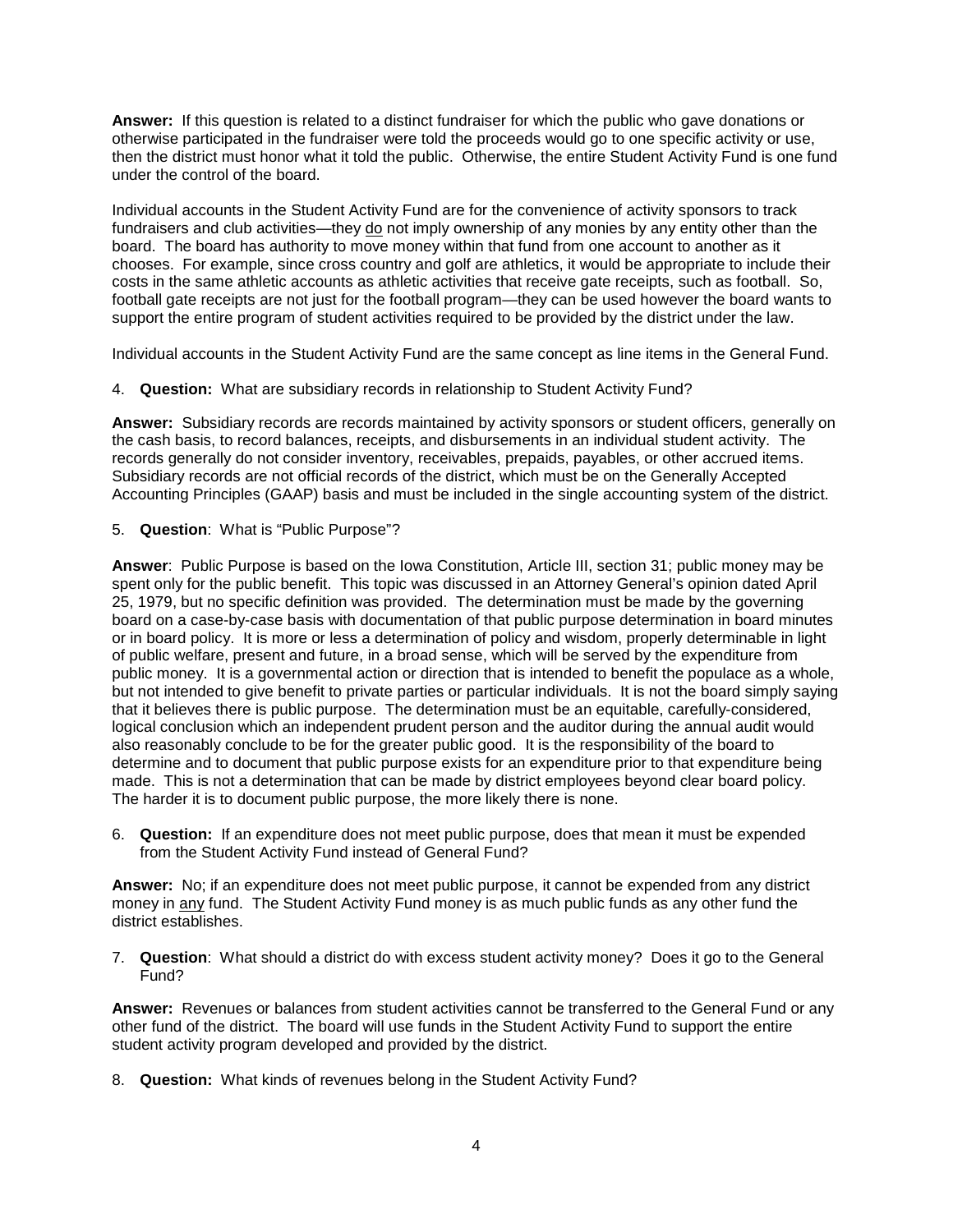**Answer:** If this question is related to a distinct fundraiser for which the public who gave donations or otherwise participated in the fundraiser were told the proceeds would go to one specific activity or use, then the district must honor what it told the public. Otherwise, the entire Student Activity Fund is one fund under the control of the board.

Individual accounts in the Student Activity Fund are for the convenience of activity sponsors to track fundraisers and club activities—they <u>do</u> not imply ownership of any monies by any entity other than the board. The board has authority to move money within that fund from one account to another as it chooses. For example, since cross country and golf are athletics, it would be appropriate to include their costs in the same athletic accounts as athletic activities that receive gate receipts, such as football. So, football gate receipts are not just for the football program—they can be used however the board wants to support the entire program of student activities required to be provided by the district under the law.

Individual accounts in the Student Activity Fund are the same concept as line items in the General Fund.

4. **Question:** What are subsidiary records in relationship to Student Activity Fund?

**Answer:** Subsidiary records are records maintained by activity sponsors or student officers, generally on the cash basis, to record balances, receipts, and disbursements in an individual student activity. The records generally do not consider inventory, receivables, prepaids, payables, or other accrued items. Subsidiary records are not official records of the district, which must be on the Generally Accepted Accounting Principles (GAAP) basis and must be included in the single accounting system of the district.

5. **Question**: What is "Public Purpose"?

**Answer**: Public Purpose is based on the Iowa Constitution, Article III, section 31; public money may be spent only for the public benefit. This topic was discussed in an Attorney General's opinion dated April 25, 1979, but no specific definition was provided. The determination must be made by the governing board on a case-by-case basis with documentation of that public purpose determination in board minutes or in board policy. It is more or less a determination of policy and wisdom, properly determinable in light of public welfare, present and future, in a broad sense, which will be served by the expenditure from public money. It is a governmental action or direction that is intended to benefit the populace as a whole, but not intended to give benefit to private parties or particular individuals. It is not the board simply saying that it believes there is public purpose. The determination must be an equitable, carefully-considered, logical conclusion which an independent prudent person and the auditor during the annual audit would also reasonably conclude to be for the greater public good. It is the responsibility of the board to determine and to document that public purpose exists for an expenditure prior to that expenditure being made. This is not a determination that can be made by district employees beyond clear board policy. The harder it is to document public purpose, the more likely there is none.

6. **Question:** If an expenditure does not meet public purpose, does that mean it must be expended from the Student Activity Fund instead of General Fund?

**Answer:** No; if an expenditure does not meet public purpose, it cannot be expended from any district money in <u>any</u> fund. The Student Activity Fund money is as much public funds as any other fund the district establishes.

7. **Question**: What should a district do with excess student activity money? Does it go to the General Fund?

**Answer:** Revenues or balances from student activities cannot be transferred to the General Fund or any other fund of the district. The board will use funds in the Student Activity Fund to support the entire student activity program developed and provided by the district.

8. **Question:** What kinds of revenues belong in the Student Activity Fund?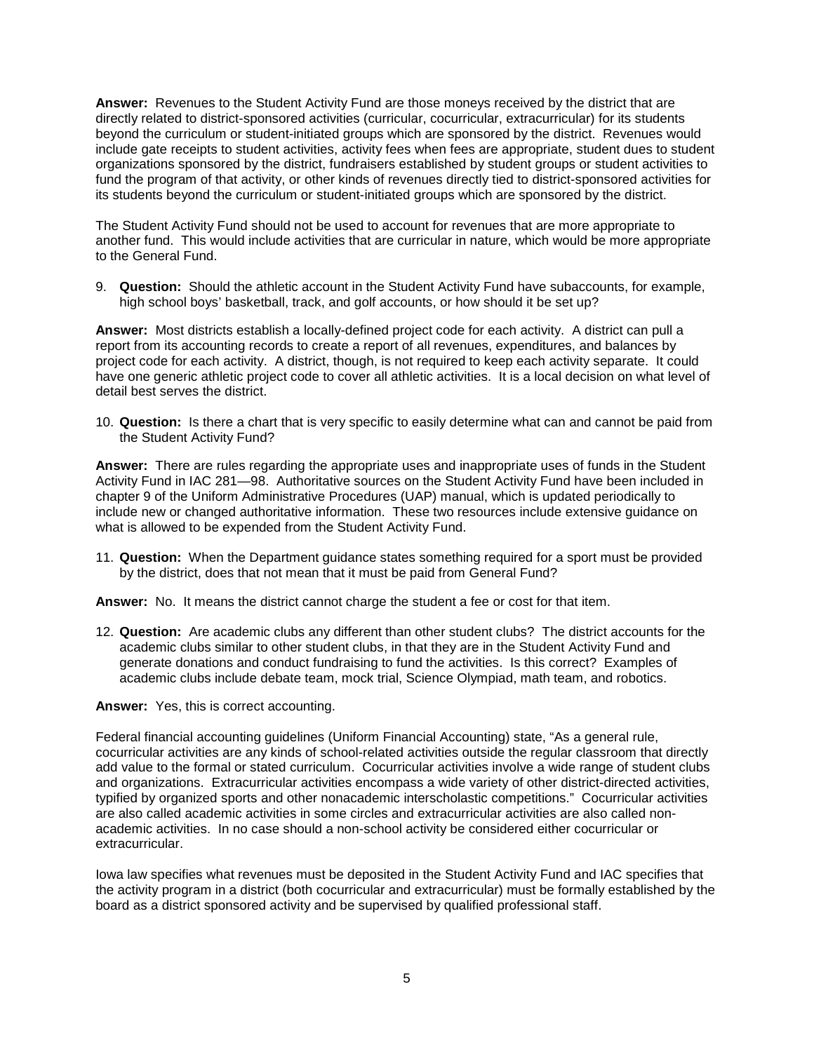**Answer:** Revenues to the Student Activity Fund are those moneys received by the district that are directly related to district-sponsored activities (curricular, cocurricular, extracurricular) for its students beyond the curriculum or student-initiated groups which are sponsored by the district. Revenues would include gate receipts to student activities, activity fees when fees are appropriate, student dues to student organizations sponsored by the district, fundraisers established by student groups or student activities to fund the program of that activity, or other kinds of revenues directly tied to district-sponsored activities for its students beyond the curriculum or student-initiated groups which are sponsored by the district.

The Student Activity Fund should not be used to account for revenues that are more appropriate to another fund. This would include activities that are curricular in nature, which would be more appropriate to the General Fund.

9. **Question:** Should the athletic account in the Student Activity Fund have subaccounts, for example, high school boys' basketball, track, and golf accounts, or how should it be set up?

**Answer:** Most districts establish a locally-defined project code for each activity. A district can pull a report from its accounting records to create a report of all revenues, expenditures, and balances by project code for each activity. A district, though, is not required to keep each activity separate. It could have one generic athletic project code to cover all athletic activities. It is a local decision on what level of detail best serves the district.

10. **Question:** Is there a chart that is very specific to easily determine what can and cannot be paid from the Student Activity Fund?

**Answer:** There are rules regarding the appropriate uses and inappropriate uses of funds in the Student Activity Fund in IAC 281—98. Authoritative sources on the Student Activity Fund have been included in chapter 9 of the Uniform Administrative Procedures (UAP) manual, which is updated periodically to include new or changed authoritative information. These two resources include extensive guidance on what is allowed to be expended from the Student Activity Fund.

11. **Question:** When the Department guidance states something required for a sport must be provided by the district, does that not mean that it must be paid from General Fund?

**Answer:** No. It means the district cannot charge the student a fee or cost for that item.

12. **Question:** Are academic clubs any different than other student clubs? The district accounts for the academic clubs similar to other student clubs, in that they are in the Student Activity Fund and generate donations and conduct fundraising to fund the activities. Is this correct? Examples of academic clubs include debate team, mock trial, Science Olympiad, math team, and robotics.

**Answer:** Yes, this is correct accounting.

Federal financial accounting guidelines (Uniform Financial Accounting) state, "As a general rule, cocurricular activities are any kinds of school-related activities outside the regular classroom that directly add value to the formal or stated curriculum. Cocurricular activities involve a wide range of student clubs and organizations. Extracurricular activities encompass a wide variety of other district-directed activities, typified by organized sports and other nonacademic interscholastic competitions." Cocurricular activities are also called academic activities in some circles and extracurricular activities are also called non-academic activities. In no case should a non-school activity be considered either cocurricular or extracurricular.

Iowa law specifies what revenues must be deposited in the Student Activity Fund and IAC specifies that the activity program in a district (both cocurricular and extracurricular) must be formally established by the board as a district sponsored activity and be supervised by qualified professional staff.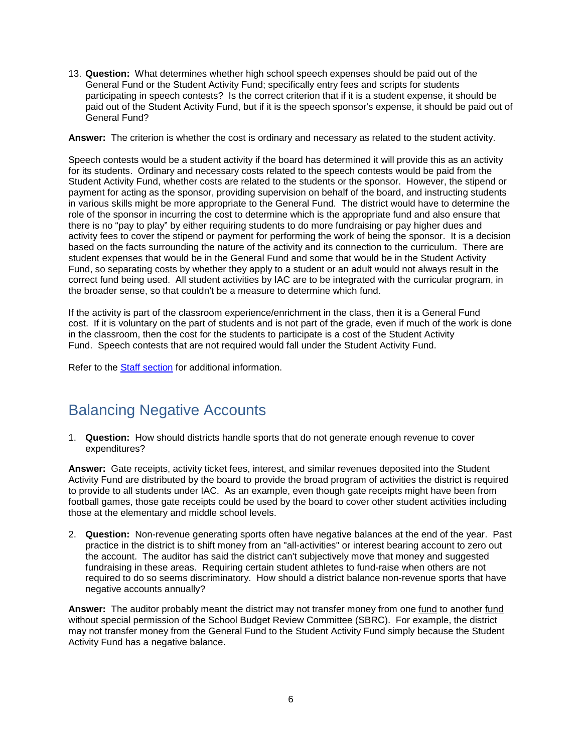13. **Question:** What determines whether high school speech expenses should be paid out of the General Fund or the Student Activity Fund; specifically entry fees and scripts for students participating in speech contests? Is the correct criterion that if it is a student expense, it should be paid out of the Student Activity Fund, but if it is the speech sponsor's expense, it should be paid out of General Fund?

**Answer:** The criterion is whether the cost is ordinary and necessary as related to the student activity.

Speech contests would be a student activity if the board has determined it will provide this as an activity for its students. Ordinary and necessary costs related to the speech contests would be paid from the Student Activity Fund, whether costs are related to the students or the sponsor. However, the stipend or payment for acting as the sponsor, providing supervision on behalf of the board, and instructing students in various skills might be more appropriate to the General Fund. The district would have to determine the role of the sponsor in incurring the cost to determine which is the appropriate fund and also ensure that there is no "pay to play" by either requiring students to do more fundraising or pay higher dues and activity fees to cover the stipend or payment for performing the work of being the sponsor. It is a decision based on the facts surrounding the nature of the activity and its connection to the curriculum. There are student expenses that would be in the General Fund and some that would be in the Student Activity Fund, so separating costs by whether they apply to a student or an adult would not always result in the correct fund being used. All student activities by IAC are to be integrated with the curricular program, in the broader sense, so that couldn't be a measure to determine which fund.

If the activity is part of the classroom experience/enrichment in the class, then it is a General Fund cost. If it is voluntary on the part of students and is not part of the grade, even if much of the work is done in the classroom, then the cost for the students to participate is a cost of the Student Activity Fund. Speech contests that are not required would fall under the Student Activity Fund.

Refer to the Staff section for additional information.

## Balancing Negative Accounts

1. **Question:** How should districts handle sports that do not generate enough revenue to cover expenditures?

**Answer:** Gate receipts, activity ticket fees, interest, and similar revenues deposited into the Student Activity Fund are distributed by the board to provide the broad program of activities the district is required to provide to all students under IAC. As an example, even though gate receipts might have been from football games, those gate receipts could be used by the board to cover other student activities including those at the elementary and middle school levels.

2. **Question:** Non-revenue generating sports often have negative balances at the end of the year. Past practice in the district is to shift money from an "all-activities" or interest bearing account to zero out the account. The auditor has said the district can't subjectively move that money and suggested fundraising in these areas. Requiring certain student athletes to fund-raise when others are not required to do so seems discriminatory. How should a district balance non-revenue sports that have negative accounts annually?

**Answer:** The auditor probably meant the district may not transfer money from one fund to another fund without special permission of the School Budget Review Committee (SBRC). For example, the district may not transfer money from the General Fund to the Student Activity Fund simply because the Student Activity Fund has a negative balance.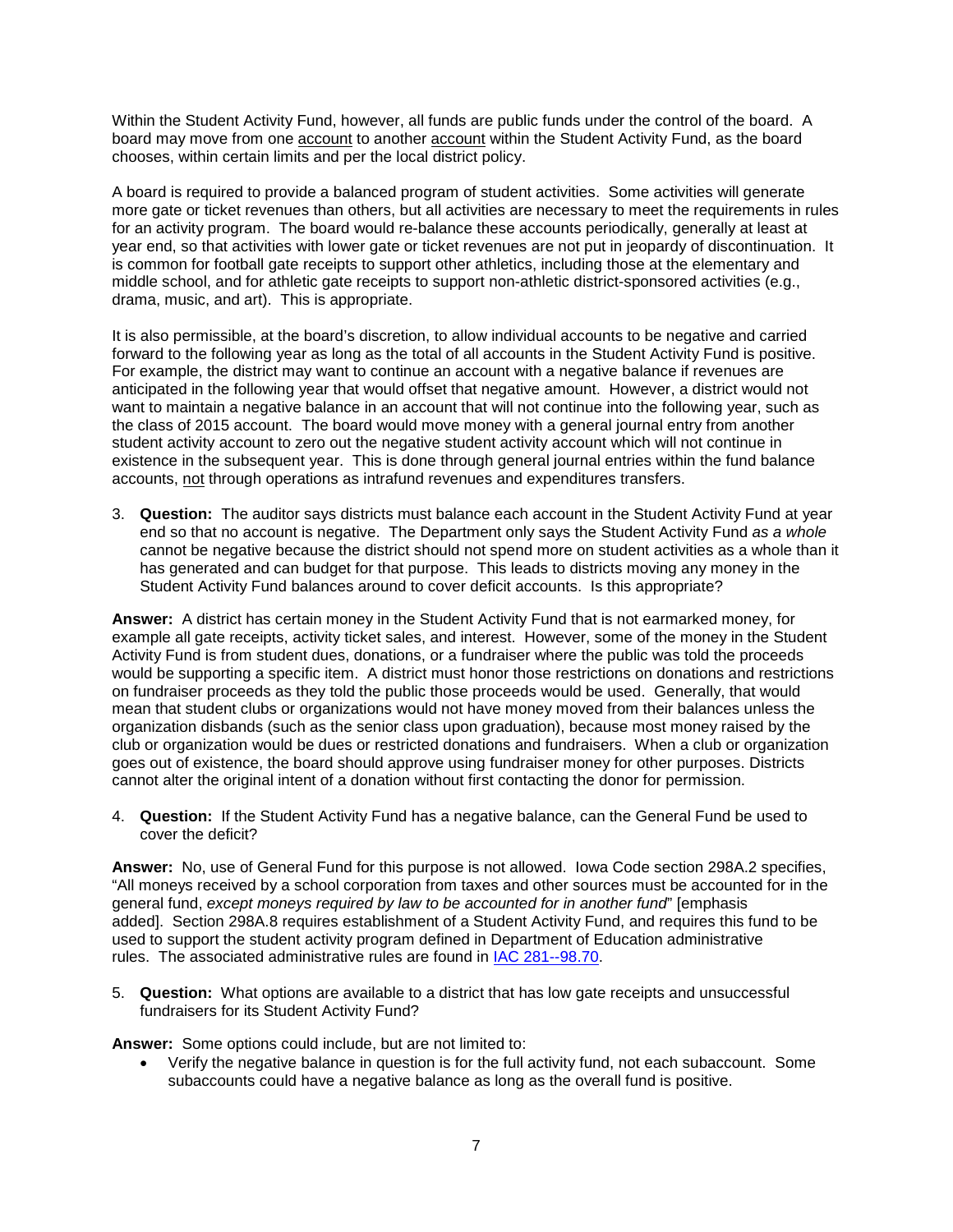Within the Student Activity Fund, however, all funds are public funds under the control of the board. A board may move from one <u>account</u> to another <u>account</u> within the Student Activity Fund, as the board chooses, within certain limits and per the local district policy.

A board is required to provide a balanced program of student activities. Some activities will generate more gate or ticket revenues than others, but all activities are necessary to meet the requirements in rules for an activity program. The board would re-balance these accounts periodically, generally at least at year end, so that activities with lower gate or ticket revenues are not put in jeopardy of discontinuation. It is common for football gate receipts to support other athletics, including those at the elementary and middle school, and for athletic gate receipts to support non-athletic district-sponsored activities (e.g., drama, music, and art). This is appropriate.

It is also permissible, at the board's discretion, to allow individual accounts to be negative and carried forward to the following year as long as the total of all accounts in the Student Activity Fund is positive. For example, the district may want to continue an account with a negative balance if revenues are anticipated in the following year that would offset that negative amount. However, a district would not want to maintain a negative balance in an account that will not continue into the following year, such as the class of 2015 account. The board would move money with a general journal entry from another student activity account to zero out the negative student activity account which will not continue in existence in the subsequent year. This is done through general journal entries within the fund balance accounts, <u>not</u> through operations as intrafund revenues and expenditures transfers.

3. **Question:** The auditor says districts must balance each account in the Student Activity Fund at year end so that no account is negative. The Department only says the Student Activity Fund *as a whole* cannot be negative because the district should not spend more on student activities as a whole than it has generated and can budget for that purpose. This leads to districts moving any money in the Student Activity Fund balances around to cover deficit accounts. Is this appropriate?

**Answer:** A district has certain money in the Student Activity Fund that is not earmarked money, for example all gate receipts, activity ticket sales, and interest. However, some of the money in the Student Activity Fund is from student dues, donations, or a fundraiser where the public was told the proceeds would be supporting a specific item. A district must honor those restrictions on donations and restrictions on fundraiser proceeds as they told the public those proceeds would be used. Generally, that would mean that student clubs or organizations would not have money moved from their balances unless the organization disbands (such as the senior class upon graduation), because most money raised by the club or organization would be dues or restricted donations and fundraisers. When a club or organization goes out of existence, the board should approve using fundraiser money for other purposes. Districts cannot alter the original intent of a donation without first contacting the donor for permission.

4. **Question:** If the Student Activity Fund has a negative balance, can the General Fund be used to cover the deficit?

**Answer:** No, use of General Fund for this purpose is not allowed. Iowa Code section 298A.2 specifies, "All moneys received by a school corporation from taxes and other sources must be accounted for in the general fund, *except moneys required by law to be accounted for in another fund*" [emphasis added]. Section 298A.8 requires establishment of a Student Activity Fund, and requires this fund to be used to support the student activity program defined in Department of Education administrative rules. The associated administrative rules are found in IAC 281--98.70.

5. **Question:** What options are available to a district that has low gate receipts and unsuccessful fundraisers for its Student Activity Fund?

**Answer:** Some options could include, but are not limited to:

- Verify the negative balance in question is for the full activity fund, not each subaccount. Some subaccounts could have a negative balance as long as the overall fund is positive.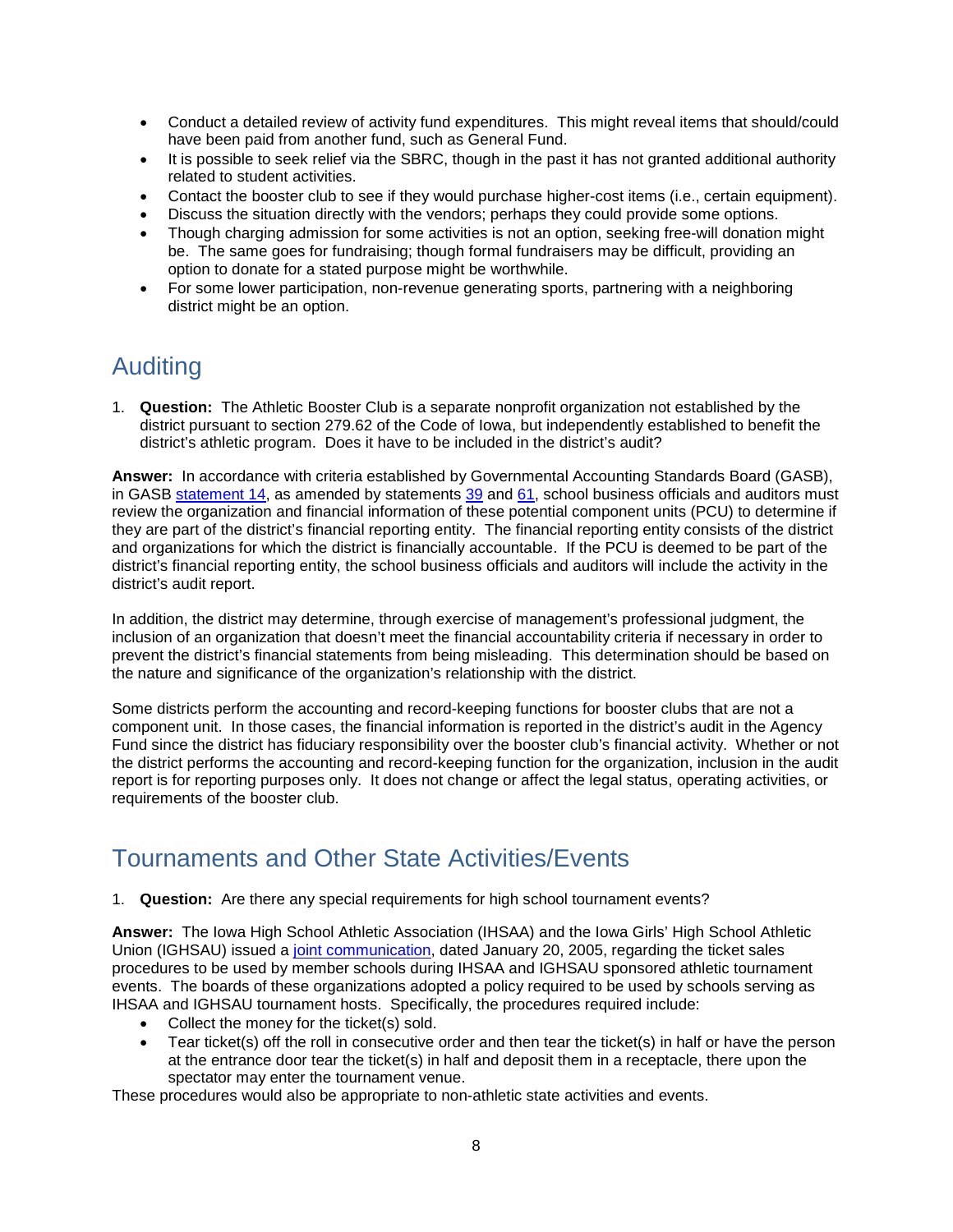- Conduct a detailed review of activity fund expenditures. This might reveal items that should/could have been paid from another fund, such as General Fund.
- It is possible to seek relief via the SBRC, though in the past it has not granted additional authority related to student activities.
- Contact the booster club to see if they would purchase higher-cost items (i.e., certain equipment).
- Discuss the situation directly with the vendors; perhaps they could provide some options.
- Though charging admission for some activities is not an option, seeking free-will donation might be. The same goes for fundraising; though formal fundraisers may be difficult, providing an option to donate for a stated purpose might be worthwhile.
- For some lower participation, non-revenue generating sports, partnering with a neighboring district might be an option.

## Auditing

1. **Question:** The Athletic Booster Club is a separate nonprofit organization not established by the district pursuant to section 279.62 of the Code of Iowa, but independently established to benefit the district's athletic program. Does it have to be included in the district's audit?

**Answer:** In accordance with criteria established by Governmental Accounting Standards Board (GASB), in GASB statement 14, as amended by statements 39 and 61, school business officials and auditors must review the organization and financial information of these potential component units (PCU) to determine if they are part of the district's financial reporting entity. The financial reporting entity consists of the district and organizations for which the district is financially accountable. If the PCU is deemed to be part of the district's financial reporting entity, the school business officials and auditors will include the activity in the district's audit report.

In addition, the district may determine, through exercise of management's professional judgment, the inclusion of an organization that doesn't meet the financial accountability criteria if necessary in order to prevent the district's financial statements from being misleading. This determination should be based on the nature and significance of the organization's relationship with the district.

Some districts perform the accounting and record-keeping functions for booster clubs that are not a component unit. In those cases, the financial information is reported in the district's audit in the Agency Fund since the district has fiduciary responsibility over the booster club's financial activity. Whether or not the district performs the accounting and record-keeping function for the organization, inclusion in the audit report is for reporting purposes only. It does not change or affect the legal status, operating activities, or requirements of the booster club.

## Tournaments and Other State Activities/Events

1. **Question:** Are there any special requirements for high school tournament events?

**Answer:** The Iowa High School Athletic Association (IHSAA) and the Iowa Girls' High School Athletic Union (IGHSAU) issued a joint communication, dated January 20, 2005, regarding the ticket sales procedures to be used by member schools during IHSAA and IGHSAU sponsored athletic tournament events. The boards of these organizations adopted a policy required to be used by schools serving as IHSAA and IGHSAU tournament hosts. Specifically, the procedures required include:

- Collect the money for the ticket(s) sold.
- Tear ticket(s) off the roll in consecutive order and then tear the ticket(s) in half or have the person at the entrance door tear the ticket(s) in half and deposit them in a receptacle, there upon the spectator may enter the tournament venue.

These procedures would also be appropriate to non-athletic state activities and events.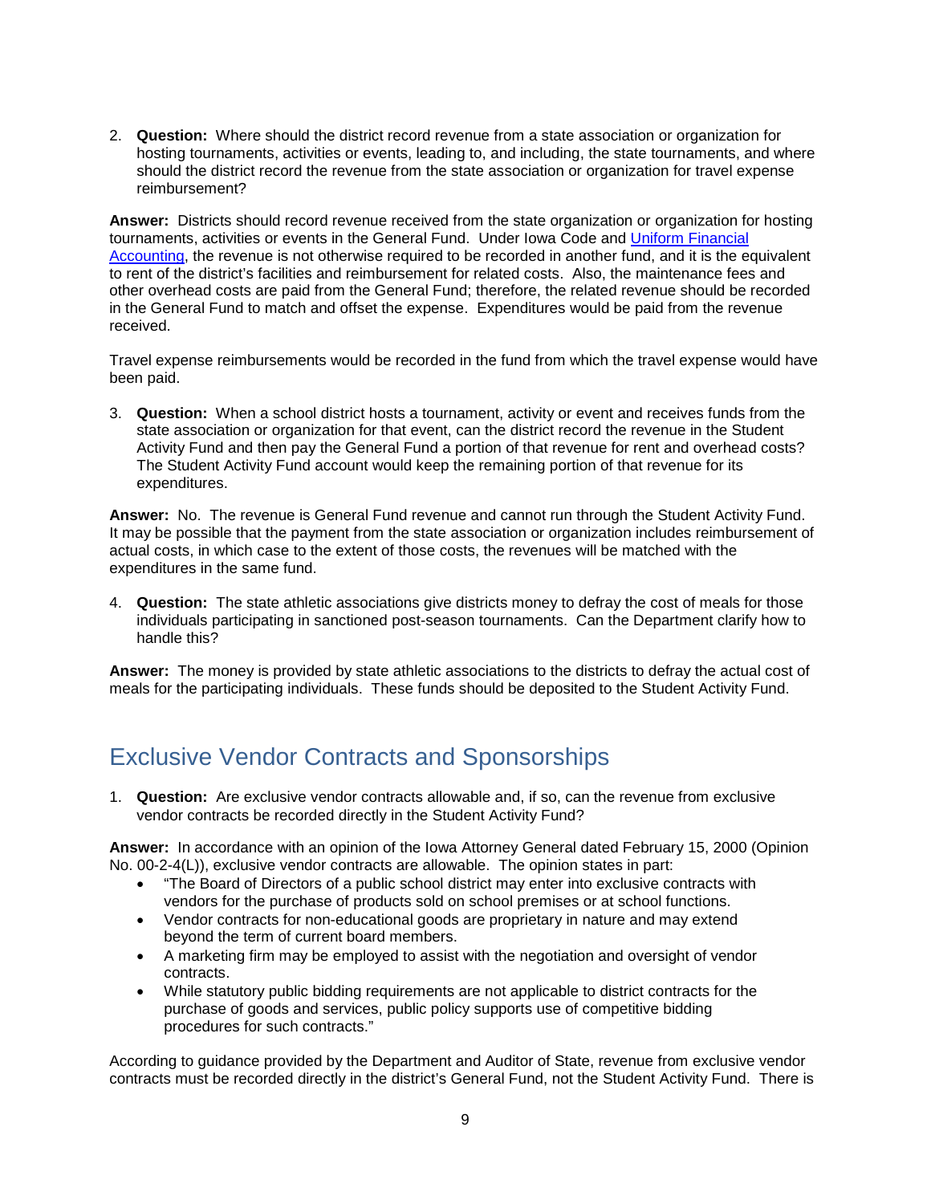2. **Question:** Where should the district record revenue from a state association or organization for hosting tournaments, activities or events, leading to, and including, the state tournaments, and where should the district record the revenue from the state association or organization for travel expense reimbursement?

**Answer:** Districts should record revenue received from the state organization or organization for hosting tournaments, activities or events in the General Fund. Under Iowa Code and [Uniform Financial Accounting](), the revenue is not otherwise required to be recorded in another fund, and it is the equivalent to rent of the district's facilities and reimbursement for related costs. Also, the maintenance fees and other overhead costs are paid from the General Fund; therefore, the related revenue should be recorded in the General Fund to match and offset the expense. Expenditures would be paid from the revenue received.

Travel expense reimbursements would be recorded in the fund from which the travel expense would have been paid.

3. **Question:** When a school district hosts a tournament, activity or event and receives funds from the state association or organization for that event, can the district record the revenue in the Student Activity Fund and then pay the General Fund a portion of that revenue for rent and overhead costs? The Student Activity Fund account would keep the remaining portion of that revenue for its expenditures.

**Answer:** No. The revenue is General Fund revenue and cannot run through the Student Activity Fund. It may be possible that the payment from the state association or organization includes reimbursement of actual costs, in which case to the extent of those costs, the revenues will be matched with the expenditures in the same fund.

4. **Question:** The state athletic associations give districts money to defray the cost of meals for those individuals participating in sanctioned post-season tournaments. Can the Department clarify how to handle this?

**Answer:** The money is provided by state athletic associations to the districts to defray the actual cost of meals for the participating individuals. These funds should be deposited to the Student Activity Fund.

## Exclusive Vendor Contracts and Sponsorships

1. **Question:** Are exclusive vendor contracts allowable and, if so, can the revenue from exclusive vendor contracts be recorded directly in the Student Activity Fund?

**Answer:** In accordance with an opinion of the Iowa Attorney General dated February 15, 2000 (Opinion No. 00-2-4(L)), exclusive vendor contracts are allowable. The opinion states in part:

- "The Board of Directors of a public school district may enter into exclusive contracts with vendors for the purchase of products sold on school premises or at school functions.
- Vendor contracts for non-educational goods are proprietary in nature and may extend beyond the term of current board members.
- A marketing firm may be employed to assist with the negotiation and oversight of vendor contracts.
- While statutory public bidding requirements are not applicable to district contracts for the purchase of goods and services, public policy supports use of competitive bidding procedures for such contracts."

According to guidance provided by the Department and Auditor of State, revenue from exclusive vendor contracts must be recorded directly in the district's General Fund, not the Student Activity Fund. There is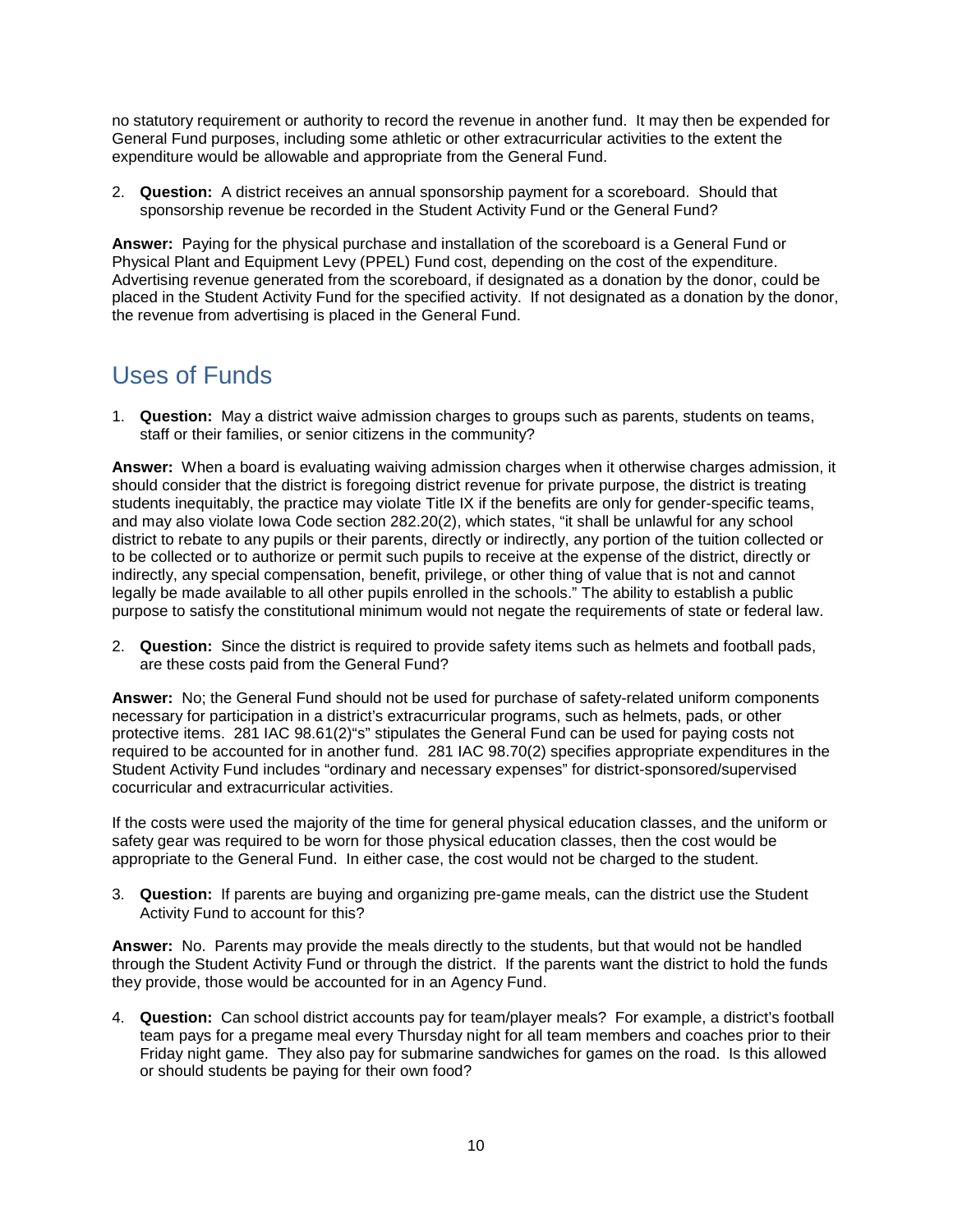no statutory requirement or authority to record the revenue in another fund. It may then be expended for General Fund purposes, including some athletic or other extracurricular activities to the extent the expenditure would be allowable and appropriate from the General Fund.

2. **Question:** A district receives an annual sponsorship payment for a scoreboard. Should that sponsorship revenue be recorded in the Student Activity Fund or the General Fund?

**Answer:** Paying for the physical purchase and installation of the scoreboard is a General Fund or Physical Plant and Equipment Levy (PPEL) Fund cost, depending on the cost of the expenditure. Advertising revenue generated from the scoreboard, if designated as a donation by the donor, could be placed in the Student Activity Fund for the specified activity. If not designated as a donation by the donor, the revenue from advertising is placed in the General Fund.

## Uses of Funds

1. **Question:** May a district waive admission charges to groups such as parents, students on teams, staff or their families, or senior citizens in the community?

**Answer:** When a board is evaluating waiving admission charges when it otherwise charges admission, it should consider that the district is foregoing district revenue for private purpose, the district is treating students inequitably, the practice may violate Title IX if the benefits are only for gender-specific teams, and may also violate Iowa Code section 282.20(2), which states, "it shall be unlawful for any school district to rebate to any pupils or their parents, directly or indirectly, any portion of the tuition collected or to be collected or to authorize or permit such pupils to receive at the expense of the district, directly or indirectly, any special compensation, benefit, privilege, or other thing of value that is not and cannot legally be made available to all other pupils enrolled in the schools." The ability to establish a public purpose to satisfy the constitutional minimum would not negate the requirements of state or federal law.

2. **Question:** Since the district is required to provide safety items such as helmets and football pads, are these costs paid from the General Fund?

**Answer:** No; the General Fund should not be used for purchase of safety-related uniform components necessary for participation in a district's extracurricular programs, such as helmets, pads, or other protective items. 281 IAC 98.61(2)"s" stipulates the General Fund can be used for paying costs not required to be accounted for in another fund. 281 IAC 98.70(2) specifies appropriate expenditures in the Student Activity Fund includes "ordinary and necessary expenses" for district-sponsored/supervised cocurricular and extracurricular activities.

If the costs were used the majority of the time for general physical education classes, and the uniform or safety gear was required to be worn for those physical education classes, then the cost would be appropriate to the General Fund. In either case, the cost would not be charged to the student.

3. **Question:** If parents are buying and organizing pre-game meals, can the district use the Student Activity Fund to account for this?

**Answer:** No. Parents may provide the meals directly to the students, but that would not be handled through the Student Activity Fund or through the district. If the parents want the district to hold the funds they provide, those would be accounted for in an Agency Fund.

4. **Question:** Can school district accounts pay for team/player meals? For example, a district's football team pays for a pregame meal every Thursday night for all team members and coaches prior to their Friday night game. They also pay for submarine sandwiches for games on the road. Is this allowed or should students be paying for their own food?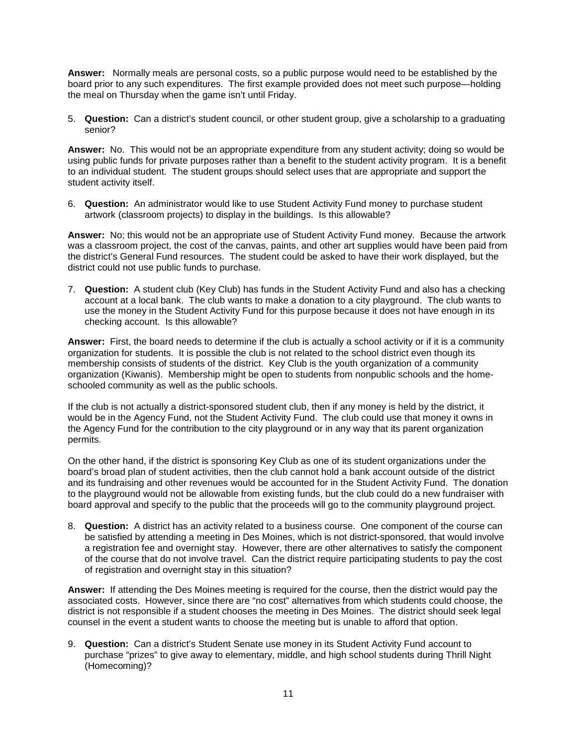**Answer:** Normally meals are personal costs, so a public purpose would need to be established by the board prior to any such expenditures. The first example provided does not meet such purpose—holding the meal on Thursday when the game isn't until Friday.

5. **Question:** Can a district's student council, or other student group, give a scholarship to a graduating senior?

**Answer:** No. This would not be an appropriate expenditure from any student activity; doing so would be using public funds for private purposes rather than a benefit to the student activity program. It is a benefit to an individual student. The student groups should select uses that are appropriate and support the student activity itself.

6. **Question:** An administrator would like to use Student Activity Fund money to purchase student artwork (classroom projects) to display in the buildings. Is this allowable?

**Answer:** No; this would not be an appropriate use of Student Activity Fund money. Because the artwork was a classroom project, the cost of the canvas, paints, and other art supplies would have been paid from the district's General Fund resources. The student could be asked to have their work displayed, but the district could not use public funds to purchase.

7. **Question:** A student club (Key Club) has funds in the Student Activity Fund and also has a checking account at a local bank. The club wants to make a donation to a city playground. The club wants to use the money in the Student Activity Fund for this purpose because it does not have enough in its checking account. Is this allowable?

**Answer:** First, the board needs to determine if the club is actually a school activity or if it is a community organization for students. It is possible the club is not related to the school district even though its membership consists of students of the district. Key Club is the youth organization of a community organization (Kiwanis). Membership might be open to students from nonpublic schools and the home-schooled community as well as the public schools.

If the club is not actually a district-sponsored student club, then if any money is held by the district, it would be in the Agency Fund, not the Student Activity Fund. The club could use that money it owns in the Agency Fund for the contribution to the city playground or in any way that its parent organization permits.

On the other hand, if the district is sponsoring Key Club as one of its student organizations under the board's broad plan of student activities, then the club cannot hold a bank account outside of the district and its fundraising and other revenues would be accounted for in the Student Activity Fund. The donation to the playground would not be allowable from existing funds, but the club could do a new fundraiser with board approval and specify to the public that the proceeds will go to the community playground project.

8. **Question:** A district has an activity related to a business course. One component of the course can be satisfied by attending a meeting in Des Moines, which is not district-sponsored, that would involve a registration fee and overnight stay. However, there are other alternatives to satisfy the component of the course that do not involve travel. Can the district require participating students to pay the cost of registration and overnight stay in this situation?

**Answer:** If attending the Des Moines meeting is required for the course, then the district would pay the associated costs. However, since there are "no cost" alternatives from which students could choose, the district is not responsible if a student chooses the meeting in Des Moines. The district should seek legal counsel in the event a student wants to choose the meeting but is unable to afford that option.

9. **Question:** Can a district's Student Senate use money in its Student Activity Fund account to purchase "prizes" to give away to elementary, middle, and high school students during Thrill Night (Homecoming)?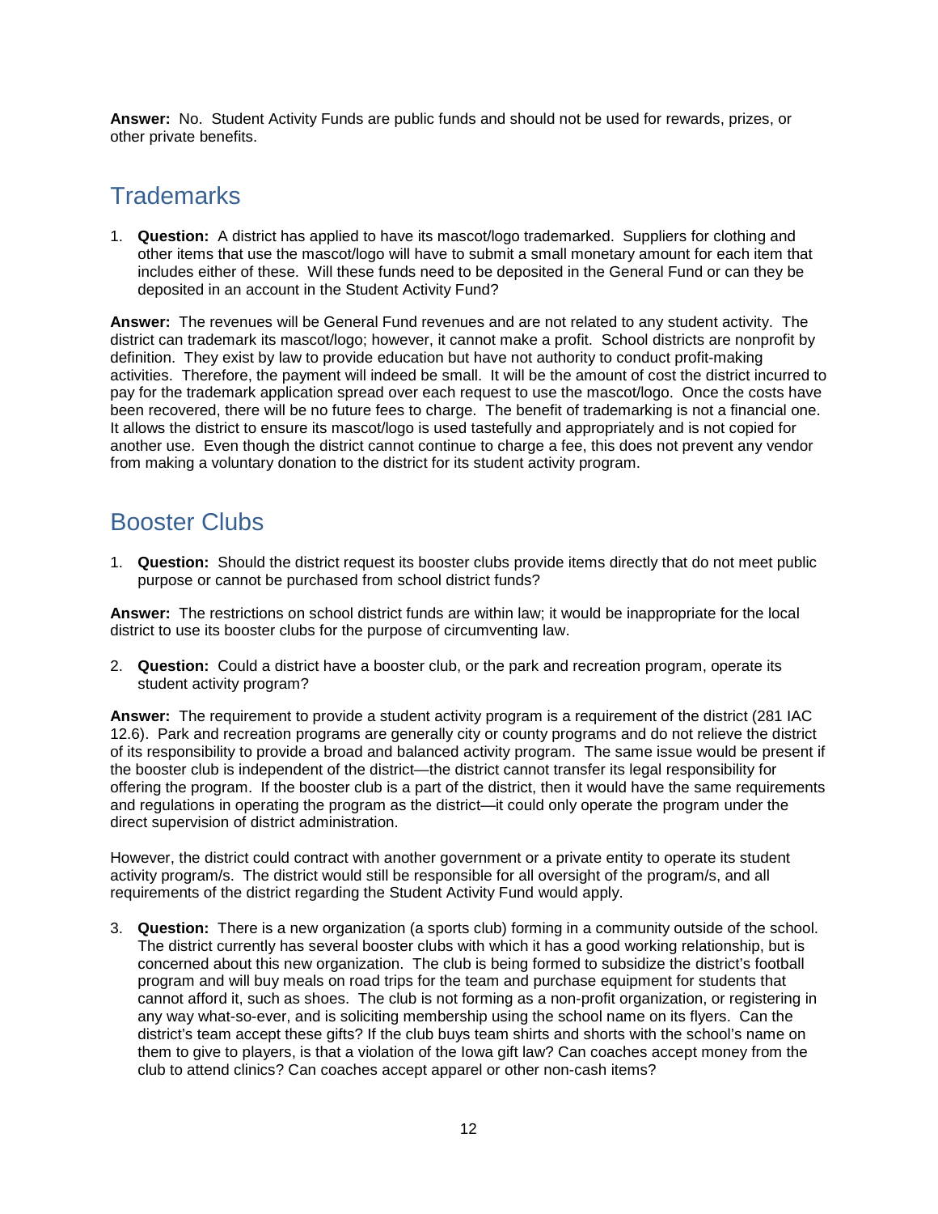**Answer:** No. Student Activity Funds are public funds and should not be used for rewards, prizes, or other private benefits.

## Trademarks

1. **Question:** A district has applied to have its mascot/logo trademarked. Suppliers for clothing and other items that use the mascot/logo will have to submit a small monetary amount for each item that includes either of these. Will these funds need to be deposited in the General Fund or can they be deposited in an account in the Student Activity Fund?

**Answer:** The revenues will be General Fund revenues and are not related to any student activity. The district can trademark its mascot/logo; however, it cannot make a profit. School districts are nonprofit by definition. They exist by law to provide education but have not authority to conduct profit-making activities. Therefore, the payment will indeed be small. It will be the amount of cost the district incurred to pay for the trademark application spread over each request to use the mascot/logo. Once the costs have been recovered, there will be no future fees to charge. The benefit of trademarking is not a financial one. It allows the district to ensure its mascot/logo is used tastefully and appropriately and is not copied for another use. Even though the district cannot continue to charge a fee, this does not prevent any vendor from making a voluntary donation to the district for its student activity program.

## Booster Clubs

1. **Question:** Should the district request its booster clubs provide items directly that do not meet public purpose or cannot be purchased from school district funds?

**Answer:** The restrictions on school district funds are within law; it would be inappropriate for the local district to use its booster clubs for the purpose of circumventing law.

2. **Question:** Could a district have a booster club, or the park and recreation program, operate its student activity program?

**Answer:** The requirement to provide a student activity program is a requirement of the district (281 IAC 12.6). Park and recreation programs are generally city or county programs and do not relieve the district of its responsibility to provide a broad and balanced activity program. The same issue would be present if the booster club is independent of the district—the district cannot transfer its legal responsibility for offering the program. If the booster club is a part of the district, then it would have the same requirements and regulations in operating the program as the district—it could only operate the program under the direct supervision of district administration.

However, the district could contract with another government or a private entity to operate its student activity program/s. The district would still be responsible for all oversight of the program/s, and all requirements of the district regarding the Student Activity Fund would apply.

3. **Question:** There is a new organization (a sports club) forming in a community outside of the school. The district currently has several booster clubs with which it has a good working relationship, but is concerned about this new organization. The club is being formed to subsidize the district's football program and will buy meals on road trips for the team and purchase equipment for students that cannot afford it, such as shoes. The club is not forming as a non-profit organization, or registering in any way what-so-ever, and is soliciting membership using the school name on its flyers. Can the district's team accept these gifts? If the club buys team shirts and shorts with the school's name on them to give to players, is that a violation of the Iowa gift law? Can coaches accept money from the club to attend clinics? Can coaches accept apparel or other non-cash items?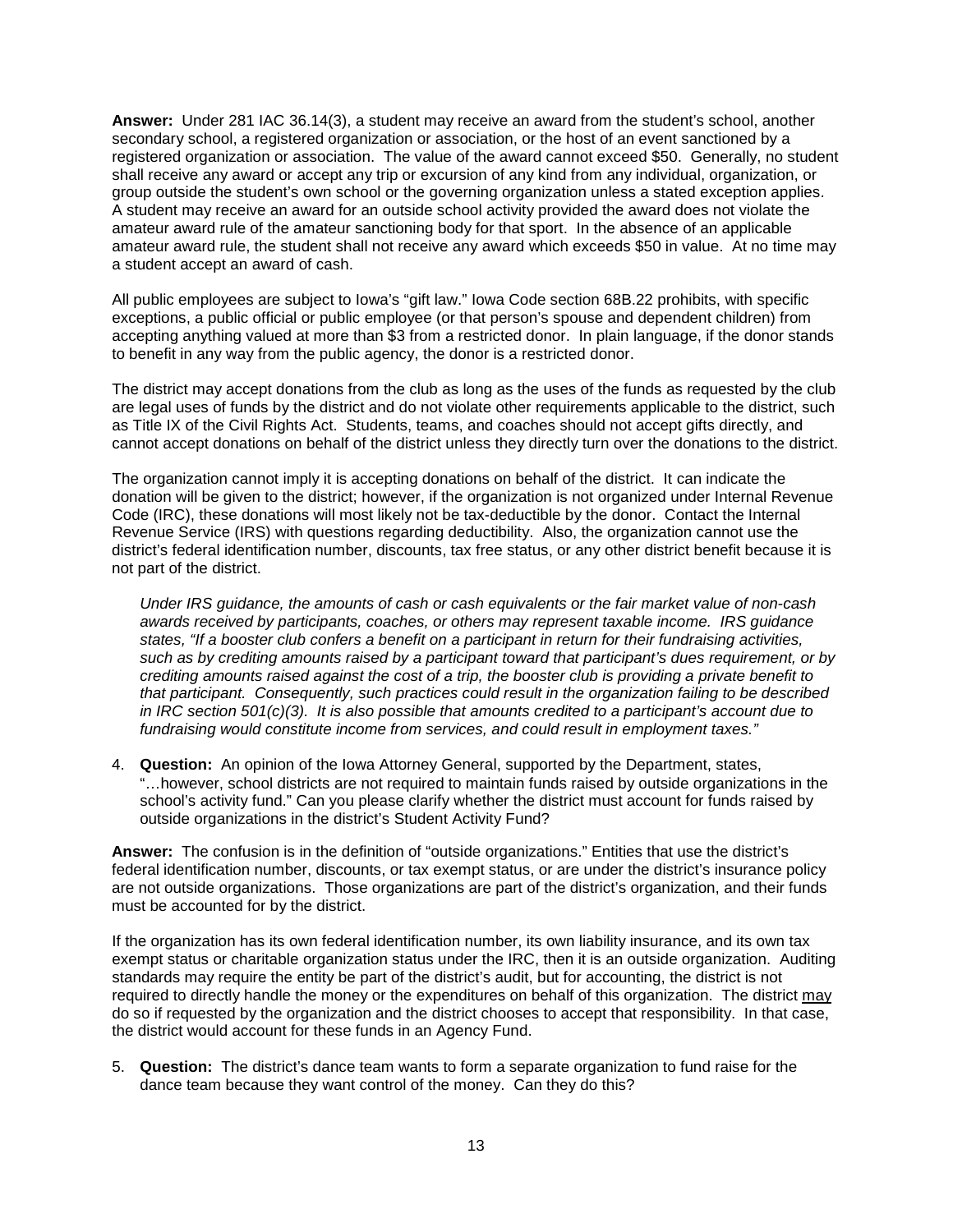**Answer:** Under 281 IAC 36.14(3), a student may receive an award from the student's school, another secondary school, a registered organization or association, or the host of an event sanctioned by a registered organization or association. The value of the award cannot exceed $50. Generally, no student shall receive any award or accept any trip or excursion of any kind from any individual, organization, or group outside the student's own school or the governing organization unless a stated exception applies. A student may receive an award for an outside school activity provided the award does not violate the amateur award rule of the amateur sanctioning body for that sport. In the absence of an applicable amateur award rule, the student shall not receive any award which exceeds $50 in value. At no time may a student accept an award of cash.

All public employees are subject to Iowa's "gift law." Iowa Code section 68B.22 prohibits, with specific exceptions, a public official or public employee (or that person's spouse and dependent children) from accepting anything valued at more than $3 from a restricted donor. In plain language, if the donor stands to benefit in any way from the public agency, the donor is a restricted donor.

The district may accept donations from the club as long as the uses of the funds as requested by the club are legal uses of funds by the district and do not violate other requirements applicable to the district, such as Title IX of the Civil Rights Act. Students, teams, and coaches should not accept gifts directly, and cannot accept donations on behalf of the district unless they directly turn over the donations to the district.

The organization cannot imply it is accepting donations on behalf of the district. It can indicate the donation will be given to the district; however, if the organization is not organized under Internal Revenue Code (IRC), these donations will most likely not be tax-deductible by the donor. Contact the Internal Revenue Service (IRS) with questions regarding deductibility. Also, the organization cannot use the district's federal identification number, discounts, tax free status, or any other district benefit because it is not part of the district.

> *Under IRS guidance, the amounts of cash or cash equivalents or the fair market value of non-cash awards received by participants, coaches, or others may represent taxable income. IRS guidance states, "If a booster club confers a benefit on a participant in return for their fundraising activities, such as by crediting amounts raised by a participant toward that participant's dues requirement, or by crediting amounts raised against the cost of a trip, the booster club is providing a private benefit to that participant. Consequently, such practices could result in the organization failing to be described in IRC section 501(c)(3). It is also possible that amounts credited to a participant's account due to fundraising would constitute income from services, and could result in employment taxes."*

4. **Question:** An opinion of the Iowa Attorney General, supported by the Department, states, "…however, school districts are not required to maintain funds raised by outside organizations in the school's activity fund." Can you please clarify whether the district must account for funds raised by outside organizations in the district's Student Activity Fund?

**Answer:** The confusion is in the definition of "outside organizations." Entities that use the district's federal identification number, discounts, or tax exempt status, or are under the district's insurance policy are not outside organizations. Those organizations are part of the district's organization, and their funds must be accounted for by the district.

If the organization has its own federal identification number, its own liability insurance, and its own tax exempt status or charitable organization status under the IRC, then it is an outside organization. Auditing standards may require the entity be part of the district's audit, but for accounting, the district is not required to directly handle the money or the expenditures on behalf of this organization. The district <u>may</u> do so if requested by the organization and the district chooses to accept that responsibility. In that case, the district would account for these funds in an Agency Fund.

5. **Question:** The district's dance team wants to form a separate organization to fund raise for the dance team because they want control of the money. Can they do this?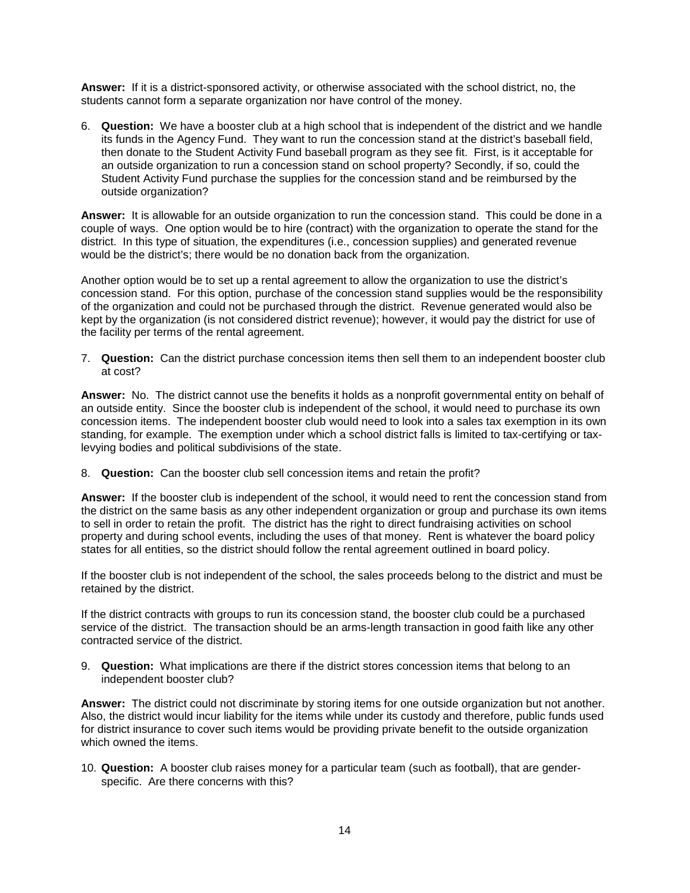**Answer:** If it is a district-sponsored activity, or otherwise associated with the school district, no, the students cannot form a separate organization nor have control of the money.

6. **Question:** We have a booster club at a high school that is independent of the district and we handle its funds in the Agency Fund. They want to run the concession stand at the district's baseball field, then donate to the Student Activity Fund baseball program as they see fit. First, is it acceptable for an outside organization to run a concession stand on school property? Secondly, if so, could the Student Activity Fund purchase the supplies for the concession stand and be reimbursed by the outside organization?

**Answer:** It is allowable for an outside organization to run the concession stand. This could be done in a couple of ways. One option would be to hire (contract) with the organization to operate the stand for the district. In this type of situation, the expenditures (i.e., concession supplies) and generated revenue would be the district's; there would be no donation back from the organization.

Another option would be to set up a rental agreement to allow the organization to use the district's concession stand. For this option, purchase of the concession stand supplies would be the responsibility of the organization and could not be purchased through the district. Revenue generated would also be kept by the organization (is not considered district revenue); however, it would pay the district for use of the facility per terms of the rental agreement.

7. **Question:** Can the district purchase concession items then sell them to an independent booster club at cost?

**Answer:** No. The district cannot use the benefits it holds as a nonprofit governmental entity on behalf of an outside entity. Since the booster club is independent of the school, it would need to purchase its own concession items. The independent booster club would need to look into a sales tax exemption in its own standing, for example. The exemption under which a school district falls is limited to tax-certifying or tax-levying bodies and political subdivisions of the state.

8. **Question:** Can the booster club sell concession items and retain the profit?

**Answer:** If the booster club is independent of the school, it would need to rent the concession stand from the district on the same basis as any other independent organization or group and purchase its own items to sell in order to retain the profit. The district has the right to direct fundraising activities on school property and during school events, including the uses of that money. Rent is whatever the board policy states for all entities, so the district should follow the rental agreement outlined in board policy.

If the booster club is not independent of the school, the sales proceeds belong to the district and must be retained by the district.

If the district contracts with groups to run its concession stand, the booster club could be a purchased service of the district. The transaction should be an arms-length transaction in good faith like any other contracted service of the district.

9. **Question:** What implications are there if the district stores concession items that belong to an independent booster club?

**Answer:** The district could not discriminate by storing items for one outside organization but not another. Also, the district would incur liability for the items while under its custody and therefore, public funds used for district insurance to cover such items would be providing private benefit to the outside organization which owned the items.

10. **Question:** A booster club raises money for a particular team (such as football), that are gender-specific. Are there concerns with this?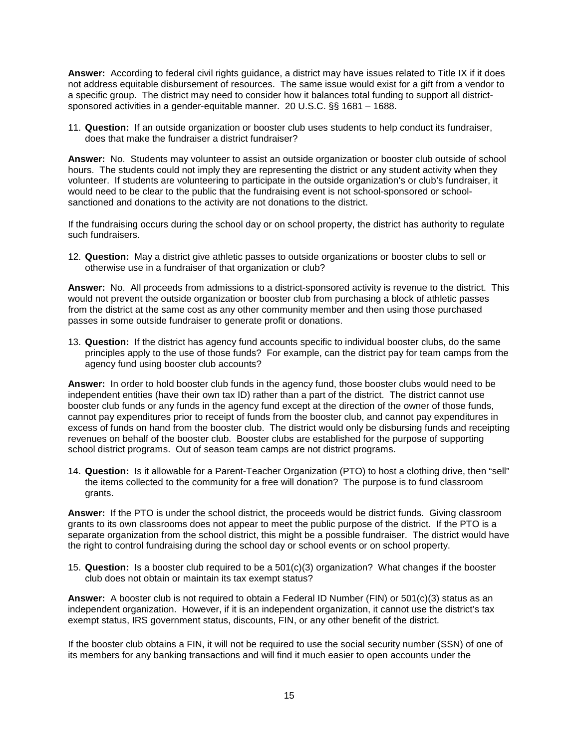**Answer:** According to federal civil rights guidance, a district may have issues related to Title IX if it does not address equitable disbursement of resources. The same issue would exist for a gift from a vendor to a specific group. The district may need to consider how it balances total funding to support all district-sponsored activities in a gender-equitable manner. 20 U.S.C. §§ 1681 – 1688.

11. **Question:** If an outside organization or booster club uses students to help conduct its fundraiser, does that make the fundraiser a district fundraiser?

**Answer:** No. Students may volunteer to assist an outside organization or booster club outside of school hours. The students could not imply they are representing the district or any student activity when they volunteer. If students are volunteering to participate in the outside organization's or club's fundraiser, it would need to be clear to the public that the fundraising event is not school-sponsored or school-sanctioned and donations to the activity are not donations to the district.

If the fundraising occurs during the school day or on school property, the district has authority to regulate such fundraisers.

12. **Question:** May a district give athletic passes to outside organizations or booster clubs to sell or otherwise use in a fundraiser of that organization or club?

**Answer:** No. All proceeds from admissions to a district-sponsored activity is revenue to the district. This would not prevent the outside organization or booster club from purchasing a block of athletic passes from the district at the same cost as any other community member and then using those purchased passes in some outside fundraiser to generate profit or donations.

13. **Question:** If the district has agency fund accounts specific to individual booster clubs, do the same principles apply to the use of those funds? For example, can the district pay for team camps from the agency fund using booster club accounts?

**Answer:** In order to hold booster club funds in the agency fund, those booster clubs would need to be independent entities (have their own tax ID) rather than a part of the district. The district cannot use booster club funds or any funds in the agency fund except at the direction of the owner of those funds, cannot pay expenditures prior to receipt of funds from the booster club, and cannot pay expenditures in excess of funds on hand from the booster club. The district would only be disbursing funds and receipting revenues on behalf of the booster club. Booster clubs are established for the purpose of supporting school district programs. Out of season team camps are not district programs.

14. **Question:** Is it allowable for a Parent-Teacher Organization (PTO) to host a clothing drive, then "sell" the items collected to the community for a free will donation? The purpose is to fund classroom grants.

**Answer:** If the PTO is under the school district, the proceeds would be district funds. Giving classroom grants to its own classrooms does not appear to meet the public purpose of the district. If the PTO is a separate organization from the school district, this might be a possible fundraiser. The district would have the right to control fundraising during the school day or school events or on school property.

15. **Question:** Is a booster club required to be a 501(c)(3) organization? What changes if the booster club does not obtain or maintain its tax exempt status?

**Answer:** A booster club is not required to obtain a Federal ID Number (FIN) or 501(c)(3) status as an independent organization. However, if it is an independent organization, it cannot use the district's tax exempt status, IRS government status, discounts, FIN, or any other benefit of the district.

If the booster club obtains a FIN, it will not be required to use the social security number (SSN) of one of its members for any banking transactions and will find it much easier to open accounts under the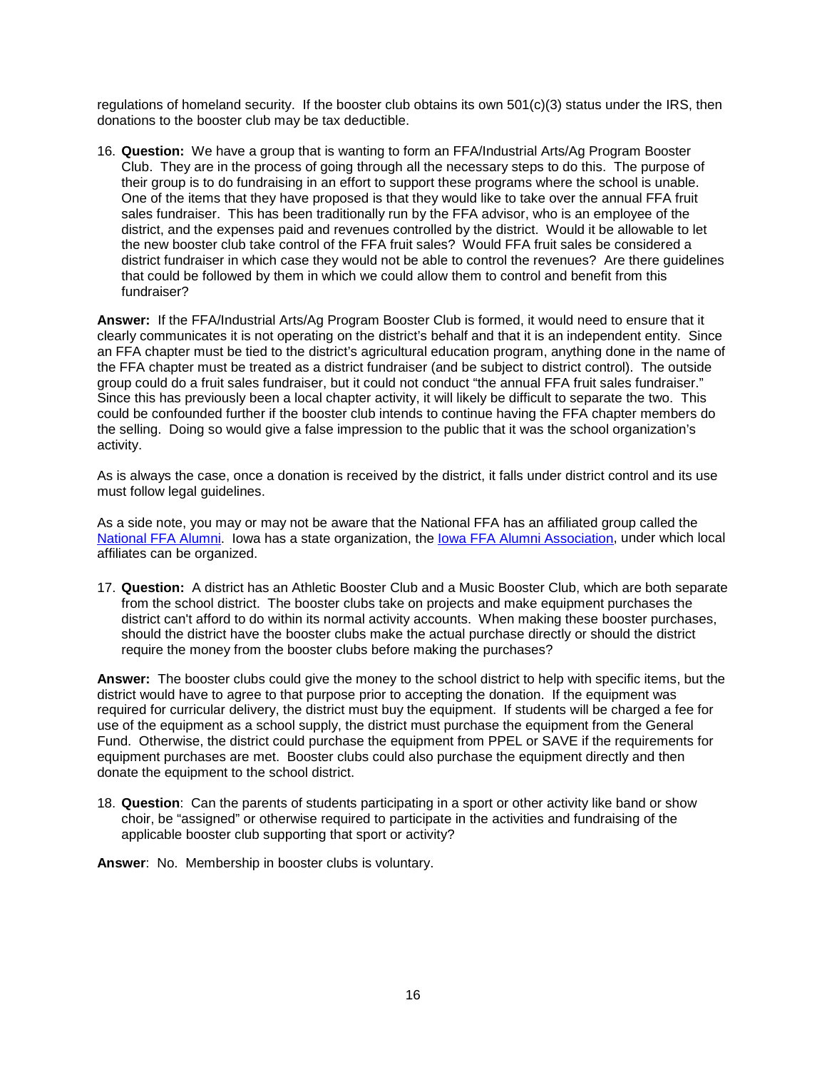regulations of homeland security. If the booster club obtains its own 501(c)(3) status under the IRS, then donations to the booster club may be tax deductible.

16. **Question:** We have a group that is wanting to form an FFA/Industrial Arts/Ag Program Booster Club. They are in the process of going through all the necessary steps to do this. The purpose of their group is to do fundraising in an effort to support these programs where the school is unable. One of the items that they have proposed is that they would like to take over the annual FFA fruit sales fundraiser. This has been traditionally run by the FFA advisor, who is an employee of the district, and the expenses paid and revenues controlled by the district. Would it be allowable to let the new booster club take control of the FFA fruit sales? Would FFA fruit sales be considered a district fundraiser in which case they would not be able to control the revenues? Are there guidelines that could be followed by them in which we could allow them to control and benefit from this fundraiser?

**Answer:** If the FFA/Industrial Arts/Ag Program Booster Club is formed, it would need to ensure that it clearly communicates it is not operating on the district's behalf and that it is an independent entity. Since an FFA chapter must be tied to the district's agricultural education program, anything done in the name of the FFA chapter must be treated as a district fundraiser (and be subject to district control). The outside group could do a fruit sales fundraiser, but it could not conduct "the annual FFA fruit sales fundraiser." Since this has previously been a local chapter activity, it will likely be difficult to separate the two. This could be confounded further if the booster club intends to continue having the FFA chapter members do the selling. Doing so would give a false impression to the public that it was the school organization's activity.

As is always the case, once a donation is received by the district, it falls under district control and its use must follow legal guidelines.

As a side note, you may or may not be aware that the National FFA has an affiliated group called the [National FFA Alumni](). Iowa has a state organization, the [Iowa FFA Alumni Association](), under which local affiliates can be organized.

17. **Question:** A district has an Athletic Booster Club and a Music Booster Club, which are both separate from the school district. The booster clubs take on projects and make equipment purchases the district can't afford to do within its normal activity accounts. When making these booster purchases, should the district have the booster clubs make the actual purchase directly or should the district require the money from the booster clubs before making the purchases?

**Answer:** The booster clubs could give the money to the school district to help with specific items, but the district would have to agree to that purpose prior to accepting the donation. If the equipment was required for curricular delivery, the district must buy the equipment. If students will be charged a fee for use of the equipment as a school supply, the district must purchase the equipment from the General Fund. Otherwise, the district could purchase the equipment from PPEL or SAVE if the requirements for equipment purchases are met. Booster clubs could also purchase the equipment directly and then donate the equipment to the school district.

18. **Question**: Can the parents of students participating in a sport or other activity like band or show choir, be "assigned" or otherwise required to participate in the activities and fundraising of the applicable booster club supporting that sport or activity?

**Answer**: No. Membership in booster clubs is voluntary.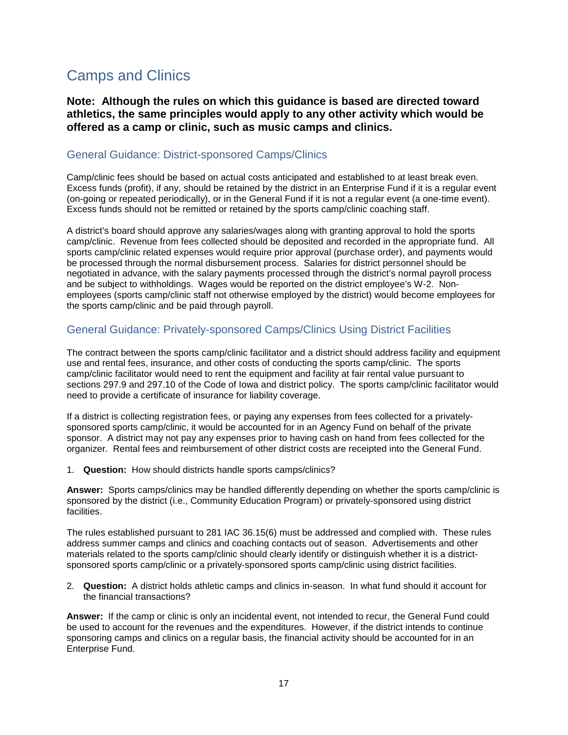# Camps and Clinics

**Note: Although the rules on which this guidance is based are directed toward athletics, the same principles would apply to any other activity which would be offered as a camp or clinic, such as music camps and clinics.**

## General Guidance: District-sponsored Camps/Clinics

Camp/clinic fees should be based on actual costs anticipated and established to at least break even. Excess funds (profit), if any, should be retained by the district in an Enterprise Fund if it is a regular event (on-going or repeated periodically), or in the General Fund if it is not a regular event (a one-time event). Excess funds should not be remitted or retained by the sports camp/clinic coaching staff.

A district's board should approve any salaries/wages along with granting approval to hold the sports camp/clinic. Revenue from fees collected should be deposited and recorded in the appropriate fund. All sports camp/clinic related expenses would require prior approval (purchase order), and payments would be processed through the normal disbursement process. Salaries for district personnel should be negotiated in advance, with the salary payments processed through the district's normal payroll process and be subject to withholdings. Wages would be reported on the district employee's W-2. Non-employees (sports camp/clinic staff not otherwise employed by the district) would become employees for the sports camp/clinic and be paid through payroll.

## General Guidance: Privately-sponsored Camps/Clinics Using District Facilities

The contract between the sports camp/clinic facilitator and a district should address facility and equipment use and rental fees, insurance, and other costs of conducting the sports camp/clinic. The sports camp/clinic facilitator would need to rent the equipment and facility at fair rental value pursuant to sections 297.9 and 297.10 of the Code of Iowa and district policy. The sports camp/clinic facilitator would need to provide a certificate of insurance for liability coverage.

If a district is collecting registration fees, or paying any expenses from fees collected for a privately-sponsored sports camp/clinic, it would be accounted for in an Agency Fund on behalf of the private sponsor. A district may not pay any expenses prior to having cash on hand from fees collected for the organizer. Rental fees and reimbursement of other district costs are receipted into the General Fund.

1. **Question:** How should districts handle sports camps/clinics?

**Answer:** Sports camps/clinics may be handled differently depending on whether the sports camp/clinic is sponsored by the district (i.e., Community Education Program) or privately-sponsored using district facilities.

The rules established pursuant to 281 IAC 36.15(6) must be addressed and complied with. These rules address summer camps and clinics and coaching contacts out of season. Advertisements and other materials related to the sports camp/clinic should clearly identify or distinguish whether it is a district-sponsored sports camp/clinic or a privately-sponsored sports camp/clinic using district facilities.

2. **Question:** A district holds athletic camps and clinics in-season. In what fund should it account for the financial transactions?

**Answer:** If the camp or clinic is only an incidental event, not intended to recur, the General Fund could be used to account for the revenues and the expenditures. However, if the district intends to continue sponsoring camps and clinics on a regular basis, the financial activity should be accounted for in an Enterprise Fund.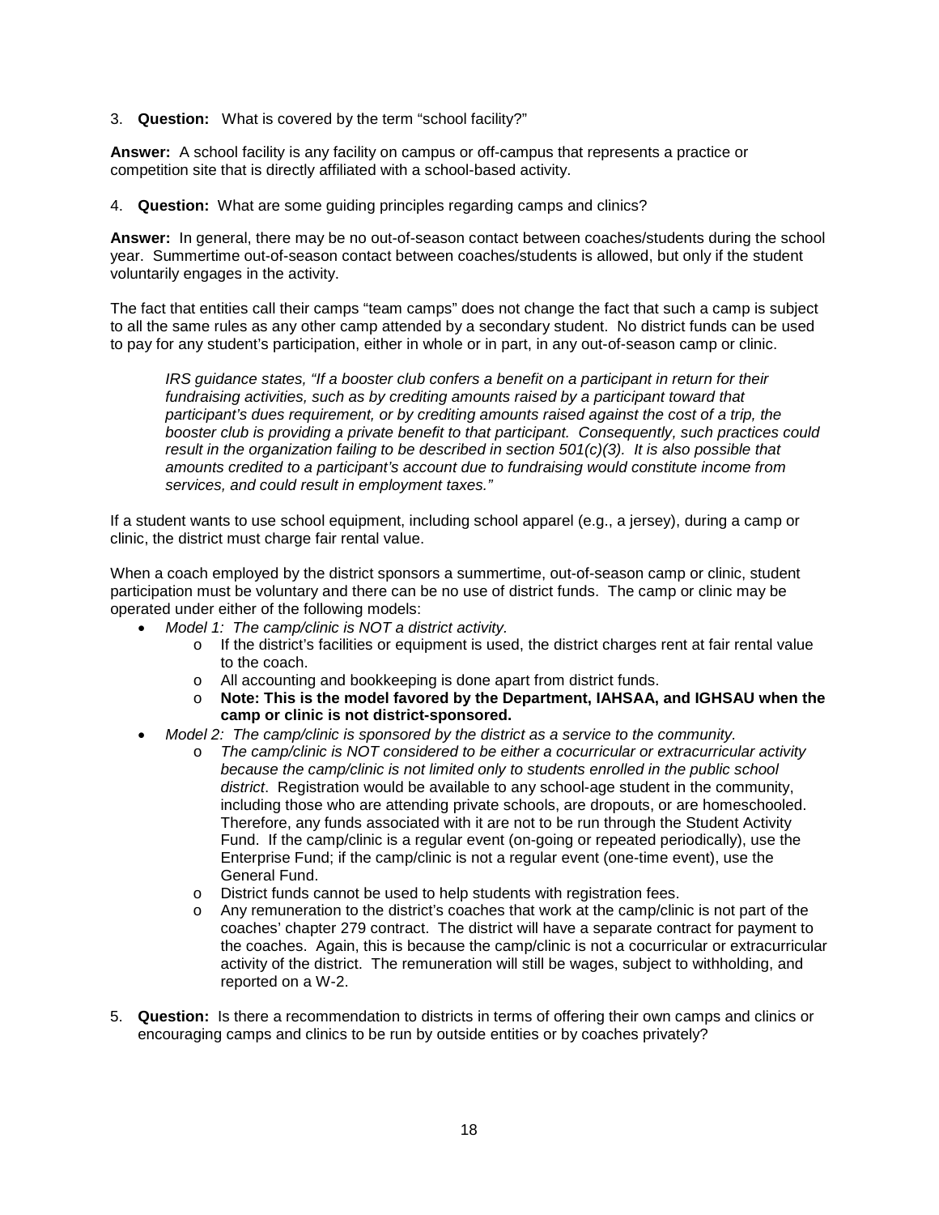3. **Question:** What is covered by the term "school facility?"

**Answer:** A school facility is any facility on campus or off-campus that represents a practice or competition site that is directly affiliated with a school-based activity.

4. **Question:** What are some guiding principles regarding camps and clinics?

**Answer:** In general, there may be no out-of-season contact between coaches/students during the school year. Summertime out-of-season contact between coaches/students is allowed, but only if the student voluntarily engages in the activity.

The fact that entities call their camps "team camps" does not change the fact that such a camp is subject to all the same rules as any other camp attended by a secondary student. No district funds can be used to pay for any student's participation, either in whole or in part, in any out-of-season camp or clinic.

> *IRS guidance states, "If a booster club confers a benefit on a participant in return for their fundraising activities, such as by crediting amounts raised by a participant toward that participant's dues requirement, or by crediting amounts raised against the cost of a trip, the booster club is providing a private benefit to that participant. Consequently, such practices could result in the organization failing to be described in section 501(c)(3). It is also possible that amounts credited to a participant's account due to fundraising would constitute income from services, and could result in employment taxes."*

If a student wants to use school equipment, including school apparel (e.g., a jersey), during a camp or clinic, the district must charge fair rental value.

When a coach employed by the district sponsors a summertime, out-of-season camp or clinic, student participation must be voluntary and there can be no use of district funds. The camp or clinic may be operated under either of the following models:

- *Model 1: The camp/clinic is NOT a district activity.*
  - If the district's facilities or equipment is used, the district charges rent at fair rental value to the coach.
  - All accounting and bookkeeping is done apart from district funds.
  - **Note: This is the model favored by the Department, IAHSAA, and IGHSAU when the camp or clinic is not district-sponsored.**
- *Model 2: The camp/clinic is sponsored by the district as a service to the community.*
  - *The camp/clinic is NOT considered to be either a cocurricular or extracurricular activity because the camp/clinic is not limited only to students enrolled in the public school district*. Registration would be available to any school-age student in the community, including those who are attending private schools, are dropouts, or are homeschooled. Therefore, any funds associated with it are not to be run through the Student Activity Fund. If the camp/clinic is a regular event (on-going or repeated periodically), use the Enterprise Fund; if the camp/clinic is not a regular event (one-time event), use the General Fund.
  - District funds cannot be used to help students with registration fees.
  - Any remuneration to the district's coaches that work at the camp/clinic is not part of the coaches' chapter 279 contract. The district will have a separate contract for payment to the coaches. Again, this is because the camp/clinic is not a cocurricular or extracurricular activity of the district. The remuneration will still be wages, subject to withholding, and reported on a W-2.

5. **Question:** Is there a recommendation to districts in terms of offering their own camps and clinics or encouraging camps and clinics to be run by outside entities or by coaches privately?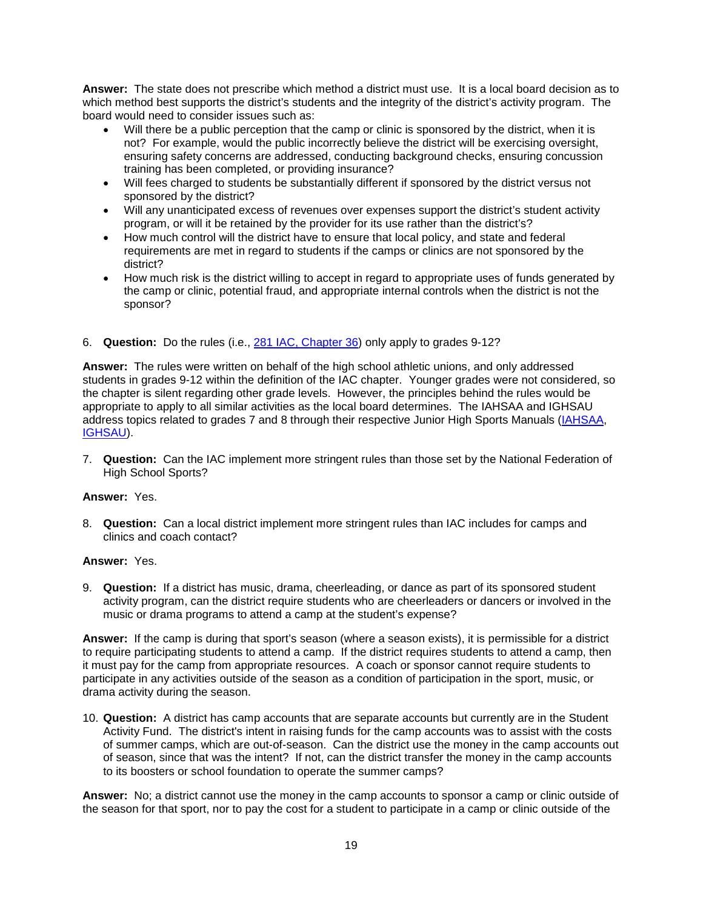**Answer:** The state does not prescribe which method a district must use. It is a local board decision as to which method best supports the district's students and the integrity of the district's activity program. The board would need to consider issues such as:

- Will there be a public perception that the camp or clinic is sponsored by the district, when it is not? For example, would the public incorrectly believe the district will be exercising oversight, ensuring safety concerns are addressed, conducting background checks, ensuring concussion training has been completed, or providing insurance?
- Will fees charged to students be substantially different if sponsored by the district versus not sponsored by the district?
- Will any unanticipated excess of revenues over expenses support the district's student activity program, or will it be retained by the provider for its use rather than the district's?
- How much control will the district have to ensure that local policy, and state and federal requirements are met in regard to students if the camps or clinics are not sponsored by the district?
- How much risk is the district willing to accept in regard to appropriate uses of funds generated by the camp or clinic, potential fraud, and appropriate internal controls when the district is not the sponsor?

6. **Question:** Do the rules (i.e., 281 IAC, Chapter 36) only apply to grades 9-12?

**Answer:** The rules were written on behalf of the high school athletic unions, and only addressed students in grades 9-12 within the definition of the IAC chapter. Younger grades were not considered, so the chapter is silent regarding other grade levels. However, the principles behind the rules would be appropriate to apply to all similar activities as the local board determines. The IAHSAA and IGHSAU address topics related to grades 7 and 8 through their respective Junior High Sports Manuals (IAHSAA, IGHSAU).

7. **Question:** Can the IAC implement more stringent rules than those set by the National Federation of High School Sports?

**Answer:** Yes.

8. **Question:** Can a local district implement more stringent rules than IAC includes for camps and clinics and coach contact?

**Answer:** Yes.

9. **Question:** If a district has music, drama, cheerleading, or dance as part of its sponsored student activity program, can the district require students who are cheerleaders or dancers or involved in the music or drama programs to attend a camp at the student's expense?

**Answer:** If the camp is during that sport's season (where a season exists), it is permissible for a district to require participating students to attend a camp. If the district requires students to attend a camp, then it must pay for the camp from appropriate resources. A coach or sponsor cannot require students to participate in any activities outside of the season as a condition of participation in the sport, music, or drama activity during the season.

10. **Question:** A district has camp accounts that are separate accounts but currently are in the Student Activity Fund. The district's intent in raising funds for the camp accounts was to assist with the costs of summer camps, which are out-of-season. Can the district use the money in the camp accounts out of season, since that was the intent? If not, can the district transfer the money in the camp accounts to its boosters or school foundation to operate the summer camps?

**Answer:** No; a district cannot use the money in the camp accounts to sponsor a camp or clinic outside of the season for that sport, nor to pay the cost for a student to participate in a camp or clinic outside of the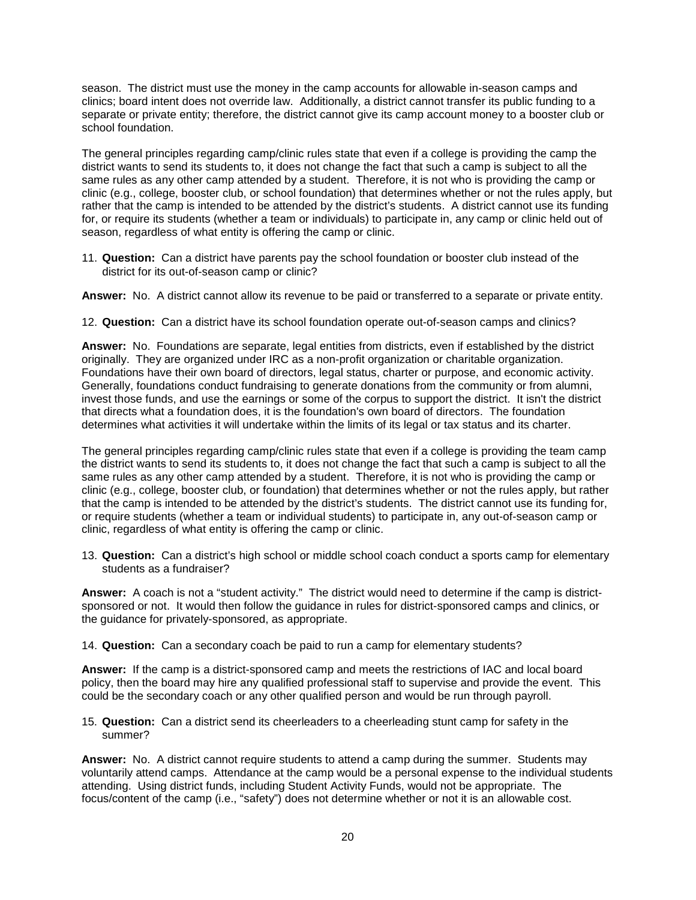season. The district must use the money in the camp accounts for allowable in-season camps and clinics; board intent does not override law. Additionally, a district cannot transfer its public funding to a separate or private entity; therefore, the district cannot give its camp account money to a booster club or school foundation.

The general principles regarding camp/clinic rules state that even if a college is providing the camp the district wants to send its students to, it does not change the fact that such a camp is subject to all the same rules as any other camp attended by a student. Therefore, it is not who is providing the camp or clinic (e.g., college, booster club, or school foundation) that determines whether or not the rules apply, but rather that the camp is intended to be attended by the district's students. A district cannot use its funding for, or require its students (whether a team or individuals) to participate in, any camp or clinic held out of season, regardless of what entity is offering the camp or clinic.

11. **Question:** Can a district have parents pay the school foundation or booster club instead of the district for its out-of-season camp or clinic?

**Answer:** No. A district cannot allow its revenue to be paid or transferred to a separate or private entity.

12. **Question:** Can a district have its school foundation operate out-of-season camps and clinics?

**Answer:** No. Foundations are separate, legal entities from districts, even if established by the district originally. They are organized under IRC as a non-profit organization or charitable organization. Foundations have their own board of directors, legal status, charter or purpose, and economic activity. Generally, foundations conduct fundraising to generate donations from the community or from alumni, invest those funds, and use the earnings or some of the corpus to support the district. It isn't the district that directs what a foundation does, it is the foundation's own board of directors. The foundation determines what activities it will undertake within the limits of its legal or tax status and its charter.

The general principles regarding camp/clinic rules state that even if a college is providing the team camp the district wants to send its students to, it does not change the fact that such a camp is subject to all the same rules as any other camp attended by a student. Therefore, it is not who is providing the camp or clinic (e.g., college, booster club, or foundation) that determines whether or not the rules apply, but rather that the camp is intended to be attended by the district's students. The district cannot use its funding for, or require students (whether a team or individual students) to participate in, any out-of-season camp or clinic, regardless of what entity is offering the camp or clinic.

13. **Question:** Can a district's high school or middle school coach conduct a sports camp for elementary students as a fundraiser?

**Answer:** A coach is not a "student activity." The district would need to determine if the camp is district-sponsored or not. It would then follow the guidance in rules for district-sponsored camps and clinics, or the guidance for privately-sponsored, as appropriate.

14. **Question:** Can a secondary coach be paid to run a camp for elementary students?

**Answer:** If the camp is a district-sponsored camp and meets the restrictions of IAC and local board policy, then the board may hire any qualified professional staff to supervise and provide the event. This could be the secondary coach or any other qualified person and would be run through payroll.

15. **Question:** Can a district send its cheerleaders to a cheerleading stunt camp for safety in the summer?

**Answer:** No. A district cannot require students to attend a camp during the summer. Students may voluntarily attend camps. Attendance at the camp would be a personal expense to the individual students attending. Using district funds, including Student Activity Funds, would not be appropriate. The focus/content of the camp (i.e., "safety") does not determine whether or not it is an allowable cost.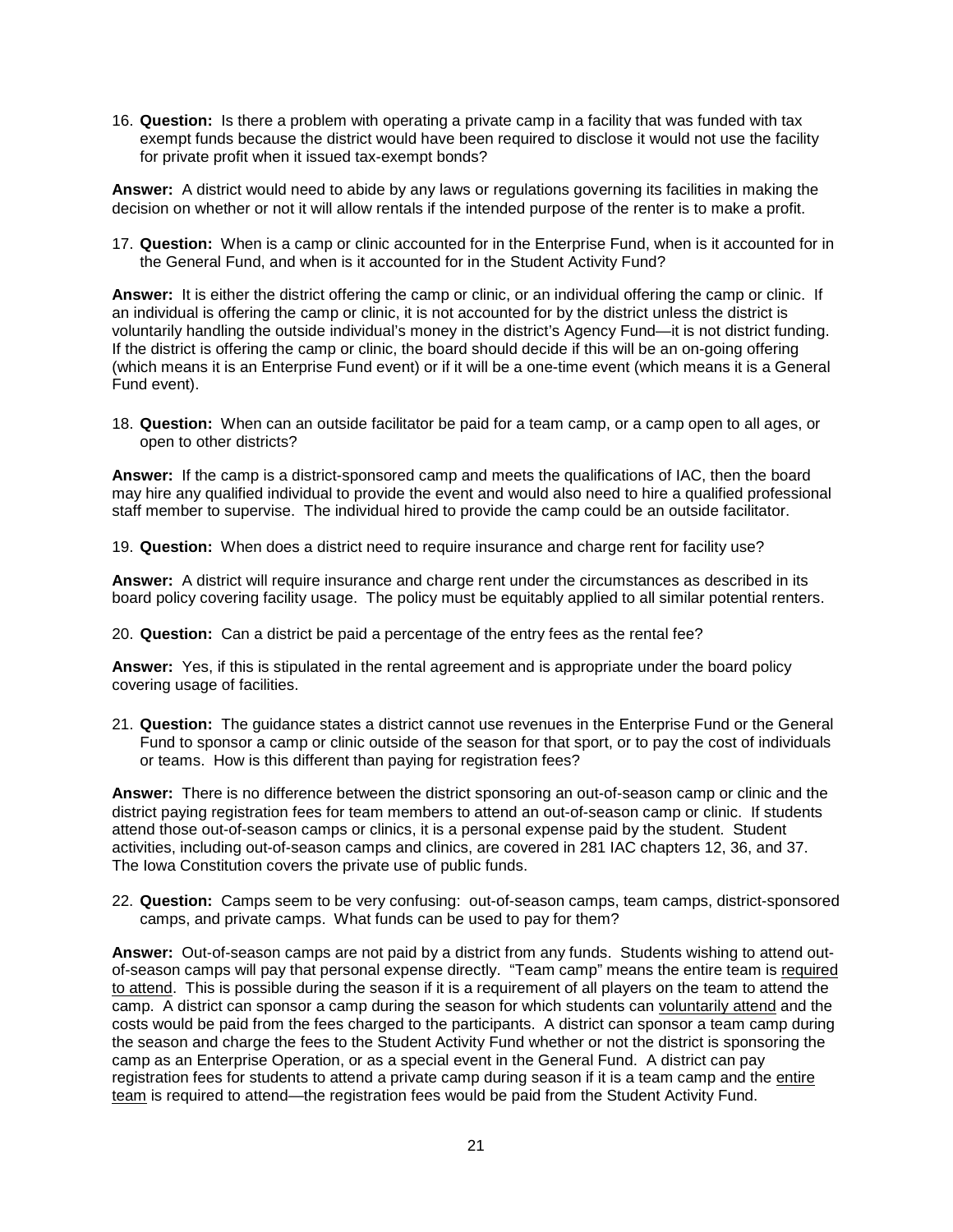16. **Question:** Is there a problem with operating a private camp in a facility that was funded with tax exempt funds because the district would have been required to disclose it would not use the facility for private profit when it issued tax-exempt bonds?

**Answer:** A district would need to abide by any laws or regulations governing its facilities in making the decision on whether or not it will allow rentals if the intended purpose of the renter is to make a profit.

17. **Question:** When is a camp or clinic accounted for in the Enterprise Fund, when is it accounted for in the General Fund, and when is it accounted for in the Student Activity Fund?

**Answer:** It is either the district offering the camp or clinic, or an individual offering the camp or clinic. If an individual is offering the camp or clinic, it is not accounted for by the district unless the district is voluntarily handling the outside individual's money in the district's Agency Fund—it is not district funding. If the district is offering the camp or clinic, the board should decide if this will be an on-going offering (which means it is an Enterprise Fund event) or if it will be a one-time event (which means it is a General Fund event).

18. **Question:** When can an outside facilitator be paid for a team camp, or a camp open to all ages, or open to other districts?

**Answer:** If the camp is a district-sponsored camp and meets the qualifications of IAC, then the board may hire any qualified individual to provide the event and would also need to hire a qualified professional staff member to supervise. The individual hired to provide the camp could be an outside facilitator.

19. **Question:** When does a district need to require insurance and charge rent for facility use?

**Answer:** A district will require insurance and charge rent under the circumstances as described in its board policy covering facility usage. The policy must be equitably applied to all similar potential renters.

20. **Question:** Can a district be paid a percentage of the entry fees as the rental fee?

**Answer:** Yes, if this is stipulated in the rental agreement and is appropriate under the board policy covering usage of facilities.

21. **Question:** The guidance states a district cannot use revenues in the Enterprise Fund or the General Fund to sponsor a camp or clinic outside of the season for that sport, or to pay the cost of individuals or teams. How is this different than paying for registration fees?

**Answer:** There is no difference between the district sponsoring an out-of-season camp or clinic and the district paying registration fees for team members to attend an out-of-season camp or clinic. If students attend those out-of-season camps or clinics, it is a personal expense paid by the student. Student activities, including out-of-season camps and clinics, are covered in 281 IAC chapters 12, 36, and 37. The Iowa Constitution covers the private use of public funds.

22. **Question:** Camps seem to be very confusing: out-of-season camps, team camps, district-sponsored camps, and private camps. What funds can be used to pay for them?

**Answer:** Out-of-season camps are not paid by a district from any funds. Students wishing to attend out-of-season camps will pay that personal expense directly. "Team camp" means the entire team is required to attend. This is possible during the season if it is a requirement of all players on the team to attend the camp. A district can sponsor a camp during the season for which students can voluntarily attend and the costs would be paid from the fees charged to the participants. A district can sponsor a team camp during the season and charge the fees to the Student Activity Fund whether or not the district is sponsoring the camp as an Enterprise Operation, or as a special event in the General Fund. A district can pay registration fees for students to attend a private camp during season if it is a team camp and the entire team is required to attend—the registration fees would be paid from the Student Activity Fund.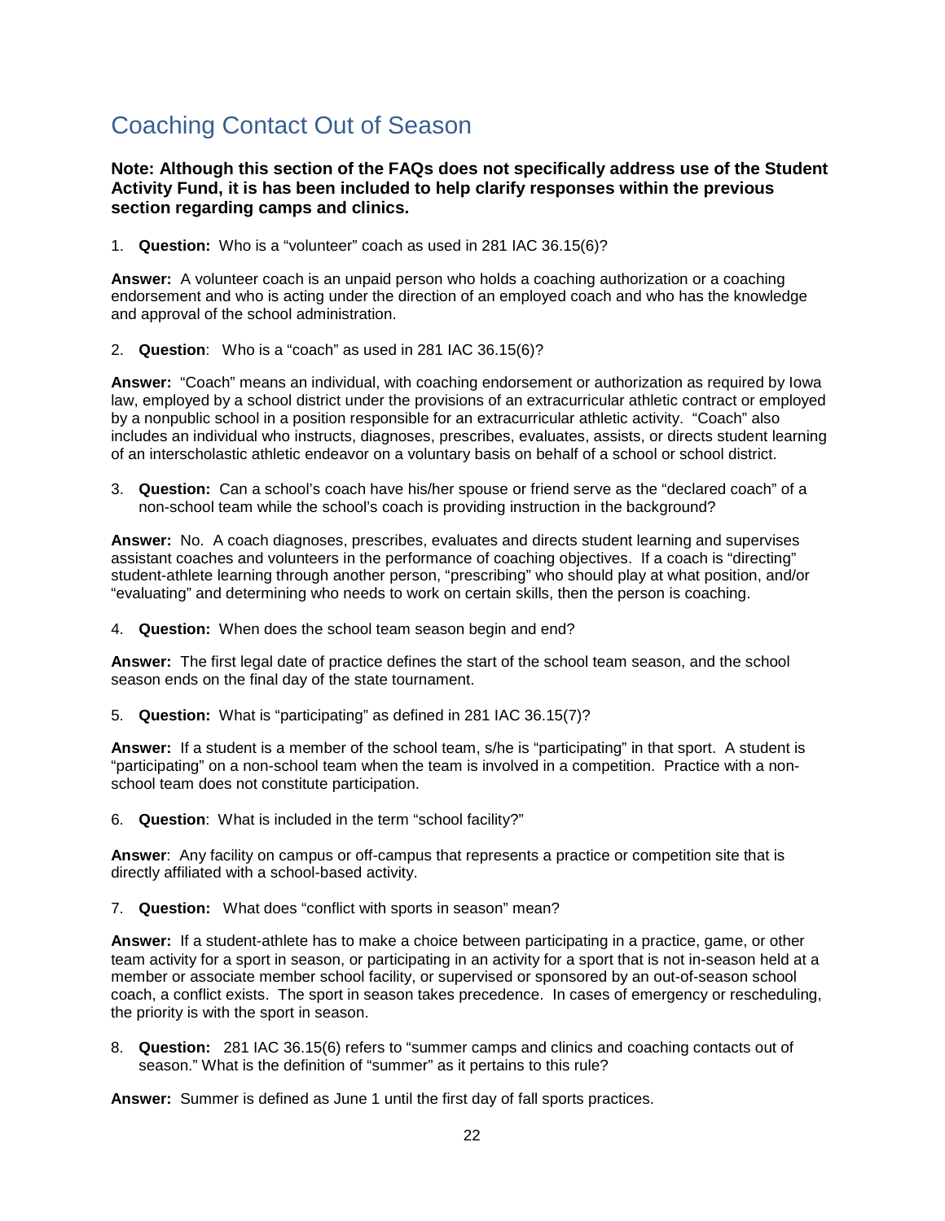## Coaching Contact Out of Season

**Note: Although this section of the FAQs does not specifically address use of the Student Activity Fund, it is has been included to help clarify responses within the previous section regarding camps and clinics.**

1. **Question:** Who is a "volunteer" coach as used in 281 IAC 36.15(6)?

**Answer:** A volunteer coach is an unpaid person who holds a coaching authorization or a coaching endorsement and who is acting under the direction of an employed coach and who has the knowledge and approval of the school administration.

2. **Question**: Who is a "coach" as used in 281 IAC 36.15(6)?

**Answer:** "Coach" means an individual, with coaching endorsement or authorization as required by Iowa law, employed by a school district under the provisions of an extracurricular athletic contract or employed by a nonpublic school in a position responsible for an extracurricular athletic activity. "Coach" also includes an individual who instructs, diagnoses, prescribes, evaluates, assists, or directs student learning of an interscholastic athletic endeavor on a voluntary basis on behalf of a school or school district.

3. **Question:** Can a school's coach have his/her spouse or friend serve as the "declared coach" of a non-school team while the school's coach is providing instruction in the background?

**Answer:** No. A coach diagnoses, prescribes, evaluates and directs student learning and supervises assistant coaches and volunteers in the performance of coaching objectives. If a coach is "directing" student-athlete learning through another person, "prescribing" who should play at what position, and/or "evaluating" and determining who needs to work on certain skills, then the person is coaching.

4. **Question:** When does the school team season begin and end?

**Answer:** The first legal date of practice defines the start of the school team season, and the school season ends on the final day of the state tournament.

5. **Question:** What is "participating" as defined in 281 IAC 36.15(7)?

**Answer:** If a student is a member of the school team, s/he is "participating" in that sport. A student is "participating" on a non-school team when the team is involved in a competition. Practice with a non-school team does not constitute participation.

6. **Question**: What is included in the term "school facility?"

**Answer**: Any facility on campus or off-campus that represents a practice or competition site that is directly affiliated with a school-based activity.

7. **Question:** What does "conflict with sports in season" mean?

**Answer:** If a student-athlete has to make a choice between participating in a practice, game, or other team activity for a sport in season, or participating in an activity for a sport that is not in-season held at a member or associate member school facility, or supervised or sponsored by an out-of-season school coach, a conflict exists. The sport in season takes precedence. In cases of emergency or rescheduling, the priority is with the sport in season.

8. **Question:** 281 IAC 36.15(6) refers to "summer camps and clinics and coaching contacts out of season." What is the definition of "summer" as it pertains to this rule?

**Answer:** Summer is defined as June 1 until the first day of fall sports practices.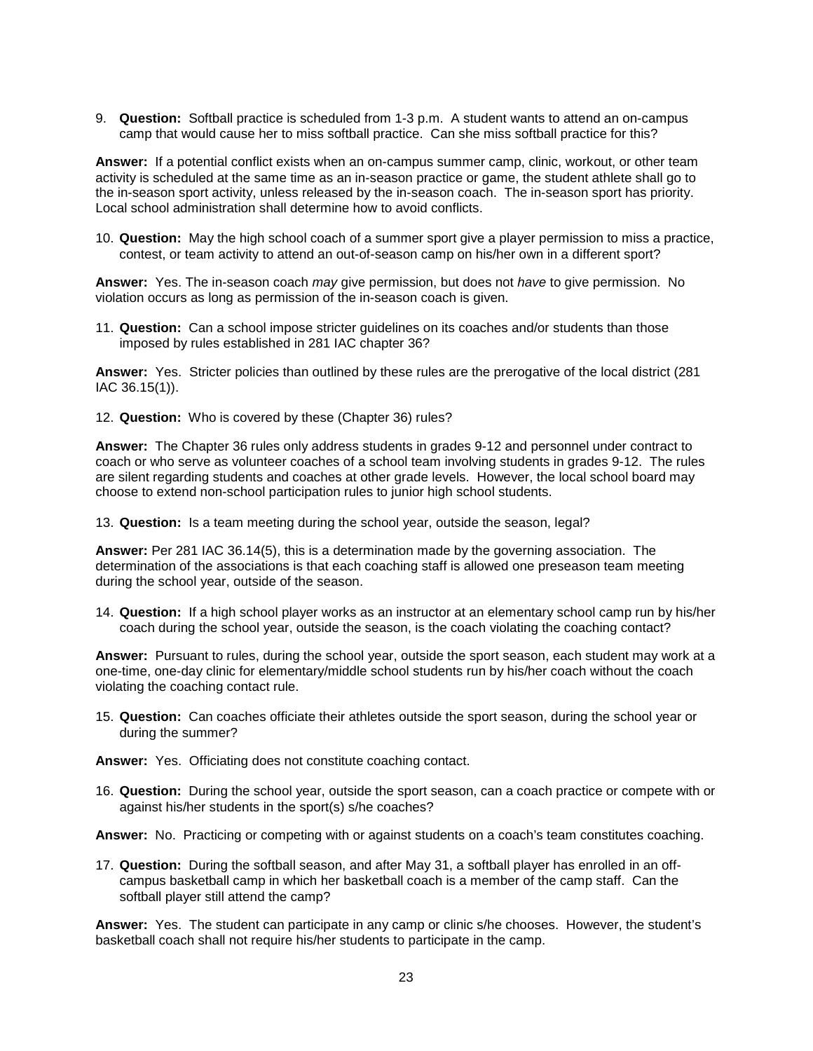9. **Question:** Softball practice is scheduled from 1-3 p.m. A student wants to attend an on-campus camp that would cause her to miss softball practice. Can she miss softball practice for this?

**Answer:** If a potential conflict exists when an on-campus summer camp, clinic, workout, or other team activity is scheduled at the same time as an in-season practice or game, the student athlete shall go to the in-season sport activity, unless released by the in-season coach. The in-season sport has priority. Local school administration shall determine how to avoid conflicts.

10. **Question:** May the high school coach of a summer sport give a player permission to miss a practice, contest, or team activity to attend an out-of-season camp on his/her own in a different sport?

**Answer:** Yes. The in-season coach *may* give permission, but does not *have* to give permission. No violation occurs as long as permission of the in-season coach is given.

11. **Question:** Can a school impose stricter guidelines on its coaches and/or students than those imposed by rules established in 281 IAC chapter 36?

**Answer:** Yes. Stricter policies than outlined by these rules are the prerogative of the local district (281 IAC 36.15(1)).

12. **Question:** Who is covered by these (Chapter 36) rules?

**Answer:** The Chapter 36 rules only address students in grades 9-12 and personnel under contract to coach or who serve as volunteer coaches of a school team involving students in grades 9-12. The rules are silent regarding students and coaches at other grade levels. However, the local school board may choose to extend non-school participation rules to junior high school students.

13. **Question:** Is a team meeting during the school year, outside the season, legal?

**Answer:** Per 281 IAC 36.14(5), this is a determination made by the governing association. The determination of the associations is that each coaching staff is allowed one preseason team meeting during the school year, outside of the season.

14. **Question:** If a high school player works as an instructor at an elementary school camp run by his/her coach during the school year, outside the season, is the coach violating the coaching contact?

**Answer:** Pursuant to rules, during the school year, outside the sport season, each student may work at a one-time, one-day clinic for elementary/middle school students run by his/her coach without the coach violating the coaching contact rule.

15. **Question:** Can coaches officiate their athletes outside the sport season, during the school year or during the summer?

**Answer:** Yes. Officiating does not constitute coaching contact.

16. **Question:** During the school year, outside the sport season, can a coach practice or compete with or against his/her students in the sport(s) s/he coaches?

**Answer:** No. Practicing or competing with or against students on a coach's team constitutes coaching.

17. **Question:** During the softball season, and after May 31, a softball player has enrolled in an off-campus basketball camp in which her basketball coach is a member of the camp staff. Can the softball player still attend the camp?

**Answer:** Yes. The student can participate in any camp or clinic s/he chooses. However, the student's basketball coach shall not require his/her students to participate in the camp.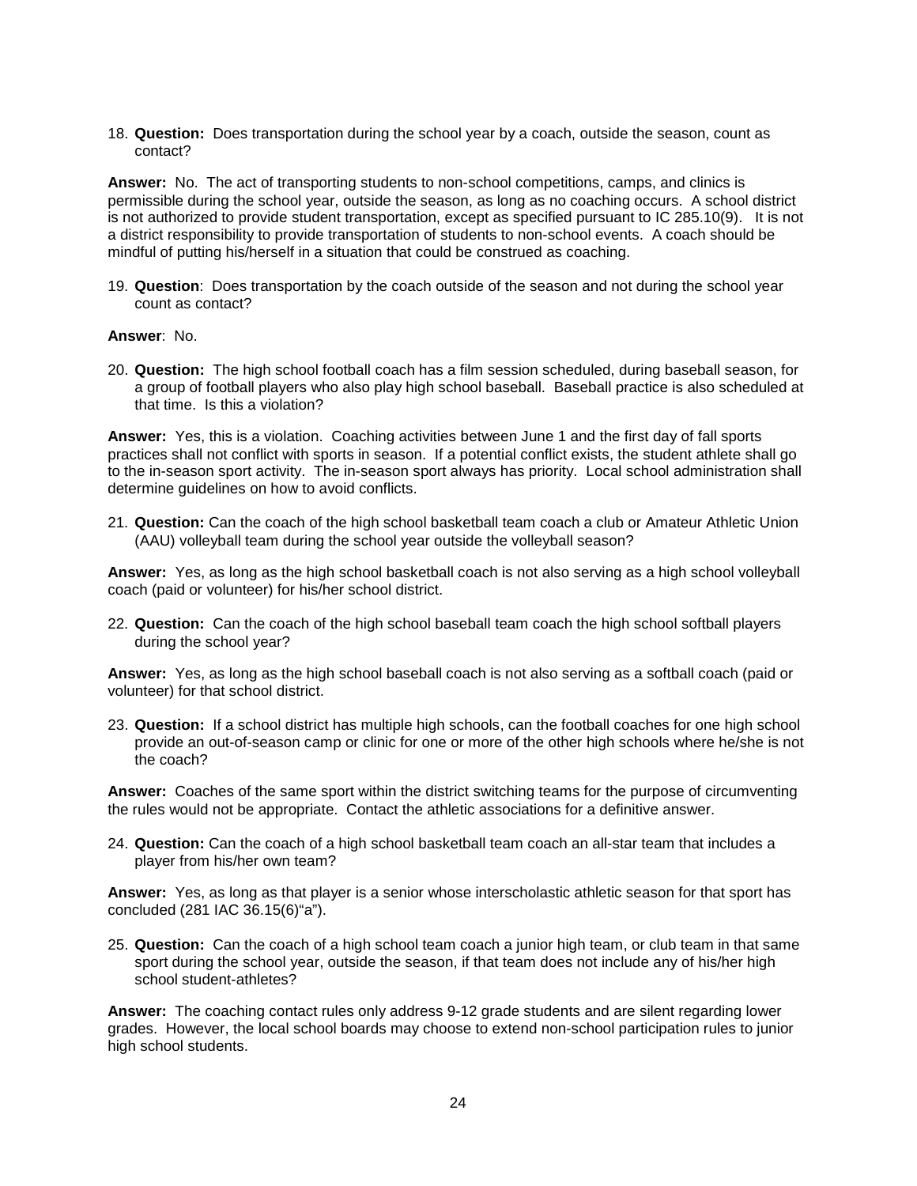18. **Question:** Does transportation during the school year by a coach, outside the season, count as contact?

**Answer:** No. The act of transporting students to non-school competitions, camps, and clinics is permissible during the school year, outside the season, as long as no coaching occurs. A school district is not authorized to provide student transportation, except as specified pursuant to IC 285.10(9). It is not a district responsibility to provide transportation of students to non-school events. A coach should be mindful of putting his/herself in a situation that could be construed as coaching.

19. **Question**: Does transportation by the coach outside of the season and not during the school year count as contact?

**Answer**: No.

20. **Question:** The high school football coach has a film session scheduled, during baseball season, for a group of football players who also play high school baseball. Baseball practice is also scheduled at that time. Is this a violation?

**Answer:** Yes, this is a violation. Coaching activities between June 1 and the first day of fall sports practices shall not conflict with sports in season. If a potential conflict exists, the student athlete shall go to the in-season sport activity. The in-season sport always has priority. Local school administration shall determine guidelines on how to avoid conflicts.

21. **Question:** Can the coach of the high school basketball team coach a club or Amateur Athletic Union (AAU) volleyball team during the school year outside the volleyball season?

**Answer:** Yes, as long as the high school basketball coach is not also serving as a high school volleyball coach (paid or volunteer) for his/her school district.

22. **Question:** Can the coach of the high school baseball team coach the high school softball players during the school year?

**Answer:** Yes, as long as the high school baseball coach is not also serving as a softball coach (paid or volunteer) for that school district.

23. **Question:** If a school district has multiple high schools, can the football coaches for one high school provide an out-of-season camp or clinic for one or more of the other high schools where he/she is not the coach?

**Answer:** Coaches of the same sport within the district switching teams for the purpose of circumventing the rules would not be appropriate. Contact the athletic associations for a definitive answer.

24. **Question:** Can the coach of a high school basketball team coach an all-star team that includes a player from his/her own team?

**Answer:** Yes, as long as that player is a senior whose interscholastic athletic season for that sport has concluded (281 IAC 36.15(6)"a").

25. **Question:** Can the coach of a high school team coach a junior high team, or club team in that same sport during the school year, outside the season, if that team does not include any of his/her high school student-athletes?

**Answer:** The coaching contact rules only address 9-12 grade students and are silent regarding lower grades. However, the local school boards may choose to extend non-school participation rules to junior high school students.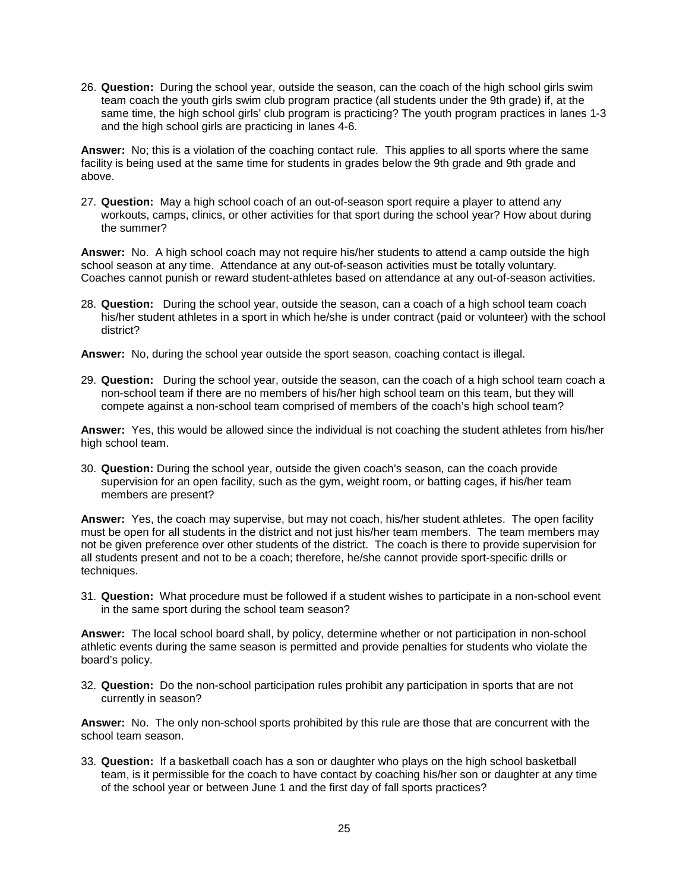26. **Question:** During the school year, outside the season, can the coach of the high school girls swim team coach the youth girls swim club program practice (all students under the 9th grade) if, at the same time, the high school girls' club program is practicing? The youth program practices in lanes 1-3 and the high school girls are practicing in lanes 4-6.

**Answer:** No; this is a violation of the coaching contact rule. This applies to all sports where the same facility is being used at the same time for students in grades below the 9th grade and 9th grade and above.

27. **Question:** May a high school coach of an out-of-season sport require a player to attend any workouts, camps, clinics, or other activities for that sport during the school year? How about during the summer?

**Answer:** No. A high school coach may not require his/her students to attend a camp outside the high school season at any time. Attendance at any out-of-season activities must be totally voluntary. Coaches cannot punish or reward student-athletes based on attendance at any out-of-season activities.

28. **Question:** During the school year, outside the season, can a coach of a high school team coach his/her student athletes in a sport in which he/she is under contract (paid or volunteer) with the school district?

**Answer:** No, during the school year outside the sport season, coaching contact is illegal.

29. **Question:** During the school year, outside the season, can the coach of a high school team coach a non-school team if there are no members of his/her high school team on this team, but they will compete against a non-school team comprised of members of the coach's high school team?

**Answer:** Yes, this would be allowed since the individual is not coaching the student athletes from his/her high school team.

30. **Question:** During the school year, outside the given coach's season, can the coach provide supervision for an open facility, such as the gym, weight room, or batting cages, if his/her team members are present?

**Answer:** Yes, the coach may supervise, but may not coach, his/her student athletes. The open facility must be open for all students in the district and not just his/her team members. The team members may not be given preference over other students of the district. The coach is there to provide supervision for all students present and not to be a coach; therefore, he/she cannot provide sport-specific drills or techniques.

31. **Question:** What procedure must be followed if a student wishes to participate in a non-school event in the same sport during the school team season?

**Answer:** The local school board shall, by policy, determine whether or not participation in non-school athletic events during the same season is permitted and provide penalties for students who violate the board's policy.

32. **Question:** Do the non-school participation rules prohibit any participation in sports that are not currently in season?

**Answer:** No. The only non-school sports prohibited by this rule are those that are concurrent with the school team season.

33. **Question:** If a basketball coach has a son or daughter who plays on the high school basketball team, is it permissible for the coach to have contact by coaching his/her son or daughter at any time of the school year or between June 1 and the first day of fall sports practices?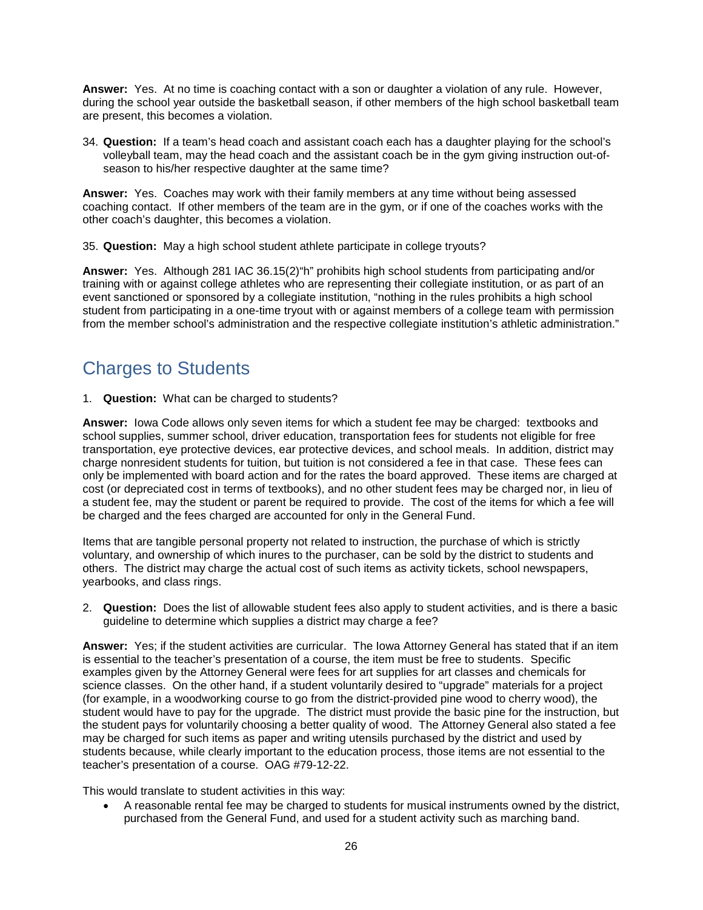**Answer:** Yes. At no time is coaching contact with a son or daughter a violation of any rule. However, during the school year outside the basketball season, if other members of the high school basketball team are present, this becomes a violation.

34. **Question:** If a team's head coach and assistant coach each has a daughter playing for the school's volleyball team, may the head coach and the assistant coach be in the gym giving instruction out-of-season to his/her respective daughter at the same time?

**Answer:** Yes. Coaches may work with their family members at any time without being assessed coaching contact. If other members of the team are in the gym, or if one of the coaches works with the other coach's daughter, this becomes a violation.

35. **Question:** May a high school student athlete participate in college tryouts?

**Answer:** Yes. Although 281 IAC 36.15(2)"h" prohibits high school students from participating and/or training with or against college athletes who are representing their collegiate institution, or as part of an event sanctioned or sponsored by a collegiate institution, "nothing in the rules prohibits a high school student from participating in a one-time tryout with or against members of a college team with permission from the member school's administration and the respective collegiate institution's athletic administration."

## Charges to Students

1. **Question:** What can be charged to students?

**Answer:** Iowa Code allows only seven items for which a student fee may be charged: textbooks and school supplies, summer school, driver education, transportation fees for students not eligible for free transportation, eye protective devices, ear protective devices, and school meals. In addition, district may charge nonresident students for tuition, but tuition is not considered a fee in that case. These fees can only be implemented with board action and for the rates the board approved. These items are charged at cost (or depreciated cost in terms of textbooks), and no other student fees may be charged nor, in lieu of a student fee, may the student or parent be required to provide. The cost of the items for which a fee will be charged and the fees charged are accounted for only in the General Fund.

Items that are tangible personal property not related to instruction, the purchase of which is strictly voluntary, and ownership of which inures to the purchaser, can be sold by the district to students and others. The district may charge the actual cost of such items as activity tickets, school newspapers, yearbooks, and class rings.

2. **Question:** Does the list of allowable student fees also apply to student activities, and is there a basic guideline to determine which supplies a district may charge a fee?

**Answer:** Yes; if the student activities are curricular. The Iowa Attorney General has stated that if an item is essential to the teacher's presentation of a course, the item must be free to students. Specific examples given by the Attorney General were fees for art supplies for art classes and chemicals for science classes. On the other hand, if a student voluntarily desired to "upgrade" materials for a project (for example, in a woodworking course to go from the district-provided pine wood to cherry wood), the student would have to pay for the upgrade. The district must provide the basic pine for the instruction, but the student pays for voluntarily choosing a better quality of wood. The Attorney General also stated a fee may be charged for such items as paper and writing utensils purchased by the district and used by students because, while clearly important to the education process, those items are not essential to the teacher's presentation of a course. OAG #79-12-22.

This would translate to student activities in this way:

- A reasonable rental fee may be charged to students for musical instruments owned by the district, purchased from the General Fund, and used for a student activity such as marching band.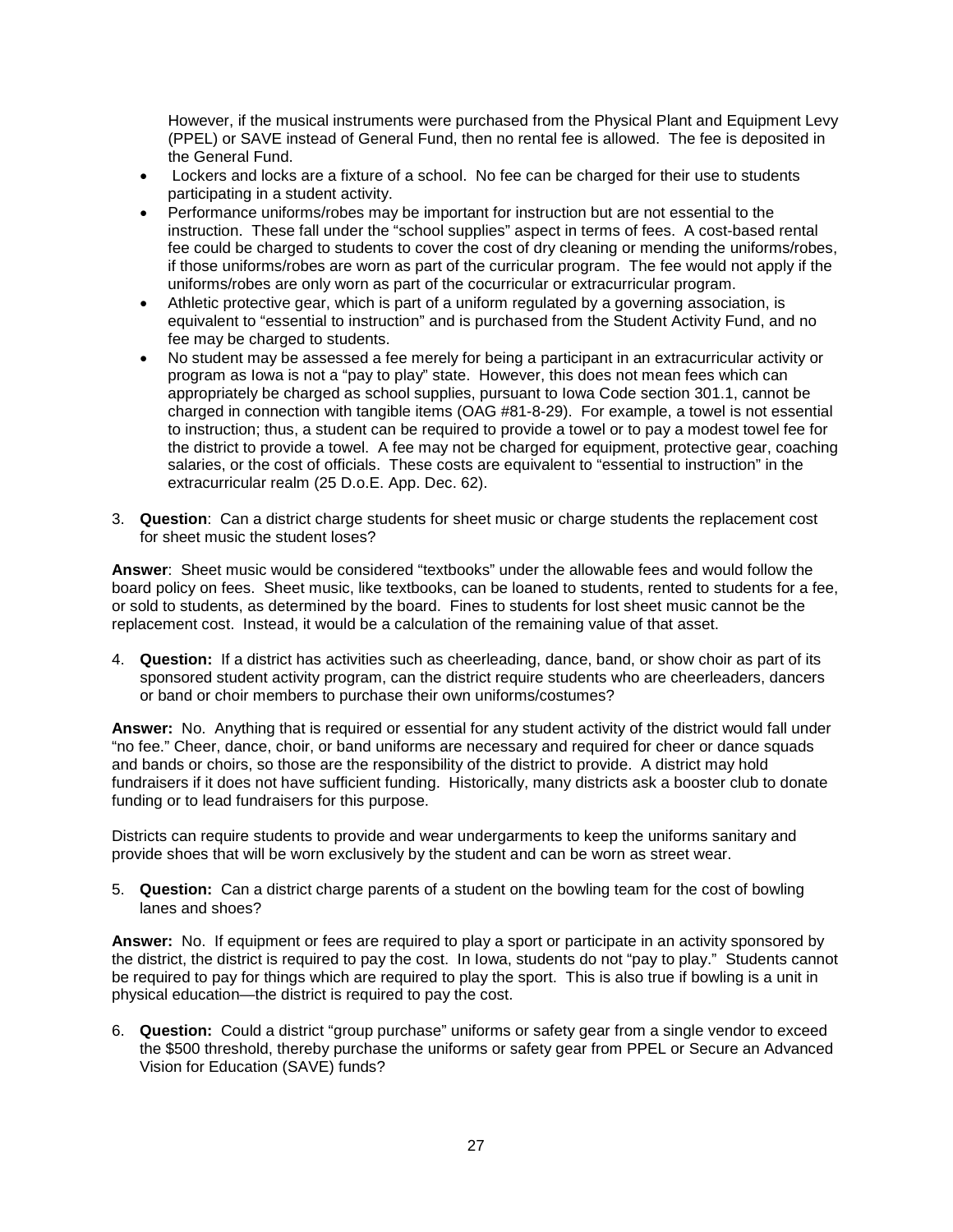However, if the musical instruments were purchased from the Physical Plant and Equipment Levy (PPEL) or SAVE instead of General Fund, then no rental fee is allowed. The fee is deposited in the General Fund.

- Lockers and locks are a fixture of a school. No fee can be charged for their use to students participating in a student activity.
- Performance uniforms/robes may be important for instruction but are not essential to the instruction. These fall under the "school supplies" aspect in terms of fees. A cost-based rental fee could be charged to students to cover the cost of dry cleaning or mending the uniforms/robes, if those uniforms/robes are worn as part of the curricular program. The fee would not apply if the uniforms/robes are only worn as part of the cocurricular or extracurricular program.
- Athletic protective gear, which is part of a uniform regulated by a governing association, is equivalent to "essential to instruction" and is purchased from the Student Activity Fund, and no fee may be charged to students.
- No student may be assessed a fee merely for being a participant in an extracurricular activity or program as Iowa is not a "pay to play" state. However, this does not mean fees which can appropriately be charged as school supplies, pursuant to Iowa Code section 301.1, cannot be charged in connection with tangible items (OAG #81-8-29). For example, a towel is not essential to instruction; thus, a student can be required to provide a towel or to pay a modest towel fee for the district to provide a towel. A fee may not be charged for equipment, protective gear, coaching salaries, or the cost of officials. These costs are equivalent to "essential to instruction" in the extracurricular realm (25 D.o.E. App. Dec. 62).

3. **Question**: Can a district charge students for sheet music or charge students the replacement cost for sheet music the student loses?

**Answer**: Sheet music would be considered "textbooks" under the allowable fees and would follow the board policy on fees. Sheet music, like textbooks, can be loaned to students, rented to students for a fee, or sold to students, as determined by the board. Fines to students for lost sheet music cannot be the replacement cost. Instead, it would be a calculation of the remaining value of that asset.

4. **Question:** If a district has activities such as cheerleading, dance, band, or show choir as part of its sponsored student activity program, can the district require students who are cheerleaders, dancers or band or choir members to purchase their own uniforms/costumes?

**Answer:** No. Anything that is required or essential for any student activity of the district would fall under "no fee." Cheer, dance, choir, or band uniforms are necessary and required for cheer or dance squads and bands or choirs, so those are the responsibility of the district to provide. A district may hold fundraisers if it does not have sufficient funding. Historically, many districts ask a booster club to donate funding or to lead fundraisers for this purpose.

Districts can require students to provide and wear undergarments to keep the uniforms sanitary and provide shoes that will be worn exclusively by the student and can be worn as street wear.

5. **Question:** Can a district charge parents of a student on the bowling team for the cost of bowling lanes and shoes?

**Answer:** No. If equipment or fees are required to play a sport or participate in an activity sponsored by the district, the district is required to pay the cost. In Iowa, students do not "pay to play." Students cannot be required to pay for things which are required to play the sport. This is also true if bowling is a unit in physical education—the district is required to pay the cost.

6. **Question:** Could a district "group purchase" uniforms or safety gear from a single vendor to exceed the $500 threshold, thereby purchase the uniforms or safety gear from PPEL or Secure an Advanced Vision for Education (SAVE) funds?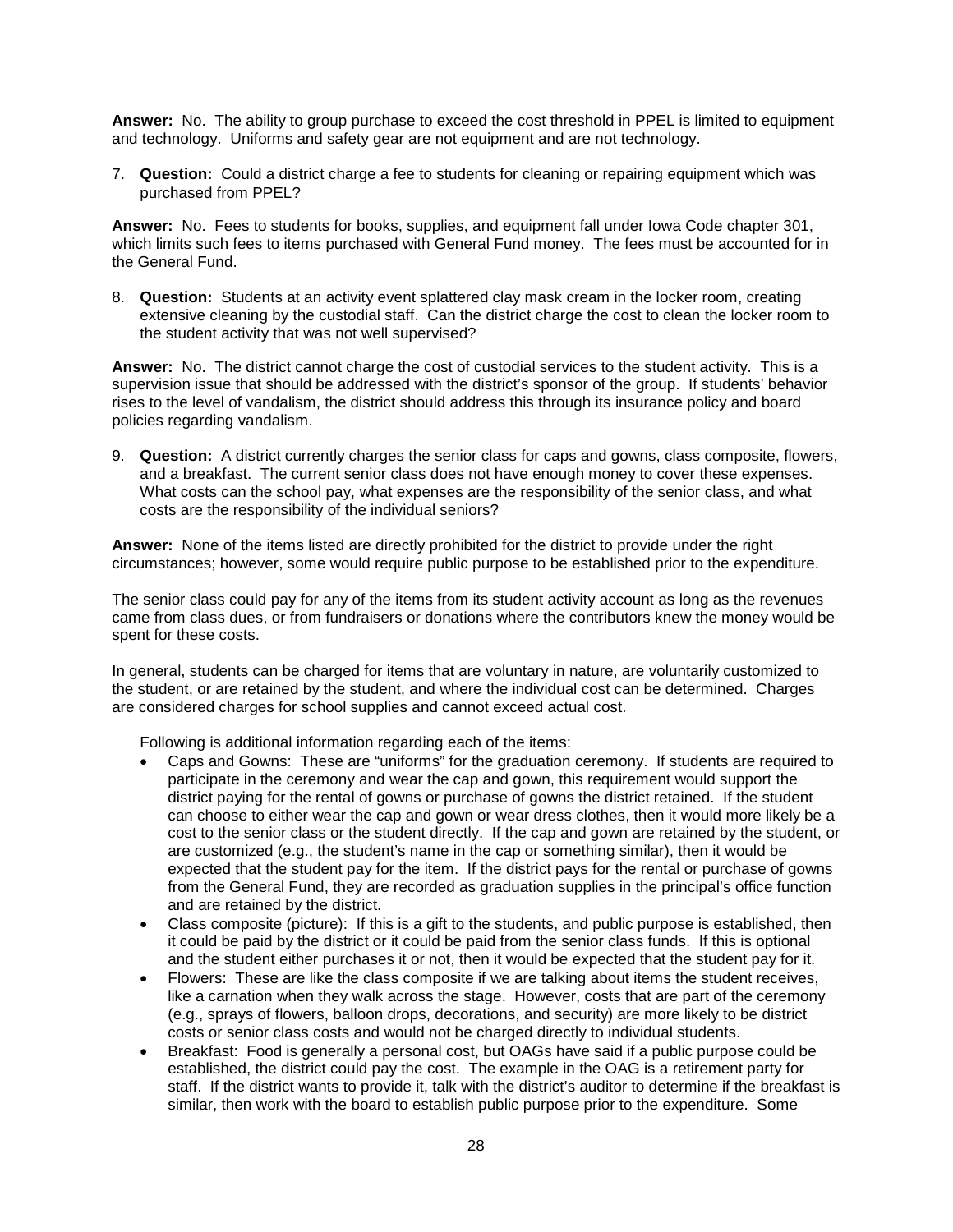**Answer:** No. The ability to group purchase to exceed the cost threshold in PPEL is limited to equipment and technology. Uniforms and safety gear are not equipment and are not technology.

7. **Question:** Could a district charge a fee to students for cleaning or repairing equipment which was purchased from PPEL?

**Answer:** No. Fees to students for books, supplies, and equipment fall under Iowa Code chapter 301, which limits such fees to items purchased with General Fund money. The fees must be accounted for in the General Fund.

8. **Question:** Students at an activity event splattered clay mask cream in the locker room, creating extensive cleaning by the custodial staff. Can the district charge the cost to clean the locker room to the student activity that was not well supervised?

**Answer:** No. The district cannot charge the cost of custodial services to the student activity. This is a supervision issue that should be addressed with the district's sponsor of the group. If students' behavior rises to the level of vandalism, the district should address this through its insurance policy and board policies regarding vandalism.

9. **Question:** A district currently charges the senior class for caps and gowns, class composite, flowers, and a breakfast. The current senior class does not have enough money to cover these expenses. What costs can the school pay, what expenses are the responsibility of the senior class, and what costs are the responsibility of the individual seniors?

**Answer:** None of the items listed are directly prohibited for the district to provide under the right circumstances; however, some would require public purpose to be established prior to the expenditure.

The senior class could pay for any of the items from its student activity account as long as the revenues came from class dues, or from fundraisers or donations where the contributors knew the money would be spent for these costs.

In general, students can be charged for items that are voluntary in nature, are voluntarily customized to the student, or are retained by the student, and where the individual cost can be determined. Charges are considered charges for school supplies and cannot exceed actual cost.

Following is additional information regarding each of the items:

- Caps and Gowns: These are "uniforms" for the graduation ceremony. If students are required to participate in the ceremony and wear the cap and gown, this requirement would support the district paying for the rental of gowns or purchase of gowns the district retained. If the student can choose to either wear the cap and gown or wear dress clothes, then it would more likely be a cost to the senior class or the student directly. If the cap and gown are retained by the student, or are customized (e.g., the student's name in the cap or something similar), then it would be expected that the student pay for the item. If the district pays for the rental or purchase of gowns from the General Fund, they are recorded as graduation supplies in the principal's office function and are retained by the district.
- Class composite (picture): If this is a gift to the students, and public purpose is established, then it could be paid by the district or it could be paid from the senior class funds. If this is optional and the student either purchases it or not, then it would be expected that the student pay for it.
- Flowers: These are like the class composite if we are talking about items the student receives, like a carnation when they walk across the stage. However, costs that are part of the ceremony (e.g., sprays of flowers, balloon drops, decorations, and security) are more likely to be district costs or senior class costs and would not be charged directly to individual students.
- Breakfast: Food is generally a personal cost, but OAGs have said if a public purpose could be established, the district could pay the cost. The example in the OAG is a retirement party for staff. If the district wants to provide it, talk with the district's auditor to determine if the breakfast is similar, then work with the board to establish public purpose prior to the expenditure. Some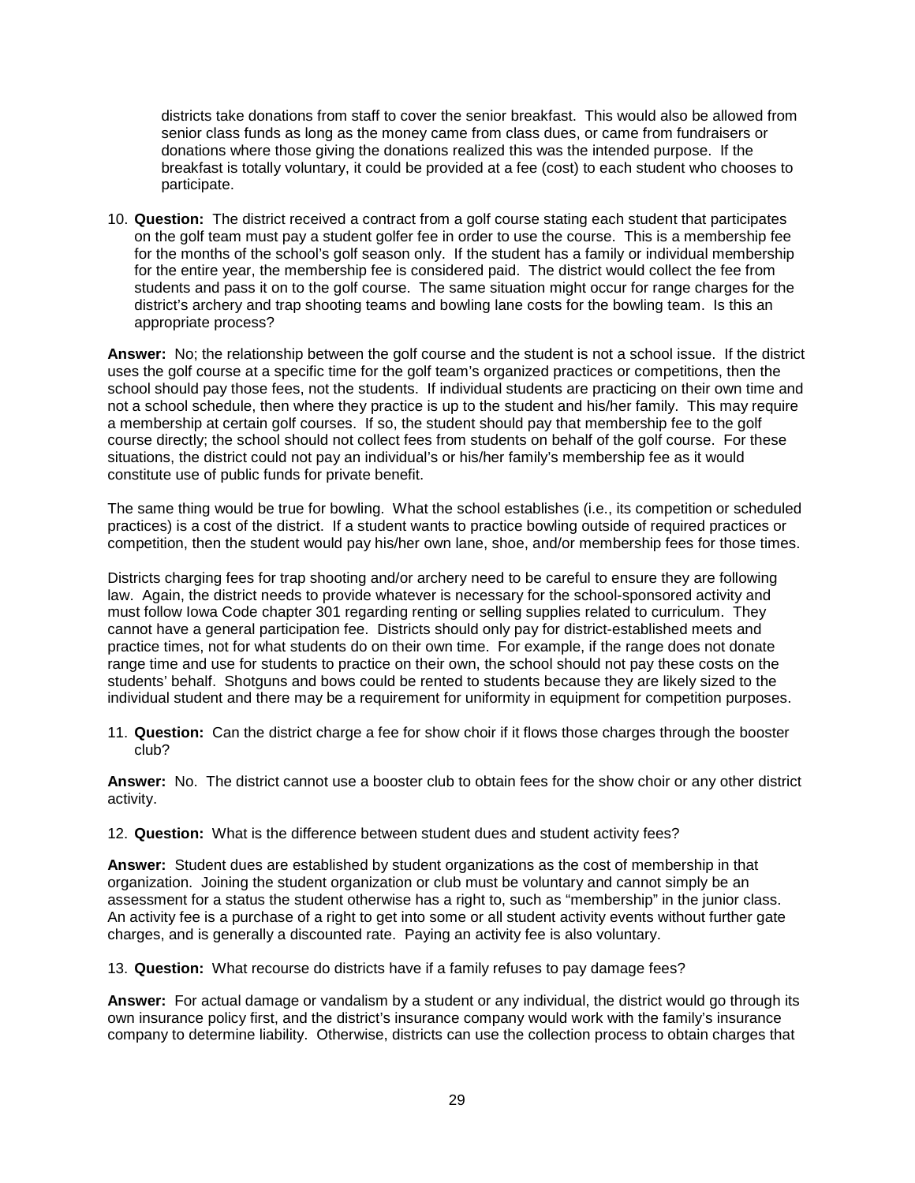districts take donations from staff to cover the senior breakfast. This would also be allowed from senior class funds as long as the money came from class dues, or came from fundraisers or donations where those giving the donations realized this was the intended purpose. If the breakfast is totally voluntary, it could be provided at a fee (cost) to each student who chooses to participate.

10. **Question:** The district received a contract from a golf course stating each student that participates on the golf team must pay a student golfer fee in order to use the course. This is a membership fee for the months of the school's golf season only. If the student has a family or individual membership for the entire year, the membership fee is considered paid. The district would collect the fee from students and pass it on to the golf course. The same situation might occur for range charges for the district's archery and trap shooting teams and bowling lane costs for the bowling team. Is this an appropriate process?

**Answer:** No; the relationship between the golf course and the student is not a school issue. If the district uses the golf course at a specific time for the golf team's organized practices or competitions, then the school should pay those fees, not the students. If individual students are practicing on their own time and not a school schedule, then where they practice is up to the student and his/her family. This may require a membership at certain golf courses. If so, the student should pay that membership fee to the golf course directly; the school should not collect fees from students on behalf of the golf course. For these situations, the district could not pay an individual's or his/her family's membership fee as it would constitute use of public funds for private benefit.

The same thing would be true for bowling. What the school establishes (i.e., its competition or scheduled practices) is a cost of the district. If a student wants to practice bowling outside of required practices or competition, then the student would pay his/her own lane, shoe, and/or membership fees for those times.

Districts charging fees for trap shooting and/or archery need to be careful to ensure they are following law. Again, the district needs to provide whatever is necessary for the school-sponsored activity and must follow Iowa Code chapter 301 regarding renting or selling supplies related to curriculum. They cannot have a general participation fee. Districts should only pay for district-established meets and practice times, not for what students do on their own time. For example, if the range does not donate range time and use for students to practice on their own, the school should not pay these costs on the students' behalf. Shotguns and bows could be rented to students because they are likely sized to the individual student and there may be a requirement for uniformity in equipment for competition purposes.

11. **Question:** Can the district charge a fee for show choir if it flows those charges through the booster club?

**Answer:** No. The district cannot use a booster club to obtain fees for the show choir or any other district activity.

12. **Question:** What is the difference between student dues and student activity fees?

**Answer:** Student dues are established by student organizations as the cost of membership in that organization. Joining the student organization or club must be voluntary and cannot simply be an assessment for a status the student otherwise has a right to, such as "membership" in the junior class. An activity fee is a purchase of a right to get into some or all student activity events without further gate charges, and is generally a discounted rate. Paying an activity fee is also voluntary.

13. **Question:** What recourse do districts have if a family refuses to pay damage fees?

**Answer:** For actual damage or vandalism by a student or any individual, the district would go through its own insurance policy first, and the district's insurance company would work with the family's insurance company to determine liability. Otherwise, districts can use the collection process to obtain charges that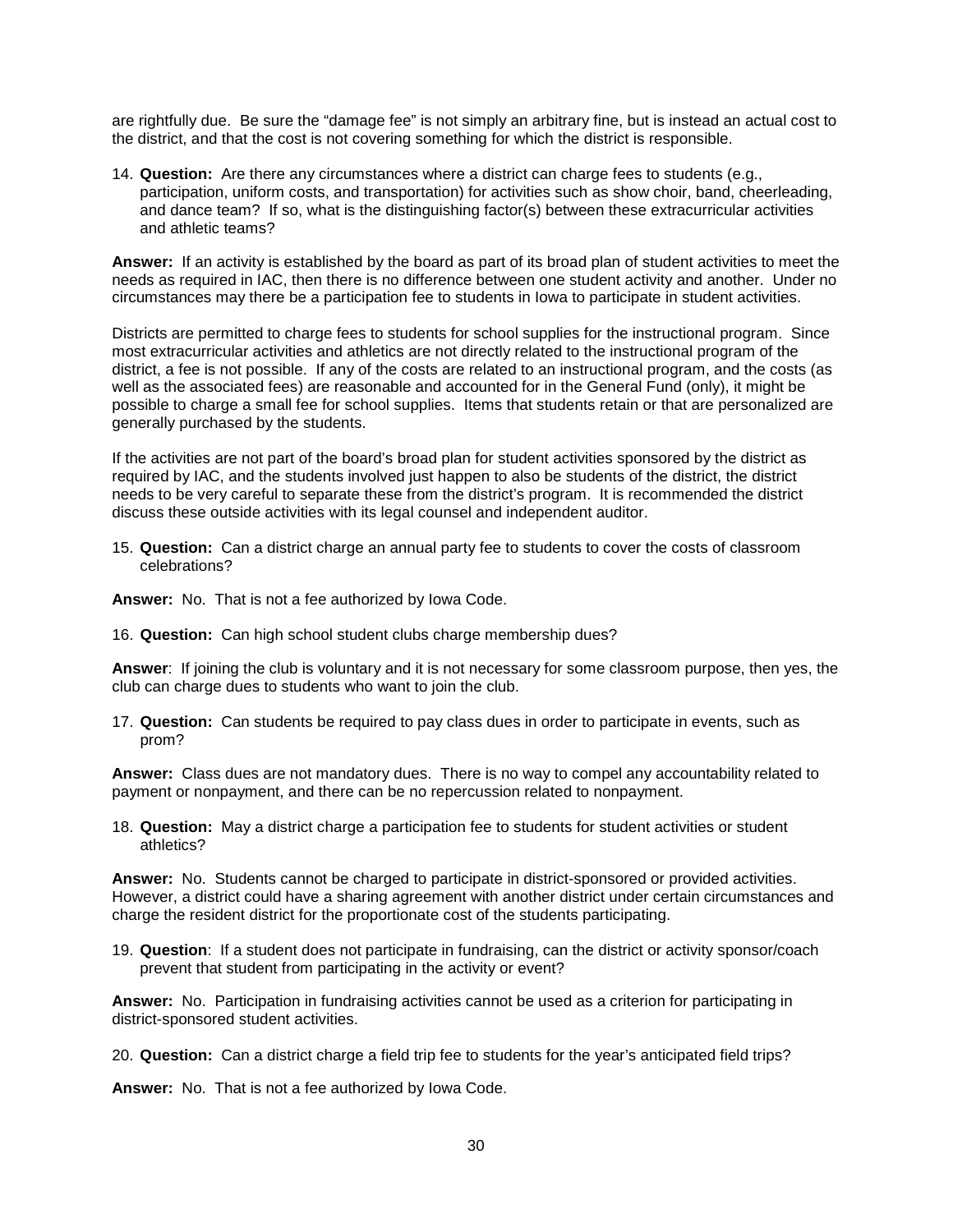are rightfully due. Be sure the "damage fee" is not simply an arbitrary fine, but is instead an actual cost to the district, and that the cost is not covering something for which the district is responsible.

14. **Question:** Are there any circumstances where a district can charge fees to students (e.g., participation, uniform costs, and transportation) for activities such as show choir, band, cheerleading, and dance team? If so, what is the distinguishing factor(s) between these extracurricular activities and athletic teams?

**Answer:** If an activity is established by the board as part of its broad plan of student activities to meet the needs as required in IAC, then there is no difference between one student activity and another. Under no circumstances may there be a participation fee to students in Iowa to participate in student activities.

Districts are permitted to charge fees to students for school supplies for the instructional program. Since most extracurricular activities and athletics are not directly related to the instructional program of the district, a fee is not possible. If any of the costs are related to an instructional program, and the costs (as well as the associated fees) are reasonable and accounted for in the General Fund (only), it might be possible to charge a small fee for school supplies. Items that students retain or that are personalized are generally purchased by the students.

If the activities are not part of the board's broad plan for student activities sponsored by the district as required by IAC, and the students involved just happen to also be students of the district, the district needs to be very careful to separate these from the district's program. It is recommended the district discuss these outside activities with its legal counsel and independent auditor.

15. **Question:** Can a district charge an annual party fee to students to cover the costs of classroom celebrations?

**Answer:** No. That is not a fee authorized by Iowa Code.

16. **Question:** Can high school student clubs charge membership dues?

**Answer**: If joining the club is voluntary and it is not necessary for some classroom purpose, then yes, the club can charge dues to students who want to join the club.

17. **Question:** Can students be required to pay class dues in order to participate in events, such as prom?

**Answer:** Class dues are not mandatory dues. There is no way to compel any accountability related to payment or nonpayment, and there can be no repercussion related to nonpayment.

18. **Question:** May a district charge a participation fee to students for student activities or student athletics?

**Answer:** No. Students cannot be charged to participate in district-sponsored or provided activities. However, a district could have a sharing agreement with another district under certain circumstances and charge the resident district for the proportionate cost of the students participating.

19. **Question**: If a student does not participate in fundraising, can the district or activity sponsor/coach prevent that student from participating in the activity or event?

**Answer:** No. Participation in fundraising activities cannot be used as a criterion for participating in district-sponsored student activities.

20. **Question:** Can a district charge a field trip fee to students for the year's anticipated field trips?

**Answer:** No. That is not a fee authorized by Iowa Code.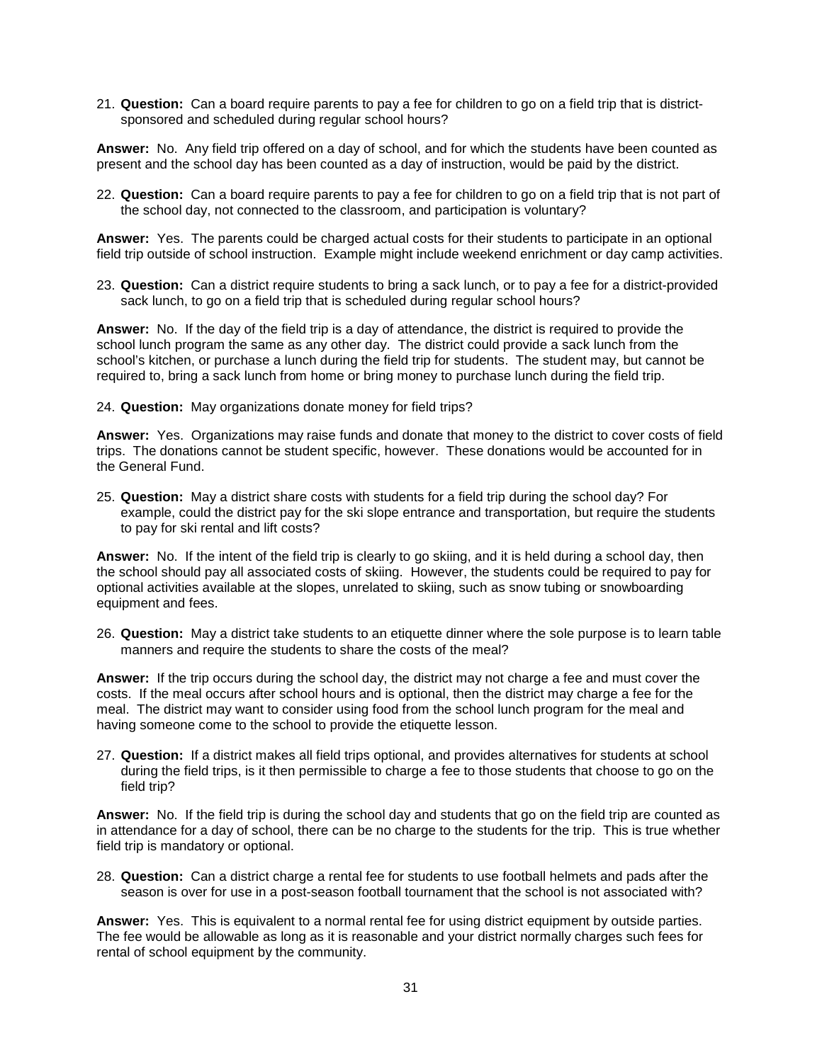21. **Question:** Can a board require parents to pay a fee for children to go on a field trip that is district-sponsored and scheduled during regular school hours?

**Answer:** No. Any field trip offered on a day of school, and for which the students have been counted as present and the school day has been counted as a day of instruction, would be paid by the district.

22. **Question:** Can a board require parents to pay a fee for children to go on a field trip that is not part of the school day, not connected to the classroom, and participation is voluntary?

**Answer:** Yes. The parents could be charged actual costs for their students to participate in an optional field trip outside of school instruction. Example might include weekend enrichment or day camp activities.

23. **Question:** Can a district require students to bring a sack lunch, or to pay a fee for a district-provided sack lunch, to go on a field trip that is scheduled during regular school hours?

**Answer:** No. If the day of the field trip is a day of attendance, the district is required to provide the school lunch program the same as any other day. The district could provide a sack lunch from the school's kitchen, or purchase a lunch during the field trip for students. The student may, but cannot be required to, bring a sack lunch from home or bring money to purchase lunch during the field trip.

24. **Question:** May organizations donate money for field trips?

**Answer:** Yes. Organizations may raise funds and donate that money to the district to cover costs of field trips. The donations cannot be student specific, however. These donations would be accounted for in the General Fund.

25. **Question:** May a district share costs with students for a field trip during the school day? For example, could the district pay for the ski slope entrance and transportation, but require the students to pay for ski rental and lift costs?

**Answer:** No. If the intent of the field trip is clearly to go skiing, and it is held during a school day, then the school should pay all associated costs of skiing. However, the students could be required to pay for optional activities available at the slopes, unrelated to skiing, such as snow tubing or snowboarding equipment and fees.

26. **Question:** May a district take students to an etiquette dinner where the sole purpose is to learn table manners and require the students to share the costs of the meal?

**Answer:** If the trip occurs during the school day, the district may not charge a fee and must cover the costs. If the meal occurs after school hours and is optional, then the district may charge a fee for the meal. The district may want to consider using food from the school lunch program for the meal and having someone come to the school to provide the etiquette lesson.

27. **Question:** If a district makes all field trips optional, and provides alternatives for students at school during the field trips, is it then permissible to charge a fee to those students that choose to go on the field trip?

**Answer:** No. If the field trip is during the school day and students that go on the field trip are counted as in attendance for a day of school, there can be no charge to the students for the trip. This is true whether field trip is mandatory or optional.

28. **Question:** Can a district charge a rental fee for students to use football helmets and pads after the season is over for use in a post-season football tournament that the school is not associated with?

**Answer:** Yes. This is equivalent to a normal rental fee for using district equipment by outside parties. The fee would be allowable as long as it is reasonable and your district normally charges such fees for rental of school equipment by the community.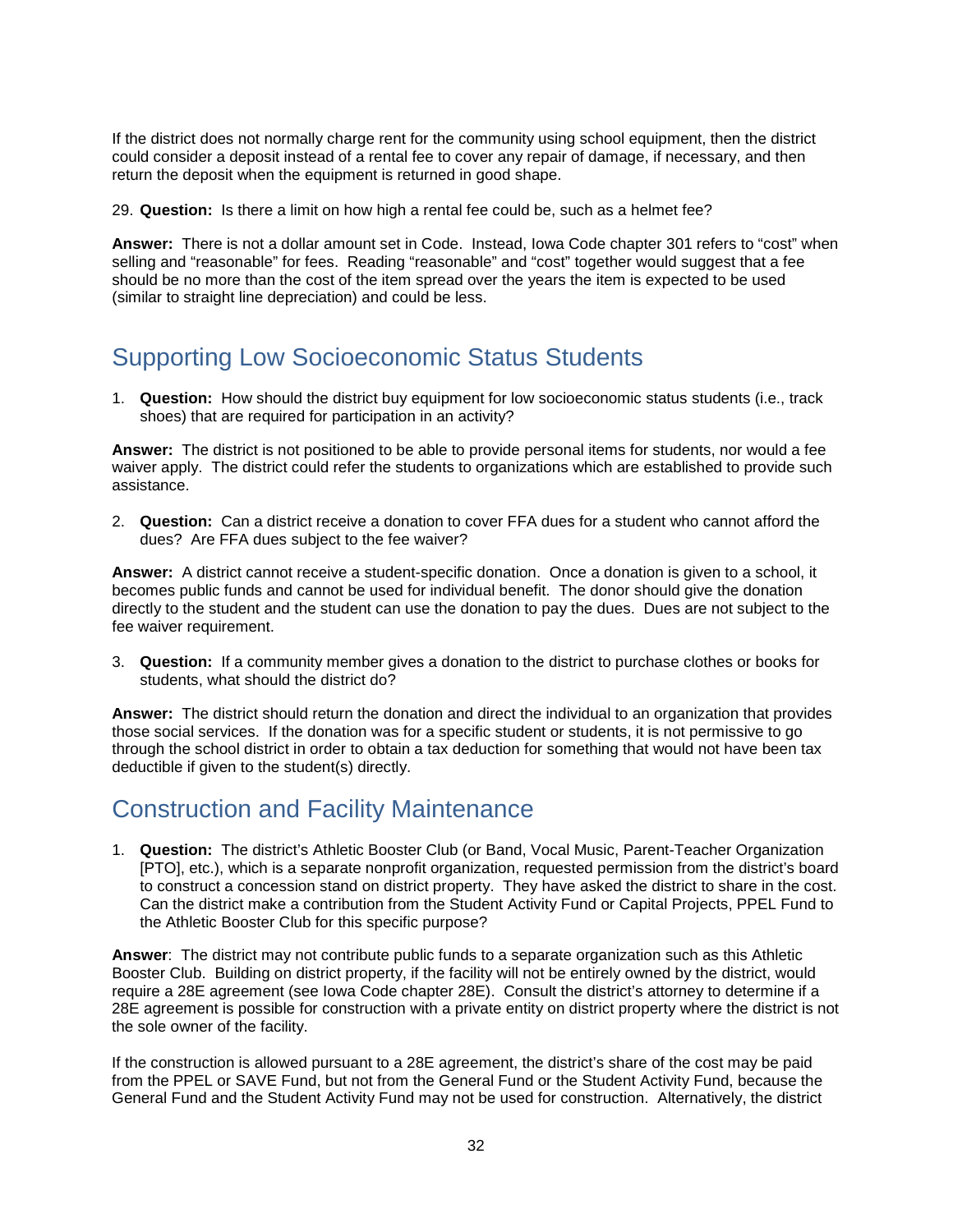If the district does not normally charge rent for the community using school equipment, then the district could consider a deposit instead of a rental fee to cover any repair of damage, if necessary, and then return the deposit when the equipment is returned in good shape.

29. **Question:** Is there a limit on how high a rental fee could be, such as a helmet fee?

**Answer:** There is not a dollar amount set in Code. Instead, Iowa Code chapter 301 refers to "cost" when selling and "reasonable" for fees. Reading "reasonable" and "cost" together would suggest that a fee should be no more than the cost of the item spread over the years the item is expected to be used (similar to straight line depreciation) and could be less.

## Supporting Low Socioeconomic Status Students

1. **Question:** How should the district buy equipment for low socioeconomic status students (i.e., track shoes) that are required for participation in an activity?

**Answer:** The district is not positioned to be able to provide personal items for students, nor would a fee waiver apply. The district could refer the students to organizations which are established to provide such assistance.

2. **Question:** Can a district receive a donation to cover FFA dues for a student who cannot afford the dues? Are FFA dues subject to the fee waiver?

**Answer:** A district cannot receive a student-specific donation. Once a donation is given to a school, it becomes public funds and cannot be used for individual benefit. The donor should give the donation directly to the student and the student can use the donation to pay the dues. Dues are not subject to the fee waiver requirement.

3. **Question:** If a community member gives a donation to the district to purchase clothes or books for students, what should the district do?

**Answer:** The district should return the donation and direct the individual to an organization that provides those social services. If the donation was for a specific student or students, it is not permissive to go through the school district in order to obtain a tax deduction for something that would not have been tax deductible if given to the student(s) directly.

## Construction and Facility Maintenance

1. **Question:** The district's Athletic Booster Club (or Band, Vocal Music, Parent-Teacher Organization [PTO], etc.), which is a separate nonprofit organization, requested permission from the district's board to construct a concession stand on district property. They have asked the district to share in the cost. Can the district make a contribution from the Student Activity Fund or Capital Projects, PPEL Fund to the Athletic Booster Club for this specific purpose?

**Answer**: The district may not contribute public funds to a separate organization such as this Athletic Booster Club. Building on district property, if the facility will not be entirely owned by the district, would require a 28E agreement (see Iowa Code chapter 28E). Consult the district's attorney to determine if a 28E agreement is possible for construction with a private entity on district property where the district is not the sole owner of the facility.

If the construction is allowed pursuant to a 28E agreement, the district's share of the cost may be paid from the PPEL or SAVE Fund, but not from the General Fund or the Student Activity Fund, because the General Fund and the Student Activity Fund may not be used for construction. Alternatively, the district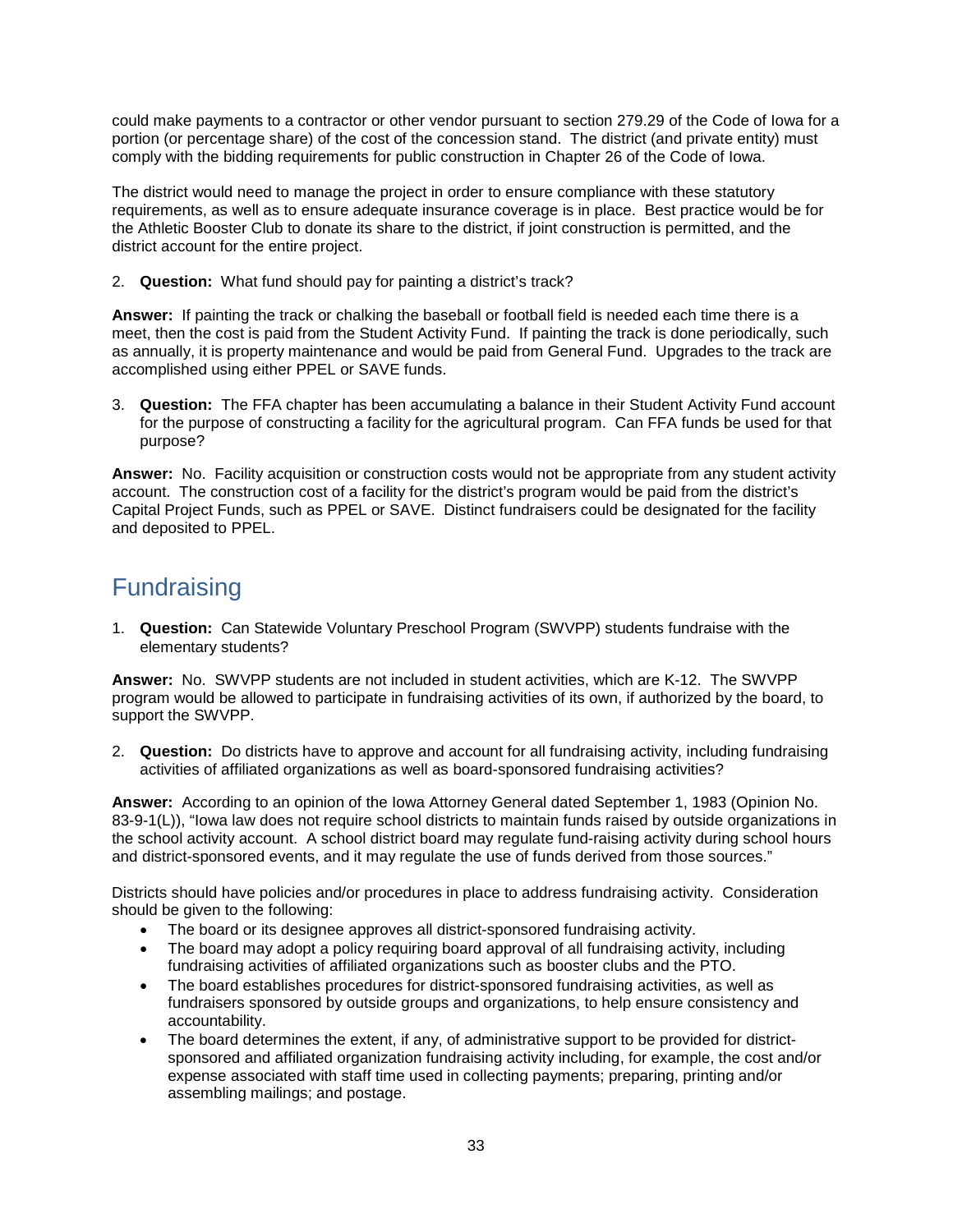could make payments to a contractor or other vendor pursuant to section 279.29 of the Code of Iowa for a portion (or percentage share) of the cost of the concession stand. The district (and private entity) must comply with the bidding requirements for public construction in Chapter 26 of the Code of Iowa.

The district would need to manage the project in order to ensure compliance with these statutory requirements, as well as to ensure adequate insurance coverage is in place. Best practice would be for the Athletic Booster Club to donate its share to the district, if joint construction is permitted, and the district account for the entire project.

2. **Question:** What fund should pay for painting a district's track?

**Answer:** If painting the track or chalking the baseball or football field is needed each time there is a meet, then the cost is paid from the Student Activity Fund. If painting the track is done periodically, such as annually, it is property maintenance and would be paid from General Fund. Upgrades to the track are accomplished using either PPEL or SAVE funds.

3. **Question:** The FFA chapter has been accumulating a balance in their Student Activity Fund account for the purpose of constructing a facility for the agricultural program. Can FFA funds be used for that purpose?

**Answer:** No. Facility acquisition or construction costs would not be appropriate from any student activity account. The construction cost of a facility for the district's program would be paid from the district's Capital Project Funds, such as PPEL or SAVE. Distinct fundraisers could be designated for the facility and deposited to PPEL.

## Fundraising

1. **Question:** Can Statewide Voluntary Preschool Program (SWVPP) students fundraise with the elementary students?

**Answer:** No. SWVPP students are not included in student activities, which are K-12. The SWVPP program would be allowed to participate in fundraising activities of its own, if authorized by the board, to support the SWVPP.

2. **Question:** Do districts have to approve and account for all fundraising activity, including fundraising activities of affiliated organizations as well as board-sponsored fundraising activities?

**Answer:** According to an opinion of the Iowa Attorney General dated September 1, 1983 (Opinion No. 83-9-1(L)), "Iowa law does not require school districts to maintain funds raised by outside organizations in the school activity account. A school district board may regulate fund-raising activity during school hours and district-sponsored events, and it may regulate the use of funds derived from those sources."

Districts should have policies and/or procedures in place to address fundraising activity. Consideration should be given to the following:

- The board or its designee approves all district-sponsored fundraising activity.
- The board may adopt a policy requiring board approval of all fundraising activity, including fundraising activities of affiliated organizations such as booster clubs and the PTO.
- The board establishes procedures for district-sponsored fundraising activities, as well as fundraisers sponsored by outside groups and organizations, to help ensure consistency and accountability.
- The board determines the extent, if any, of administrative support to be provided for district-sponsored and affiliated organization fundraising activity including, for example, the cost and/or expense associated with staff time used in collecting payments; preparing, printing and/or assembling mailings; and postage.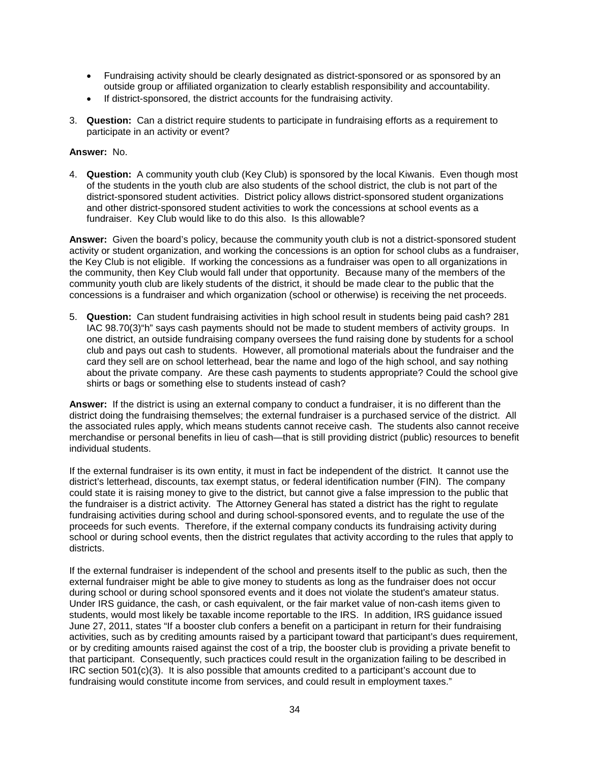- Fundraising activity should be clearly designated as district-sponsored or as sponsored by an outside group or affiliated organization to clearly establish responsibility and accountability.
- If district-sponsored, the district accounts for the fundraising activity.

3. **Question:** Can a district require students to participate in fundraising efforts as a requirement to participate in an activity or event?

**Answer:** No.

4. **Question:** A community youth club (Key Club) is sponsored by the local Kiwanis. Even though most of the students in the youth club are also students of the school district, the club is not part of the district-sponsored student activities. District policy allows district-sponsored student organizations and other district-sponsored student activities to work the concessions at school events as a fundraiser. Key Club would like to do this also. Is this allowable?

**Answer:** Given the board's policy, because the community youth club is not a district-sponsored student activity or student organization, and working the concessions is an option for school clubs as a fundraiser, the Key Club is not eligible. If working the concessions as a fundraiser was open to all organizations in the community, then Key Club would fall under that opportunity. Because many of the members of the community youth club are likely students of the district, it should be made clear to the public that the concessions is a fundraiser and which organization (school or otherwise) is receiving the net proceeds.

5. **Question:** Can student fundraising activities in high school result in students being paid cash? 281 IAC 98.70(3)"h" says cash payments should not be made to student members of activity groups. In one district, an outside fundraising company oversees the fund raising done by students for a school club and pays out cash to students. However, all promotional materials about the fundraiser and the card they sell are on school letterhead, bear the name and logo of the high school, and say nothing about the private company. Are these cash payments to students appropriate? Could the school give shirts or bags or something else to students instead of cash?

**Answer:** If the district is using an external company to conduct a fundraiser, it is no different than the district doing the fundraising themselves; the external fundraiser is a purchased service of the district. All the associated rules apply, which means students cannot receive cash. The students also cannot receive merchandise or personal benefits in lieu of cash—that is still providing district (public) resources to benefit individual students.

If the external fundraiser is its own entity, it must in fact be independent of the district. It cannot use the district's letterhead, discounts, tax exempt status, or federal identification number (FIN). The company could state it is raising money to give to the district, but cannot give a false impression to the public that the fundraiser is a district activity. The Attorney General has stated a district has the right to regulate fundraising activities during school and during school-sponsored events, and to regulate the use of the proceeds for such events. Therefore, if the external company conducts its fundraising activity during school or during school events, then the district regulates that activity according to the rules that apply to districts.

If the external fundraiser is independent of the school and presents itself to the public as such, then the external fundraiser might be able to give money to students as long as the fundraiser does not occur during school or during school sponsored events and it does not violate the student's amateur status. Under IRS guidance, the cash, or cash equivalent, or the fair market value of non-cash items given to students, would most likely be taxable income reportable to the IRS. In addition, IRS guidance issued June 27, 2011, states "If a booster club confers a benefit on a participant in return for their fundraising activities, such as by crediting amounts raised by a participant toward that participant's dues requirement, or by crediting amounts raised against the cost of a trip, the booster club is providing a private benefit to that participant. Consequently, such practices could result in the organization failing to be described in IRC section 501(c)(3). It is also possible that amounts credited to a participant's account due to fundraising would constitute income from services, and could result in employment taxes."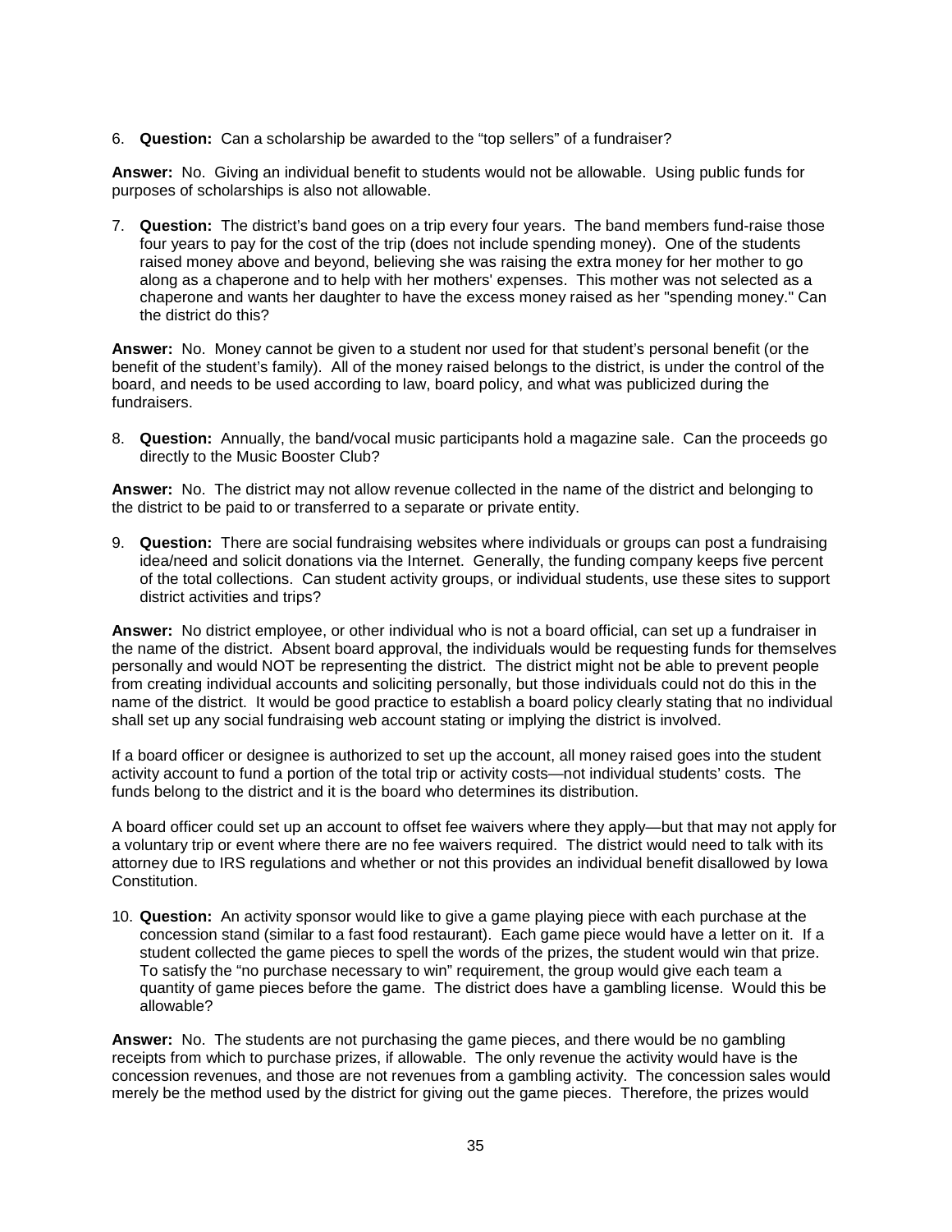6. **Question:** Can a scholarship be awarded to the "top sellers" of a fundraiser?

**Answer:** No. Giving an individual benefit to students would not be allowable. Using public funds for purposes of scholarships is also not allowable.

7. **Question:** The district's band goes on a trip every four years. The band members fund-raise those four years to pay for the cost of the trip (does not include spending money). One of the students raised money above and beyond, believing she was raising the extra money for her mother to go along as a chaperone and to help with her mothers' expenses. This mother was not selected as a chaperone and wants her daughter to have the excess money raised as her "spending money." Can the district do this?

**Answer:** No. Money cannot be given to a student nor used for that student's personal benefit (or the benefit of the student's family). All of the money raised belongs to the district, is under the control of the board, and needs to be used according to law, board policy, and what was publicized during the fundraisers.

8. **Question:** Annually, the band/vocal music participants hold a magazine sale. Can the proceeds go directly to the Music Booster Club?

**Answer:** No. The district may not allow revenue collected in the name of the district and belonging to the district to be paid to or transferred to a separate or private entity.

9. **Question:** There are social fundraising websites where individuals or groups can post a fundraising idea/need and solicit donations via the Internet. Generally, the funding company keeps five percent of the total collections. Can student activity groups, or individual students, use these sites to support district activities and trips?

**Answer:** No district employee, or other individual who is not a board official, can set up a fundraiser in the name of the district. Absent board approval, the individuals would be requesting funds for themselves personally and would NOT be representing the district. The district might not be able to prevent people from creating individual accounts and soliciting personally, but those individuals could not do this in the name of the district. It would be good practice to establish a board policy clearly stating that no individual shall set up any social fundraising web account stating or implying the district is involved.

If a board officer or designee is authorized to set up the account, all money raised goes into the student activity account to fund a portion of the total trip or activity costs—not individual students' costs. The funds belong to the district and it is the board who determines its distribution.

A board officer could set up an account to offset fee waivers where they apply—but that may not apply for a voluntary trip or event where there are no fee waivers required. The district would need to talk with its attorney due to IRS regulations and whether or not this provides an individual benefit disallowed by Iowa Constitution.

10. **Question:** An activity sponsor would like to give a game playing piece with each purchase at the concession stand (similar to a fast food restaurant). Each game piece would have a letter on it. If a student collected the game pieces to spell the words of the prizes, the student would win that prize. To satisfy the "no purchase necessary to win" requirement, the group would give each team a quantity of game pieces before the game. The district does have a gambling license. Would this be allowable?

**Answer:** No. The students are not purchasing the game pieces, and there would be no gambling receipts from which to purchase prizes, if allowable. The only revenue the activity would have is the concession revenues, and those are not revenues from a gambling activity. The concession sales would merely be the method used by the district for giving out the game pieces. Therefore, the prizes would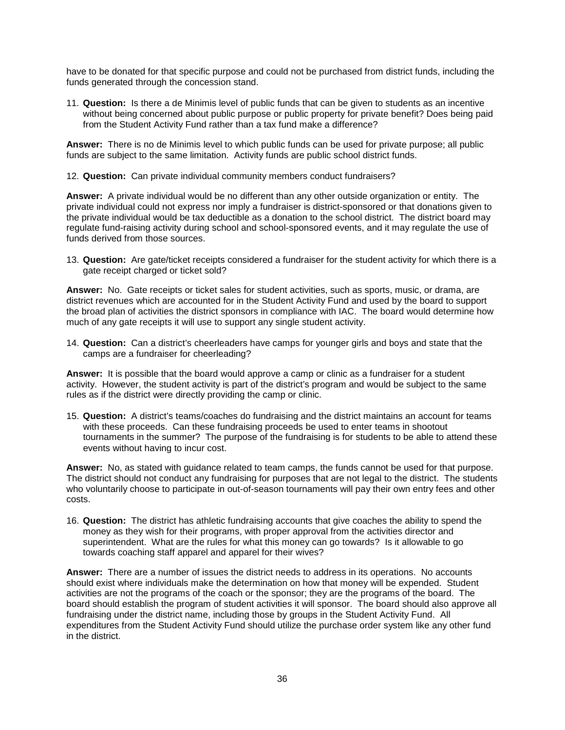have to be donated for that specific purpose and could not be purchased from district funds, including the funds generated through the concession stand.

11. **Question:** Is there a de Minimis level of public funds that can be given to students as an incentive without being concerned about public purpose or public property for private benefit? Does being paid from the Student Activity Fund rather than a tax fund make a difference?

**Answer:** There is no de Minimis level to which public funds can be used for private purpose; all public funds are subject to the same limitation. Activity funds are public school district funds.

12. **Question:** Can private individual community members conduct fundraisers?

**Answer:** A private individual would be no different than any other outside organization or entity. The private individual could not express nor imply a fundraiser is district-sponsored or that donations given to the private individual would be tax deductible as a donation to the school district. The district board may regulate fund-raising activity during school and school-sponsored events, and it may regulate the use of funds derived from those sources.

13. **Question:** Are gate/ticket receipts considered a fundraiser for the student activity for which there is a gate receipt charged or ticket sold?

**Answer:** No. Gate receipts or ticket sales for student activities, such as sports, music, or drama, are district revenues which are accounted for in the Student Activity Fund and used by the board to support the broad plan of activities the district sponsors in compliance with IAC. The board would determine how much of any gate receipts it will use to support any single student activity.

14. **Question:** Can a district's cheerleaders have camps for younger girls and boys and state that the camps are a fundraiser for cheerleading?

**Answer:** It is possible that the board would approve a camp or clinic as a fundraiser for a student activity. However, the student activity is part of the district's program and would be subject to the same rules as if the district were directly providing the camp or clinic.

15. **Question:** A district's teams/coaches do fundraising and the district maintains an account for teams with these proceeds. Can these fundraising proceeds be used to enter teams in shootout tournaments in the summer? The purpose of the fundraising is for students to be able to attend these events without having to incur cost.

**Answer:** No, as stated with guidance related to team camps, the funds cannot be used for that purpose. The district should not conduct any fundraising for purposes that are not legal to the district. The students who voluntarily choose to participate in out-of-season tournaments will pay their own entry fees and other costs.

16. **Question:** The district has athletic fundraising accounts that give coaches the ability to spend the money as they wish for their programs, with proper approval from the activities director and superintendent. What are the rules for what this money can go towards? Is it allowable to go towards coaching staff apparel and apparel for their wives?

**Answer:** There are a number of issues the district needs to address in its operations. No accounts should exist where individuals make the determination on how that money will be expended. Student activities are not the programs of the coach or the sponsor; they are the programs of the board. The board should establish the program of student activities it will sponsor. The board should also approve all fundraising under the district name, including those by groups in the Student Activity Fund. All expenditures from the Student Activity Fund should utilize the purchase order system like any other fund in the district.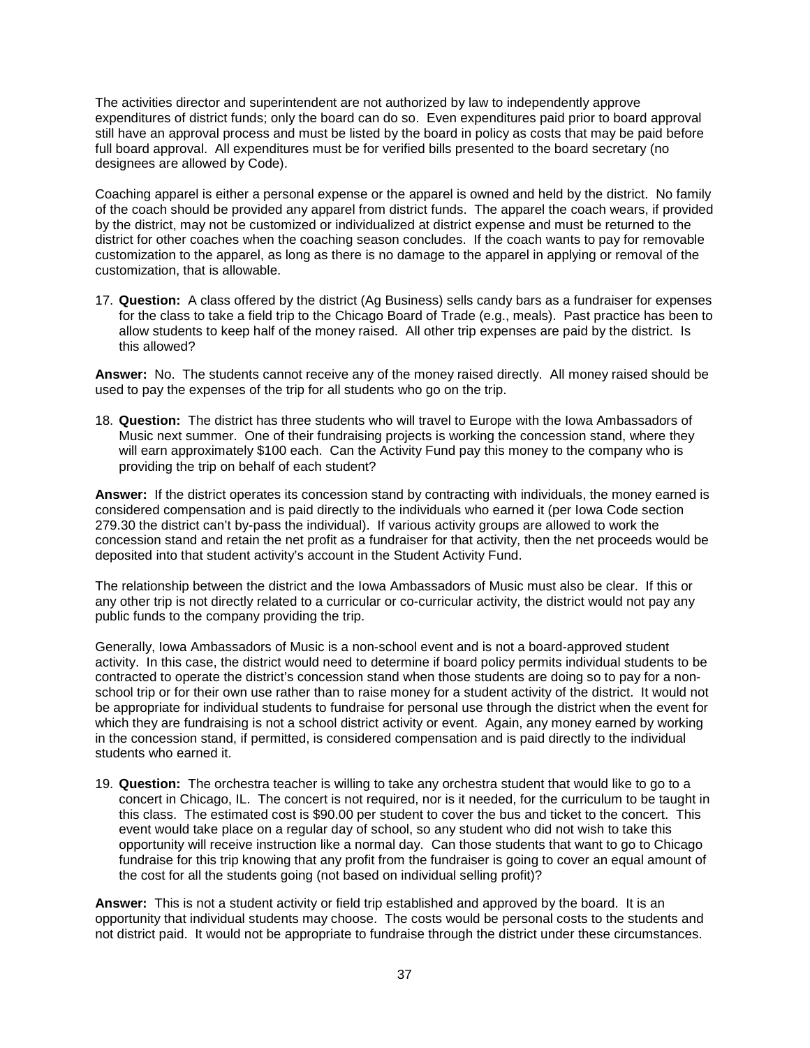The activities director and superintendent are not authorized by law to independently approve expenditures of district funds; only the board can do so. Even expenditures paid prior to board approval still have an approval process and must be listed by the board in policy as costs that may be paid before full board approval. All expenditures must be for verified bills presented to the board secretary (no designees are allowed by Code).

Coaching apparel is either a personal expense or the apparel is owned and held by the district. No family of the coach should be provided any apparel from district funds. The apparel the coach wears, if provided by the district, may not be customized or individualized at district expense and must be returned to the district for other coaches when the coaching season concludes. If the coach wants to pay for removable customization to the apparel, as long as there is no damage to the apparel in applying or removal of the customization, that is allowable.

17. **Question:** A class offered by the district (Ag Business) sells candy bars as a fundraiser for expenses for the class to take a field trip to the Chicago Board of Trade (e.g., meals). Past practice has been to allow students to keep half of the money raised. All other trip expenses are paid by the district. Is this allowed?

**Answer:** No. The students cannot receive any of the money raised directly. All money raised should be used to pay the expenses of the trip for all students who go on the trip.

18. **Question:** The district has three students who will travel to Europe with the Iowa Ambassadors of Music next summer. One of their fundraising projects is working the concession stand, where they will earn approximately $100 each. Can the Activity Fund pay this money to the company who is providing the trip on behalf of each student?

**Answer:** If the district operates its concession stand by contracting with individuals, the money earned is considered compensation and is paid directly to the individuals who earned it (per Iowa Code section 279.30 the district can't by-pass the individual). If various activity groups are allowed to work the concession stand and retain the net profit as a fundraiser for that activity, then the net proceeds would be deposited into that student activity's account in the Student Activity Fund.

The relationship between the district and the Iowa Ambassadors of Music must also be clear. If this or any other trip is not directly related to a curricular or co-curricular activity, the district would not pay any public funds to the company providing the trip.

Generally, Iowa Ambassadors of Music is a non-school event and is not a board-approved student activity. In this case, the district would need to determine if board policy permits individual students to be contracted to operate the district's concession stand when those students are doing so to pay for a non-school trip or for their own use rather than to raise money for a student activity of the district. It would not be appropriate for individual students to fundraise for personal use through the district when the event for which they are fundraising is not a school district activity or event. Again, any money earned by working in the concession stand, if permitted, is considered compensation and is paid directly to the individual students who earned it.

19. **Question:** The orchestra teacher is willing to take any orchestra student that would like to go to a concert in Chicago, IL. The concert is not required, nor is it needed, for the curriculum to be taught in this class. The estimated cost is $90.00 per student to cover the bus and ticket to the concert. This event would take place on a regular day of school, so any student who did not wish to take this opportunity will receive instruction like a normal day. Can those students that want to go to Chicago fundraise for this trip knowing that any profit from the fundraiser is going to cover an equal amount of the cost for all the students going (not based on individual selling profit)?

**Answer:** This is not a student activity or field trip established and approved by the board. It is an opportunity that individual students may choose. The costs would be personal costs to the students and not district paid. It would not be appropriate to fundraise through the district under these circumstances.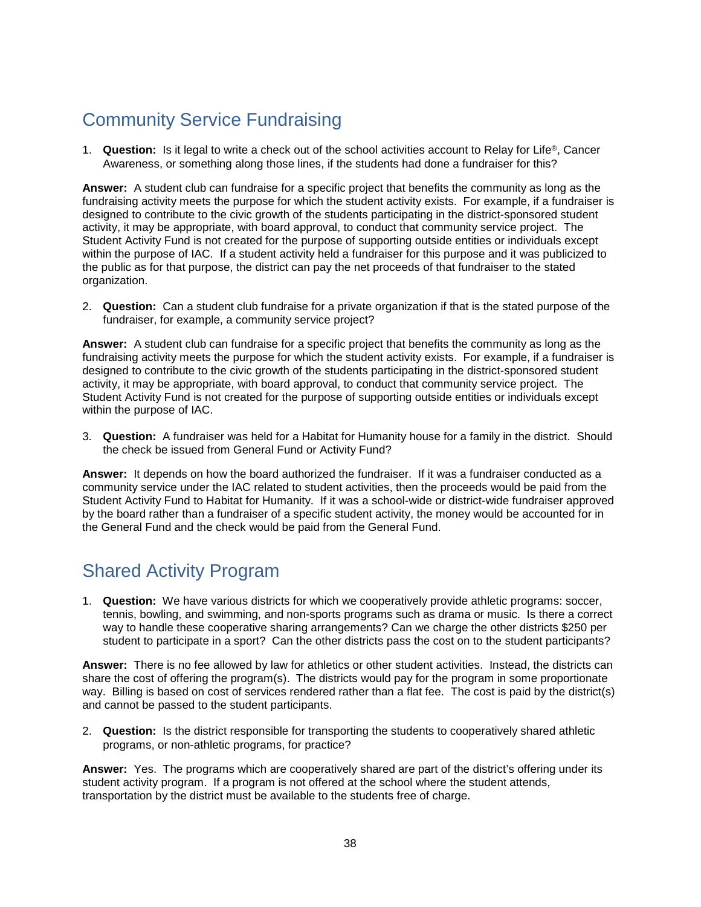## Community Service Fundraising

1. **Question:** Is it legal to write a check out of the school activities account to Relay for Life®, Cancer Awareness, or something along those lines, if the students had done a fundraiser for this?

**Answer:** A student club can fundraise for a specific project that benefits the community as long as the fundraising activity meets the purpose for which the student activity exists. For example, if a fundraiser is designed to contribute to the civic growth of the students participating in the district-sponsored student activity, it may be appropriate, with board approval, to conduct that community service project. The Student Activity Fund is not created for the purpose of supporting outside entities or individuals except within the purpose of IAC. If a student activity held a fundraiser for this purpose and it was publicized to the public as for that purpose, the district can pay the net proceeds of that fundraiser to the stated organization.

2. **Question:** Can a student club fundraise for a private organization if that is the stated purpose of the fundraiser, for example, a community service project?

**Answer:** A student club can fundraise for a specific project that benefits the community as long as the fundraising activity meets the purpose for which the student activity exists. For example, if a fundraiser is designed to contribute to the civic growth of the students participating in the district-sponsored student activity, it may be appropriate, with board approval, to conduct that community service project. The Student Activity Fund is not created for the purpose of supporting outside entities or individuals except within the purpose of IAC.

3. **Question:** A fundraiser was held for a Habitat for Humanity house for a family in the district. Should the check be issued from General Fund or Activity Fund?

**Answer:** It depends on how the board authorized the fundraiser. If it was a fundraiser conducted as a community service under the IAC related to student activities, then the proceeds would be paid from the Student Activity Fund to Habitat for Humanity. If it was a school-wide or district-wide fundraiser approved by the board rather than a fundraiser of a specific student activity, the money would be accounted for in the General Fund and the check would be paid from the General Fund.

## Shared Activity Program

1. **Question:** We have various districts for which we cooperatively provide athletic programs: soccer, tennis, bowling, and swimming, and non-sports programs such as drama or music. Is there a correct way to handle these cooperative sharing arrangements? Can we charge the other districts $250 per student to participate in a sport? Can the other districts pass the cost on to the student participants?

**Answer:** There is no fee allowed by law for athletics or other student activities. Instead, the districts can share the cost of offering the program(s). The districts would pay for the program in some proportionate way. Billing is based on cost of services rendered rather than a flat fee. The cost is paid by the district(s) and cannot be passed to the student participants.

2. **Question:** Is the district responsible for transporting the students to cooperatively shared athletic programs, or non-athletic programs, for practice?

**Answer:** Yes. The programs which are cooperatively shared are part of the district's offering under its student activity program. If a program is not offered at the school where the student attends, transportation by the district must be available to the students free of charge.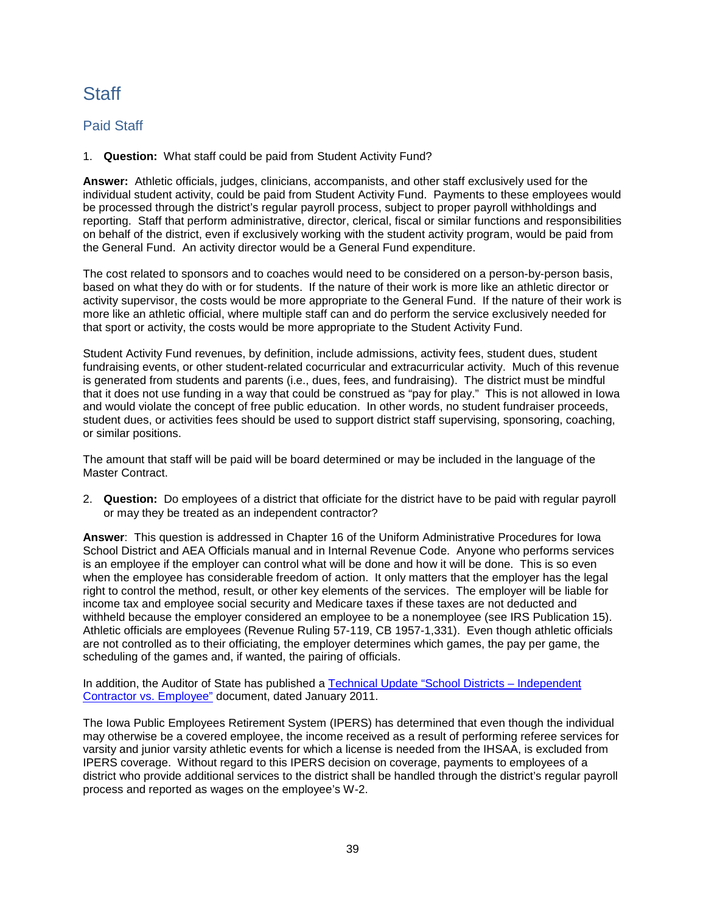# Staff

## Paid Staff

1. **Question:** What staff could be paid from Student Activity Fund?

**Answer:** Athletic officials, judges, clinicians, accompanists, and other staff exclusively used for the individual student activity, could be paid from Student Activity Fund. Payments to these employees would be processed through the district's regular payroll process, subject to proper payroll withholdings and reporting. Staff that perform administrative, director, clerical, fiscal or similar functions and responsibilities on behalf of the district, even if exclusively working with the student activity program, would be paid from the General Fund. An activity director would be a General Fund expenditure.

The cost related to sponsors and to coaches would need to be considered on a person-by-person basis, based on what they do with or for students. If the nature of their work is more like an athletic director or activity supervisor, the costs would be more appropriate to the General Fund. If the nature of their work is more like an athletic official, where multiple staff can and do perform the service exclusively needed for that sport or activity, the costs would be more appropriate to the Student Activity Fund.

Student Activity Fund revenues, by definition, include admissions, activity fees, student dues, student fundraising events, or other student-related cocurricular and extracurricular activity. Much of this revenue is generated from students and parents (i.e., dues, fees, and fundraising). The district must be mindful that it does not use funding in a way that could be construed as "pay for play." This is not allowed in Iowa and would violate the concept of free public education. In other words, no student fundraiser proceeds, student dues, or activities fees should be used to support district staff supervising, sponsoring, coaching, or similar positions.

The amount that staff will be paid will be board determined or may be included in the language of the Master Contract.

2. **Question:** Do employees of a district that officiate for the district have to be paid with regular payroll or may they be treated as an independent contractor?

**Answer**: This question is addressed in Chapter 16 of the Uniform Administrative Procedures for Iowa School District and AEA Officials manual and in Internal Revenue Code. Anyone who performs services is an employee if the employer can control what will be done and how it will be done. This is so even when the employee has considerable freedom of action. It only matters that the employer has the legal right to control the method, result, or other key elements of the services. The employer will be liable for income tax and employee social security and Medicare taxes if these taxes are not deducted and withheld because the employer considered an employee to be a nonemployee (see IRS Publication 15). Athletic officials are employees (Revenue Ruling 57-119, CB 1957-1,331). Even though athletic officials are not controlled as to their officiating, the employer determines which games, the pay per game, the scheduling of the games and, if wanted, the pairing of officials.

In addition, the Auditor of State has published a Technical Update "School Districts – Independent Contractor vs. Employee" document, dated January 2011.

The Iowa Public Employees Retirement System (IPERS) has determined that even though the individual may otherwise be a covered employee, the income received as a result of performing referee services for varsity and junior varsity athletic events for which a license is needed from the IHSAA, is excluded from IPERS coverage. Without regard to this IPERS decision on coverage, payments to employees of a district who provide additional services to the district shall be handled through the district's regular payroll process and reported as wages on the employee's W-2.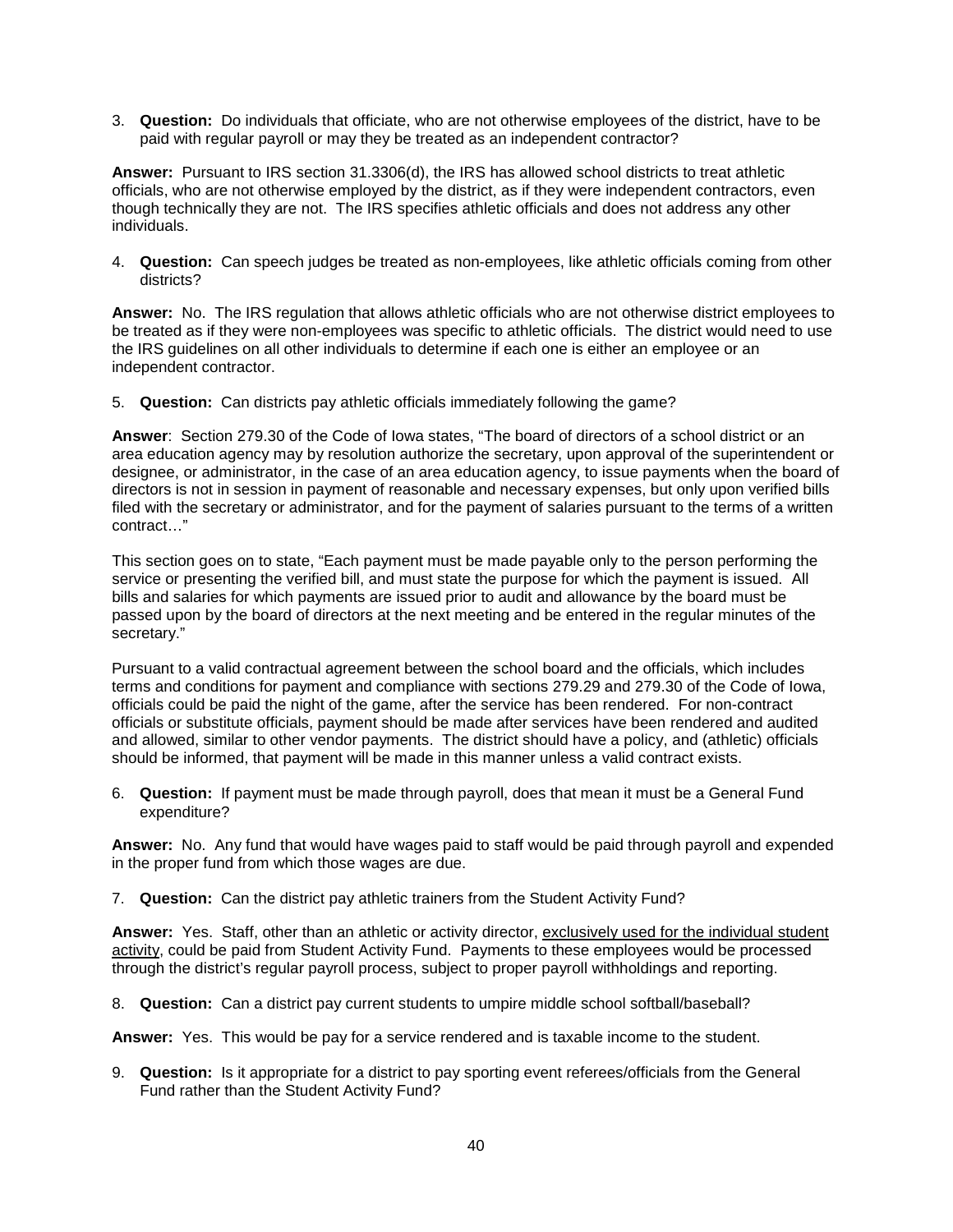3. **Question:** Do individuals that officiate, who are not otherwise employees of the district, have to be paid with regular payroll or may they be treated as an independent contractor?

**Answer:** Pursuant to IRS section 31.3306(d), the IRS has allowed school districts to treat athletic officials, who are not otherwise employed by the district, as if they were independent contractors, even though technically they are not. The IRS specifies athletic officials and does not address any other individuals.

4. **Question:** Can speech judges be treated as non-employees, like athletic officials coming from other districts?

**Answer:** No. The IRS regulation that allows athletic officials who are not otherwise district employees to be treated as if they were non-employees was specific to athletic officials. The district would need to use the IRS guidelines on all other individuals to determine if each one is either an employee or an independent contractor.

5. **Question:** Can districts pay athletic officials immediately following the game?

**Answer**: Section 279.30 of the Code of Iowa states, "The board of directors of a school district or an area education agency may by resolution authorize the secretary, upon approval of the superintendent or designee, or administrator, in the case of an area education agency, to issue payments when the board of directors is not in session in payment of reasonable and necessary expenses, but only upon verified bills filed with the secretary or administrator, and for the payment of salaries pursuant to the terms of a written contract…"

This section goes on to state, "Each payment must be made payable only to the person performing the service or presenting the verified bill, and must state the purpose for which the payment is issued. All bills and salaries for which payments are issued prior to audit and allowance by the board must be passed upon by the board of directors at the next meeting and be entered in the regular minutes of the secretary."

Pursuant to a valid contractual agreement between the school board and the officials, which includes terms and conditions for payment and compliance with sections 279.29 and 279.30 of the Code of Iowa, officials could be paid the night of the game, after the service has been rendered. For non-contract officials or substitute officials, payment should be made after services have been rendered and audited and allowed, similar to other vendor payments. The district should have a policy, and (athletic) officials should be informed, that payment will be made in this manner unless a valid contract exists.

6. **Question:** If payment must be made through payroll, does that mean it must be a General Fund expenditure?

**Answer:** No. Any fund that would have wages paid to staff would be paid through payroll and expended in the proper fund from which those wages are due.

7. **Question:** Can the district pay athletic trainers from the Student Activity Fund?

**Answer:** Yes. Staff, other than an athletic or activity director, <u>exclusively used for the individual student activity</u>, could be paid from Student Activity Fund. Payments to these employees would be processed through the district's regular payroll process, subject to proper payroll withholdings and reporting.

8. **Question:** Can a district pay current students to umpire middle school softball/baseball?

**Answer:** Yes. This would be pay for a service rendered and is taxable income to the student.

9. **Question:** Is it appropriate for a district to pay sporting event referees/officials from the General Fund rather than the Student Activity Fund?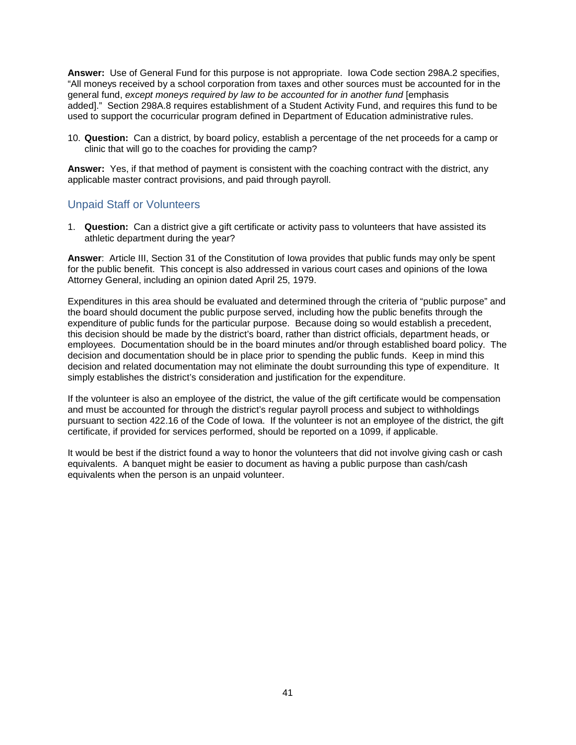**Answer:** Use of General Fund for this purpose is not appropriate. Iowa Code section 298A.2 specifies, "All moneys received by a school corporation from taxes and other sources must be accounted for in the general fund, *except moneys required by law to be accounted for in another fund* [emphasis added]." Section 298A.8 requires establishment of a Student Activity Fund, and requires this fund to be used to support the cocurricular program defined in Department of Education administrative rules.

10. **Question:** Can a district, by board policy, establish a percentage of the net proceeds for a camp or clinic that will go to the coaches for providing the camp?

**Answer:** Yes, if that method of payment is consistent with the coaching contract with the district, any applicable master contract provisions, and paid through payroll.

## Unpaid Staff or Volunteers

1. **Question:** Can a district give a gift certificate or activity pass to volunteers that have assisted its athletic department during the year?

**Answer**: Article III, Section 31 of the Constitution of Iowa provides that public funds may only be spent for the public benefit. This concept is also addressed in various court cases and opinions of the Iowa Attorney General, including an opinion dated April 25, 1979.

Expenditures in this area should be evaluated and determined through the criteria of "public purpose" and the board should document the public purpose served, including how the public benefits through the expenditure of public funds for the particular purpose. Because doing so would establish a precedent, this decision should be made by the district's board, rather than district officials, department heads, or employees. Documentation should be in the board minutes and/or through established board policy. The decision and documentation should be in place prior to spending the public funds. Keep in mind this decision and related documentation may not eliminate the doubt surrounding this type of expenditure. It simply establishes the district's consideration and justification for the expenditure.

If the volunteer is also an employee of the district, the value of the gift certificate would be compensation and must be accounted for through the district's regular payroll process and subject to withholdings pursuant to section 422.16 of the Code of Iowa. If the volunteer is not an employee of the district, the gift certificate, if provided for services performed, should be reported on a 1099, if applicable.

It would be best if the district found a way to honor the volunteers that did not involve giving cash or cash equivalents. A banquet might be easier to document as having a public purpose than cash/cash equivalents when the person is an unpaid volunteer.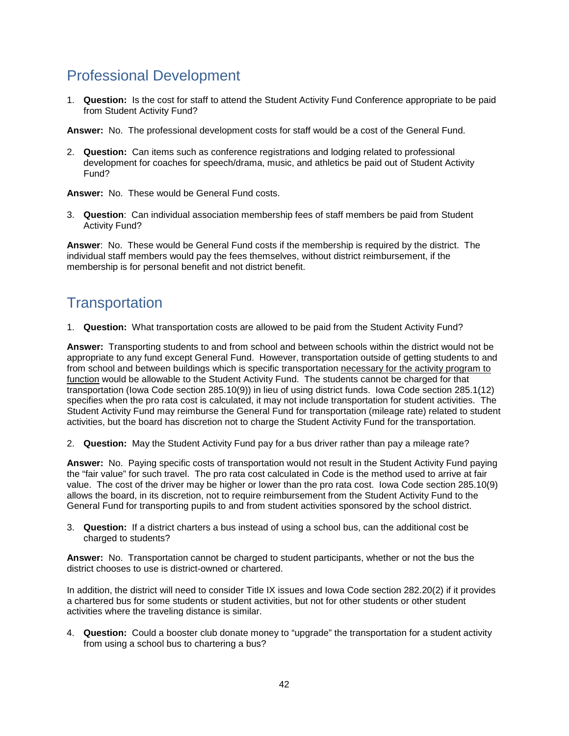## Professional Development

1. **Question:** Is the cost for staff to attend the Student Activity Fund Conference appropriate to be paid from Student Activity Fund?

**Answer:** No. The professional development costs for staff would be a cost of the General Fund.

2. **Question:** Can items such as conference registrations and lodging related to professional development for coaches for speech/drama, music, and athletics be paid out of Student Activity Fund?

**Answer:** No. These would be General Fund costs.

3. **Question**: Can individual association membership fees of staff members be paid from Student Activity Fund?

**Answer**: No. These would be General Fund costs if the membership is required by the district. The individual staff members would pay the fees themselves, without district reimbursement, if the membership is for personal benefit and not district benefit.

## Transportation

1. **Question:** What transportation costs are allowed to be paid from the Student Activity Fund?

**Answer:** Transporting students to and from school and between schools within the district would not be appropriate to any fund except General Fund. However, transportation outside of getting students to and from school and between buildings which is specific transportation <u>necessary for the activity program to function</u> would be allowable to the Student Activity Fund. The students cannot be charged for that transportation (Iowa Code section 285.10(9)) in lieu of using district funds. Iowa Code section 285.1(12) specifies when the pro rata cost is calculated, it may not include transportation for student activities. The Student Activity Fund may reimburse the General Fund for transportation (mileage rate) related to student activities, but the board has discretion not to charge the Student Activity Fund for the transportation.

2. **Question:** May the Student Activity Fund pay for a bus driver rather than pay a mileage rate?

**Answer:** No. Paying specific costs of transportation would not result in the Student Activity Fund paying the "fair value" for such travel. The pro rata cost calculated in Code is the method used to arrive at fair value. The cost of the driver may be higher or lower than the pro rata cost. Iowa Code section 285.10(9) allows the board, in its discretion, not to require reimbursement from the Student Activity Fund to the General Fund for transporting pupils to and from student activities sponsored by the school district.

3. **Question:** If a district charters a bus instead of using a school bus, can the additional cost be charged to students?

**Answer:** No. Transportation cannot be charged to student participants, whether or not the bus the district chooses to use is district-owned or chartered.

In addition, the district will need to consider Title IX issues and Iowa Code section 282.20(2) if it provides a chartered bus for some students or student activities, but not for other students or other student activities where the traveling distance is similar.

4. **Question:** Could a booster club donate money to "upgrade" the transportation for a student activity from using a school bus to chartering a bus?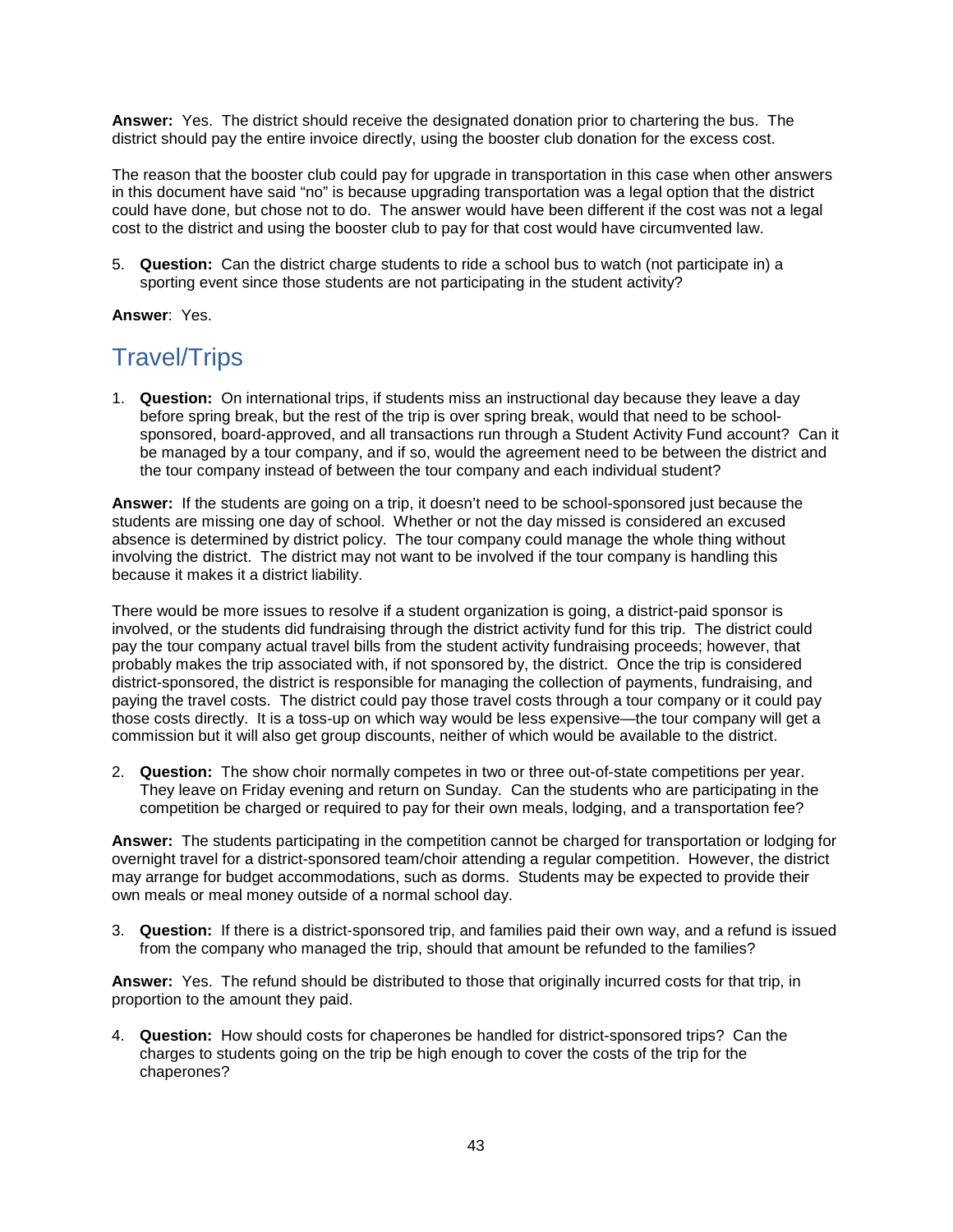**Answer:** Yes. The district should receive the designated donation prior to chartering the bus. The district should pay the entire invoice directly, using the booster club donation for the excess cost.

The reason that the booster club could pay for upgrade in transportation in this case when other answers in this document have said "no" is because upgrading transportation was a legal option that the district could have done, but chose not to do. The answer would have been different if the cost was not a legal cost to the district and using the booster club to pay for that cost would have circumvented law.

5. **Question:** Can the district charge students to ride a school bus to watch (not participate in) a sporting event since those students are not participating in the student activity?

**Answer**: Yes.

## Travel/Trips

1. **Question:** On international trips, if students miss an instructional day because they leave a day before spring break, but the rest of the trip is over spring break, would that need to be school-sponsored, board-approved, and all transactions run through a Student Activity Fund account? Can it be managed by a tour company, and if so, would the agreement need to be between the district and the tour company instead of between the tour company and each individual student?

**Answer:** If the students are going on a trip, it doesn't need to be school-sponsored just because the students are missing one day of school. Whether or not the day missed is considered an excused absence is determined by district policy. The tour company could manage the whole thing without involving the district. The district may not want to be involved if the tour company is handling this because it makes it a district liability.

There would be more issues to resolve if a student organization is going, a district-paid sponsor is involved, or the students did fundraising through the district activity fund for this trip. The district could pay the tour company actual travel bills from the student activity fundraising proceeds; however, that probably makes the trip associated with, if not sponsored by, the district. Once the trip is considered district-sponsored, the district is responsible for managing the collection of payments, fundraising, and paying the travel costs. The district could pay those travel costs through a tour company or it could pay those costs directly. It is a toss-up on which way would be less expensive—the tour company will get a commission but it will also get group discounts, neither of which would be available to the district.

2. **Question:** The show choir normally competes in two or three out-of-state competitions per year. They leave on Friday evening and return on Sunday. Can the students who are participating in the competition be charged or required to pay for their own meals, lodging, and a transportation fee?

**Answer:** The students participating in the competition cannot be charged for transportation or lodging for overnight travel for a district-sponsored team/choir attending a regular competition. However, the district may arrange for budget accommodations, such as dorms. Students may be expected to provide their own meals or meal money outside of a normal school day.

3. **Question:** If there is a district-sponsored trip, and families paid their own way, and a refund is issued from the company who managed the trip, should that amount be refunded to the families?

**Answer:** Yes. The refund should be distributed to those that originally incurred costs for that trip, in proportion to the amount they paid.

4. **Question:** How should costs for chaperones be handled for district-sponsored trips? Can the charges to students going on the trip be high enough to cover the costs of the trip for the chaperones?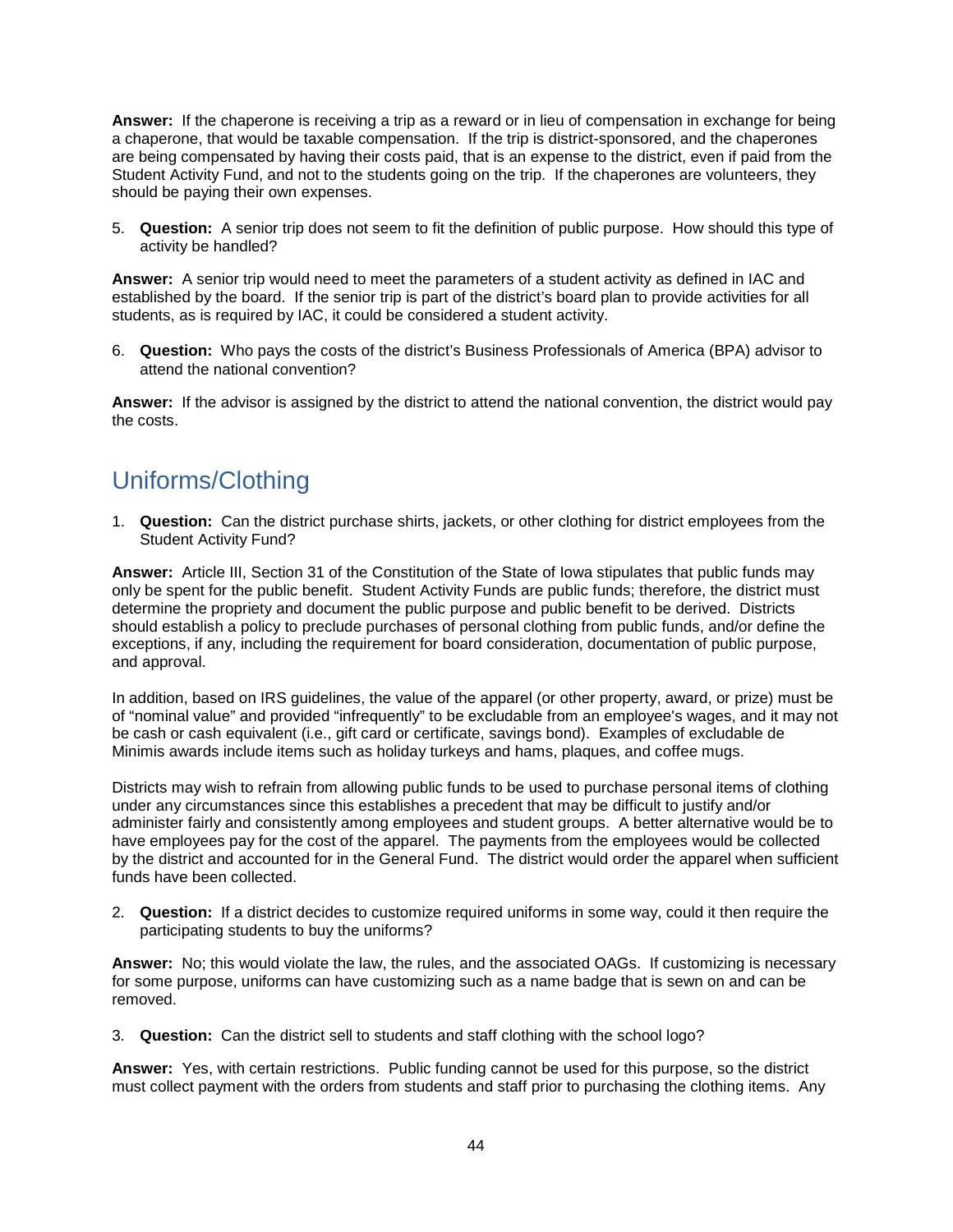**Answer:** If the chaperone is receiving a trip as a reward or in lieu of compensation in exchange for being a chaperone, that would be taxable compensation. If the trip is district-sponsored, and the chaperones are being compensated by having their costs paid, that is an expense to the district, even if paid from the Student Activity Fund, and not to the students going on the trip. If the chaperones are volunteers, they should be paying their own expenses.

5. **Question:** A senior trip does not seem to fit the definition of public purpose. How should this type of activity be handled?

**Answer:** A senior trip would need to meet the parameters of a student activity as defined in IAC and established by the board. If the senior trip is part of the district's board plan to provide activities for all students, as is required by IAC, it could be considered a student activity.

6. **Question:** Who pays the costs of the district's Business Professionals of America (BPA) advisor to attend the national convention?

**Answer:** If the advisor is assigned by the district to attend the national convention, the district would pay the costs.

## Uniforms/Clothing

1. **Question:** Can the district purchase shirts, jackets, or other clothing for district employees from the Student Activity Fund?

**Answer:** Article III, Section 31 of the Constitution of the State of Iowa stipulates that public funds may only be spent for the public benefit. Student Activity Funds are public funds; therefore, the district must determine the propriety and document the public purpose and public benefit to be derived. Districts should establish a policy to preclude purchases of personal clothing from public funds, and/or define the exceptions, if any, including the requirement for board consideration, documentation of public purpose, and approval.

In addition, based on IRS guidelines, the value of the apparel (or other property, award, or prize) must be of "nominal value" and provided "infrequently" to be excludable from an employee's wages, and it may not be cash or cash equivalent (i.e., gift card or certificate, savings bond). Examples of excludable de Minimis awards include items such as holiday turkeys and hams, plaques, and coffee mugs.

Districts may wish to refrain from allowing public funds to be used to purchase personal items of clothing under any circumstances since this establishes a precedent that may be difficult to justify and/or administer fairly and consistently among employees and student groups. A better alternative would be to have employees pay for the cost of the apparel. The payments from the employees would be collected by the district and accounted for in the General Fund. The district would order the apparel when sufficient funds have been collected.

2. **Question:** If a district decides to customize required uniforms in some way, could it then require the participating students to buy the uniforms?

**Answer:** No; this would violate the law, the rules, and the associated OAGs. If customizing is necessary for some purpose, uniforms can have customizing such as a name badge that is sewn on and can be removed.

3. **Question:** Can the district sell to students and staff clothing with the school logo?

**Answer:** Yes, with certain restrictions. Public funding cannot be used for this purpose, so the district must collect payment with the orders from students and staff prior to purchasing the clothing items. Any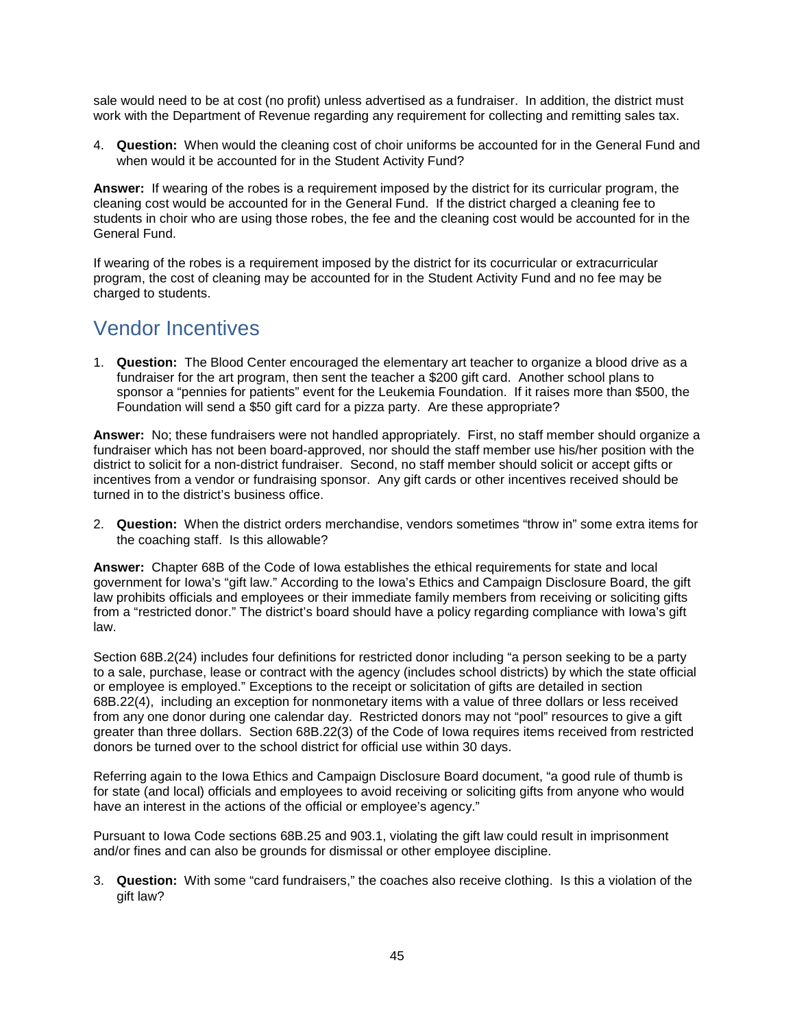sale would need to be at cost (no profit) unless advertised as a fundraiser. In addition, the district must work with the Department of Revenue regarding any requirement for collecting and remitting sales tax.

4. **Question:** When would the cleaning cost of choir uniforms be accounted for in the General Fund and when would it be accounted for in the Student Activity Fund?

**Answer:** If wearing of the robes is a requirement imposed by the district for its curricular program, the cleaning cost would be accounted for in the General Fund. If the district charged a cleaning fee to students in choir who are using those robes, the fee and the cleaning cost would be accounted for in the General Fund.

If wearing of the robes is a requirement imposed by the district for its cocurricular or extracurricular program, the cost of cleaning may be accounted for in the Student Activity Fund and no fee may be charged to students.

## Vendor Incentives

1. **Question:** The Blood Center encouraged the elementary art teacher to organize a blood drive as a fundraiser for the art program, then sent the teacher a $200 gift card. Another school plans to sponsor a "pennies for patients" event for the Leukemia Foundation. If it raises more than $500, the Foundation will send a $50 gift card for a pizza party. Are these appropriate?

**Answer:** No; these fundraisers were not handled appropriately. First, no staff member should organize a fundraiser which has not been board-approved, nor should the staff member use his/her position with the district to solicit for a non-district fundraiser. Second, no staff member should solicit or accept gifts or incentives from a vendor or fundraising sponsor. Any gift cards or other incentives received should be turned in to the district's business office.

2. **Question:** When the district orders merchandise, vendors sometimes "throw in" some extra items for the coaching staff. Is this allowable?

**Answer:** Chapter 68B of the Code of Iowa establishes the ethical requirements for state and local government for Iowa's "gift law." According to the Iowa's Ethics and Campaign Disclosure Board, the gift law prohibits officials and employees or their immediate family members from receiving or soliciting gifts from a "restricted donor." The district's board should have a policy regarding compliance with Iowa's gift law.

Section 68B.2(24) includes four definitions for restricted donor including "a person seeking to be a party to a sale, purchase, lease or contract with the agency (includes school districts) by which the state official or employee is employed." Exceptions to the receipt or solicitation of gifts are detailed in section 68B.22(4), including an exception for nonmonetary items with a value of three dollars or less received from any one donor during one calendar day. Restricted donors may not "pool" resources to give a gift greater than three dollars. Section 68B.22(3) of the Code of Iowa requires items received from restricted donors be turned over to the school district for official use within 30 days.

Referring again to the Iowa Ethics and Campaign Disclosure Board document, "a good rule of thumb is for state (and local) officials and employees to avoid receiving or soliciting gifts from anyone who would have an interest in the actions of the official or employee's agency."

Pursuant to Iowa Code sections 68B.25 and 903.1, violating the gift law could result in imprisonment and/or fines and can also be grounds for dismissal or other employee discipline.

3. **Question:** With some "card fundraisers," the coaches also receive clothing. Is this a violation of the gift law?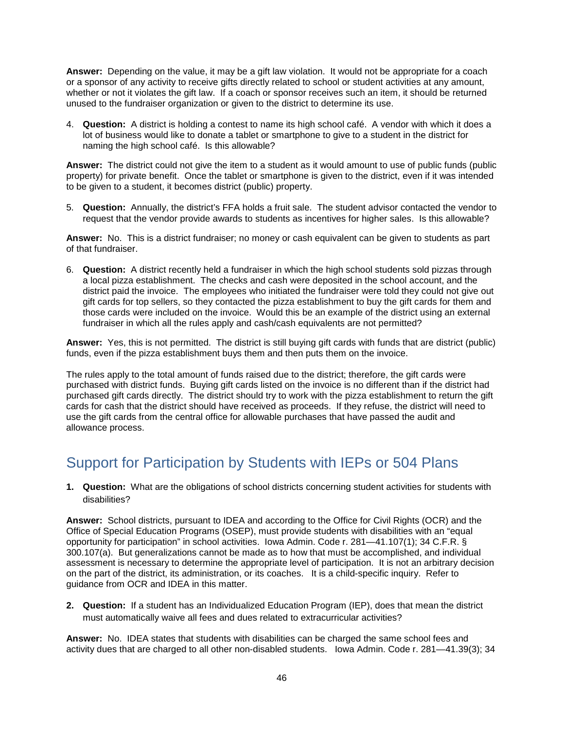**Answer:** Depending on the value, it may be a gift law violation. It would not be appropriate for a coach or a sponsor of any activity to receive gifts directly related to school or student activities at any amount, whether or not it violates the gift law. If a coach or sponsor receives such an item, it should be returned unused to the fundraiser organization or given to the district to determine its use.

4. **Question:** A district is holding a contest to name its high school café. A vendor with which it does a lot of business would like to donate a tablet or smartphone to give to a student in the district for naming the high school café. Is this allowable?

**Answer:** The district could not give the item to a student as it would amount to use of public funds (public property) for private benefit. Once the tablet or smartphone is given to the district, even if it was intended to be given to a student, it becomes district (public) property.

5. **Question:** Annually, the district's FFA holds a fruit sale. The student advisor contacted the vendor to request that the vendor provide awards to students as incentives for higher sales. Is this allowable?

**Answer:** No. This is a district fundraiser; no money or cash equivalent can be given to students as part of that fundraiser.

6. **Question:** A district recently held a fundraiser in which the high school students sold pizzas through a local pizza establishment. The checks and cash were deposited in the school account, and the district paid the invoice. The employees who initiated the fundraiser were told they could not give out gift cards for top sellers, so they contacted the pizza establishment to buy the gift cards for them and those cards were included on the invoice. Would this be an example of the district using an external fundraiser in which all the rules apply and cash/cash equivalents are not permitted?

**Answer:** Yes, this is not permitted. The district is still buying gift cards with funds that are district (public) funds, even if the pizza establishment buys them and then puts them on the invoice.

The rules apply to the total amount of funds raised due to the district; therefore, the gift cards were purchased with district funds. Buying gift cards listed on the invoice is no different than if the district had purchased gift cards directly. The district should try to work with the pizza establishment to return the gift cards for cash that the district should have received as proceeds. If they refuse, the district will need to use the gift cards from the central office for allowable purchases that have passed the audit and allowance process.

## Support for Participation by Students with IEPs or 504 Plans

1. **Question:** What are the obligations of school districts concerning student activities for students with disabilities?

**Answer:** School districts, pursuant to IDEA and according to the Office for Civil Rights (OCR) and the Office of Special Education Programs (OSEP), must provide students with disabilities with an "equal opportunity for participation" in school activities. Iowa Admin. Code r. 281—41.107(1); 34 C.F.R. § 300.107(a). But generalizations cannot be made as to how that must be accomplished, and individual assessment is necessary to determine the appropriate level of participation. It is not an arbitrary decision on the part of the district, its administration, or its coaches. It is a child-specific inquiry. Refer to guidance from OCR and IDEA in this matter.

2. **Question:** If a student has an Individualized Education Program (IEP), does that mean the district must automatically waive all fees and dues related to extracurricular activities?

**Answer:** No. IDEA states that students with disabilities can be charged the same school fees and activity dues that are charged to all other non-disabled students. Iowa Admin. Code r. 281—41.39(3); 34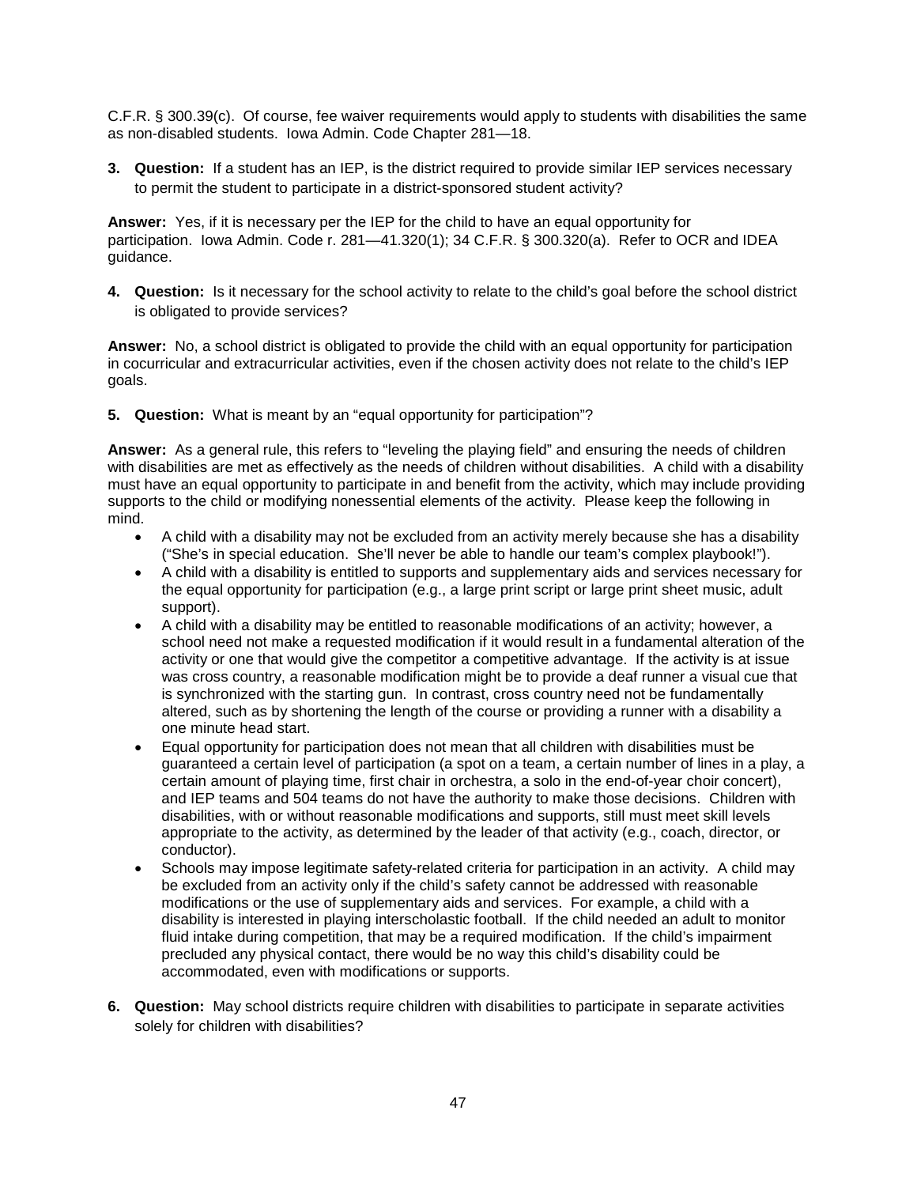C.F.R. § 300.39(c). Of course, fee waiver requirements would apply to students with disabilities the same as non-disabled students. Iowa Admin. Code Chapter 281—18.

**3. Question:** If a student has an IEP, is the district required to provide similar IEP services necessary to permit the student to participate in a district-sponsored student activity?

**Answer:** Yes, if it is necessary per the IEP for the child to have an equal opportunity for participation. Iowa Admin. Code r. 281—41.320(1); 34 C.F.R. § 300.320(a). Refer to OCR and IDEA guidance.

**4. Question:** Is it necessary for the school activity to relate to the child's goal before the school district is obligated to provide services?

**Answer:** No, a school district is obligated to provide the child with an equal opportunity for participation in cocurricular and extracurricular activities, even if the chosen activity does not relate to the child's IEP goals.

**5. Question:** What is meant by an "equal opportunity for participation"?

**Answer:** As a general rule, this refers to "leveling the playing field" and ensuring the needs of children with disabilities are met as effectively as the needs of children without disabilities. A child with a disability must have an equal opportunity to participate in and benefit from the activity, which may include providing supports to the child or modifying nonessential elements of the activity. Please keep the following in mind.

- A child with a disability may not be excluded from an activity merely because she has a disability ("She's in special education. She'll never be able to handle our team's complex playbook!").
- A child with a disability is entitled to supports and supplementary aids and services necessary for the equal opportunity for participation (e.g., a large print script or large print sheet music, adult support).
- A child with a disability may be entitled to reasonable modifications of an activity; however, a school need not make a requested modification if it would result in a fundamental alteration of the activity or one that would give the competitor a competitive advantage. If the activity is at issue was cross country, a reasonable modification might be to provide a deaf runner a visual cue that is synchronized with the starting gun. In contrast, cross country need not be fundamentally altered, such as by shortening the length of the course or providing a runner with a disability a one minute head start.
- Equal opportunity for participation does not mean that all children with disabilities must be guaranteed a certain level of participation (a spot on a team, a certain number of lines in a play, a certain amount of playing time, first chair in orchestra, a solo in the end-of-year choir concert), and IEP teams and 504 teams do not have the authority to make those decisions. Children with disabilities, with or without reasonable modifications and supports, still must meet skill levels appropriate to the activity, as determined by the leader of that activity (e.g., coach, director, or conductor).
- Schools may impose legitimate safety-related criteria for participation in an activity. A child may be excluded from an activity only if the child's safety cannot be addressed with reasonable modifications or the use of supplementary aids and services. For example, a child with a disability is interested in playing interscholastic football. If the child needed an adult to monitor fluid intake during competition, that may be a required modification. If the child's impairment precluded any physical contact, there would be no way this child's disability could be accommodated, even with modifications or supports.

**6. Question:** May school districts require children with disabilities to participate in separate activities solely for children with disabilities?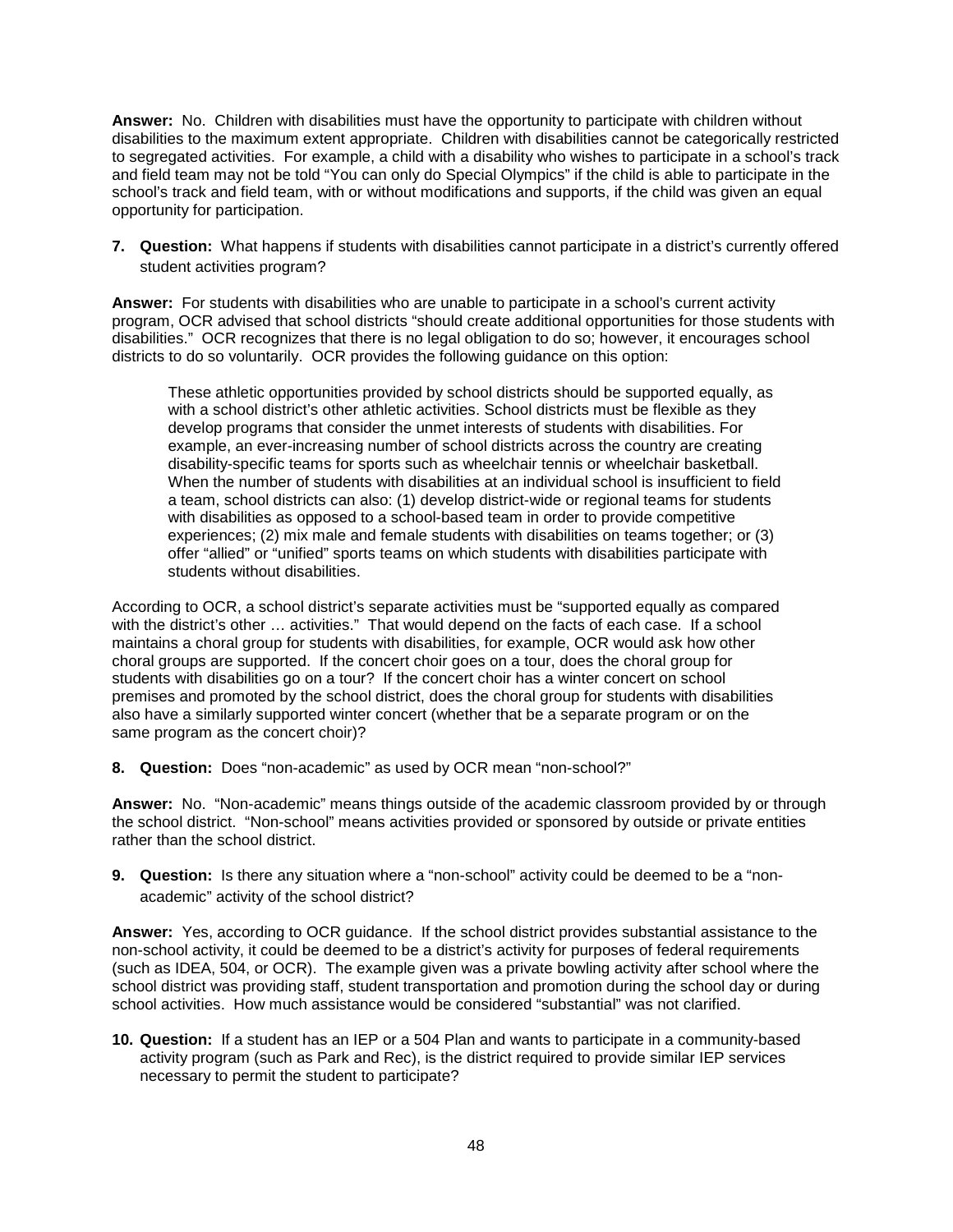**Answer:** No. Children with disabilities must have the opportunity to participate with children without disabilities to the maximum extent appropriate. Children with disabilities cannot be categorically restricted to segregated activities. For example, a child with a disability who wishes to participate in a school's track and field team may not be told "You can only do Special Olympics" if the child is able to participate in the school's track and field team, with or without modifications and supports, if the child was given an equal opportunity for participation.

7. **Question:** What happens if students with disabilities cannot participate in a district's currently offered student activities program?

**Answer:** For students with disabilities who are unable to participate in a school's current activity program, OCR advised that school districts "should create additional opportunities for those students with disabilities." OCR recognizes that there is no legal obligation to do so; however, it encourages school districts to do so voluntarily. OCR provides the following guidance on this option:

> These athletic opportunities provided by school districts should be supported equally, as with a school district's other athletic activities. School districts must be flexible as they develop programs that consider the unmet interests of students with disabilities. For example, an ever-increasing number of school districts across the country are creating disability-specific teams for sports such as wheelchair tennis or wheelchair basketball. When the number of students with disabilities at an individual school is insufficient to field a team, school districts can also: (1) develop district-wide or regional teams for students with disabilities as opposed to a school-based team in order to provide competitive experiences; (2) mix male and female students with disabilities on teams together; or (3) offer "allied" or "unified" sports teams on which students with disabilities participate with students without disabilities.

According to OCR, a school district's separate activities must be "supported equally as compared with the district's other … activities." That would depend on the facts of each case. If a school maintains a choral group for students with disabilities, for example, OCR would ask how other choral groups are supported. If the concert choir goes on a tour, does the choral group for students with disabilities go on a tour? If the concert choir has a winter concert on school premises and promoted by the school district, does the choral group for students with disabilities also have a similarly supported winter concert (whether that be a separate program or on the same program as the concert choir)?

8. **Question:** Does "non-academic" as used by OCR mean "non-school?"

**Answer:** No. "Non-academic" means things outside of the academic classroom provided by or through the school district. "Non-school" means activities provided or sponsored by outside or private entities rather than the school district.

9. **Question:** Is there any situation where a "non-school" activity could be deemed to be a "non-academic" activity of the school district?

**Answer:** Yes, according to OCR guidance. If the school district provides substantial assistance to the non-school activity, it could be deemed to be a district's activity for purposes of federal requirements (such as IDEA, 504, or OCR). The example given was a private bowling activity after school where the school district was providing staff, student transportation and promotion during the school day or during school activities. How much assistance would be considered "substantial" was not clarified.

10. **Question:** If a student has an IEP or a 504 Plan and wants to participate in a community-based activity program (such as Park and Rec), is the district required to provide similar IEP services necessary to permit the student to participate?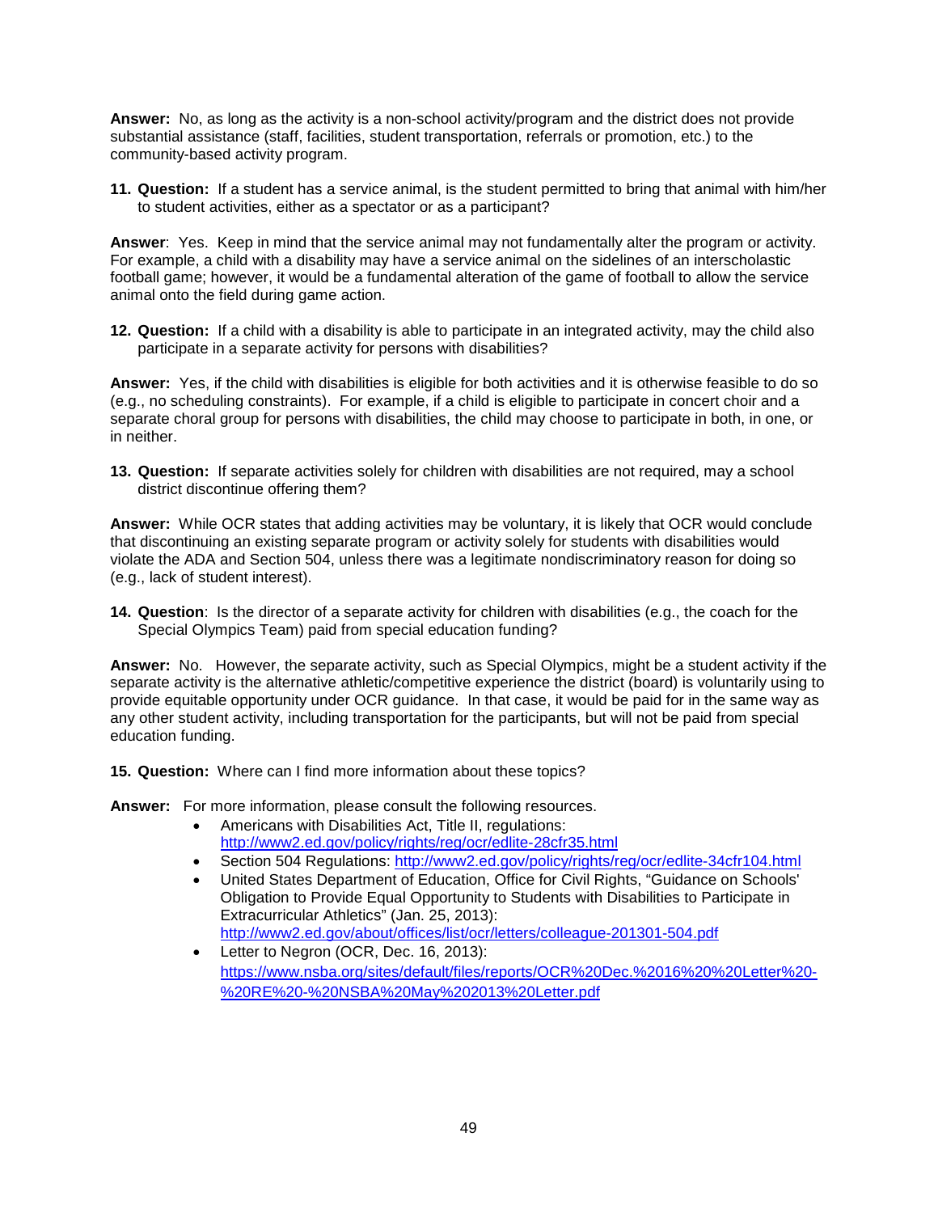**Answer:** No, as long as the activity is a non-school activity/program and the district does not provide substantial assistance (staff, facilities, student transportation, referrals or promotion, etc.) to the community-based activity program.

11. **Question:** If a student has a service animal, is the student permitted to bring that animal with him/her to student activities, either as a spectator or as a participant?

**Answer**: Yes. Keep in mind that the service animal may not fundamentally alter the program or activity. For example, a child with a disability may have a service animal on the sidelines of an interscholastic football game; however, it would be a fundamental alteration of the game of football to allow the service animal onto the field during game action.

12. **Question:** If a child with a disability is able to participate in an integrated activity, may the child also participate in a separate activity for persons with disabilities?

**Answer:** Yes, if the child with disabilities is eligible for both activities and it is otherwise feasible to do so (e.g., no scheduling constraints). For example, if a child is eligible to participate in concert choir and a separate choral group for persons with disabilities, the child may choose to participate in both, in one, or in neither.

13. **Question:** If separate activities solely for children with disabilities are not required, may a school district discontinue offering them?

**Answer:** While OCR states that adding activities may be voluntary, it is likely that OCR would conclude that discontinuing an existing separate program or activity solely for students with disabilities would violate the ADA and Section 504, unless there was a legitimate nondiscriminatory reason for doing so (e.g., lack of student interest).

14. **Question**: Is the director of a separate activity for children with disabilities (e.g., the coach for the Special Olympics Team) paid from special education funding?

**Answer:** No. However, the separate activity, such as Special Olympics, might be a student activity if the separate activity is the alternative athletic/competitive experience the district (board) is voluntarily using to provide equitable opportunity under OCR guidance. In that case, it would be paid for in the same way as any other student activity, including transportation for the participants, but will not be paid from special education funding.

15. **Question:** Where can I find more information about these topics?

**Answer:** For more information, please consult the following resources.

- Americans with Disabilities Act, Title II, regulations: http://www2.ed.gov/policy/rights/reg/ocr/edlite-28cfr35.html
- Section 504 Regulations: http://www2.ed.gov/policy/rights/reg/ocr/edlite-34cfr104.html
- United States Department of Education, Office for Civil Rights, "Guidance on Schools' Obligation to Provide Equal Opportunity to Students with Disabilities to Participate in Extracurricular Athletics" (Jan. 25, 2013): http://www2.ed.gov/about/offices/list/ocr/letters/colleague-201301-504.pdf
- Letter to Negron (OCR, Dec. 16, 2013): https://www.nsba.org/sites/default/files/reports/OCR%20Dec.%2016%20%20Letter%20-%20RE%20-%20NSBA%20May%202013%20Letter.pdf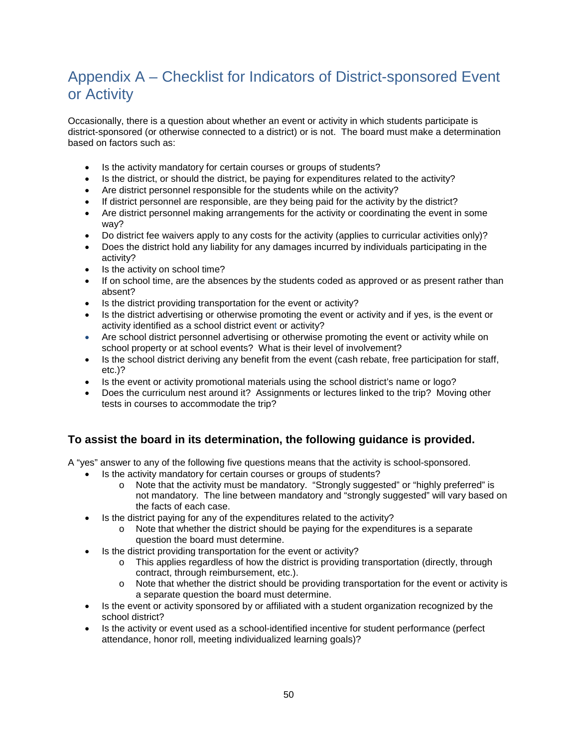# Appendix A – Checklist for Indicators of District-sponsored Event or Activity

Occasionally, there is a question about whether an event or activity in which students participate is district-sponsored (or otherwise connected to a district) or is not. The board must make a determination based on factors such as:

- Is the activity mandatory for certain courses or groups of students?
- Is the district, or should the district, be paying for expenditures related to the activity?
- Are district personnel responsible for the students while on the activity?
- If district personnel are responsible, are they being paid for the activity by the district?
- Are district personnel making arrangements for the activity or coordinating the event in some way?
- Do district fee waivers apply to any costs for the activity (applies to curricular activities only)?
- Does the district hold any liability for any damages incurred by individuals participating in the activity?
- Is the activity on school time?
- If on school time, are the absences by the students coded as approved or as present rather than absent?
- Is the district providing transportation for the event or activity?
- Is the district advertising or otherwise promoting the event or activity and if yes, is the event or activity identified as a school district event or activity?
- Are school district personnel advertising or otherwise promoting the event or activity while on school property or at school events? What is their level of involvement?
- Is the school district deriving any benefit from the event (cash rebate, free participation for staff, etc.)?
- Is the event or activity promotional materials using the school district's name or logo?
- Does the curriculum nest around it? Assignments or lectures linked to the trip? Moving other tests in courses to accommodate the trip?

### To assist the board in its determination, the following guidance is provided.

A "yes" answer to any of the following five questions means that the activity is school-sponsored.

- Is the activity mandatory for certain courses or groups of students?
  - Note that the activity must be mandatory. "Strongly suggested" or "highly preferred" is not mandatory. The line between mandatory and "strongly suggested" will vary based on the facts of each case.
- Is the district paying for any of the expenditures related to the activity?
  - Note that whether the district should be paying for the expenditures is a separate question the board must determine.
- Is the district providing transportation for the event or activity?
  - This applies regardless of how the district is providing transportation (directly, through contract, through reimbursement, etc.).
  - Note that whether the district should be providing transportation for the event or activity is a separate question the board must determine.
- Is the event or activity sponsored by or affiliated with a student organization recognized by the school district?
- Is the activity or event used as a school-identified incentive for student performance (perfect attendance, honor roll, meeting individualized learning goals)?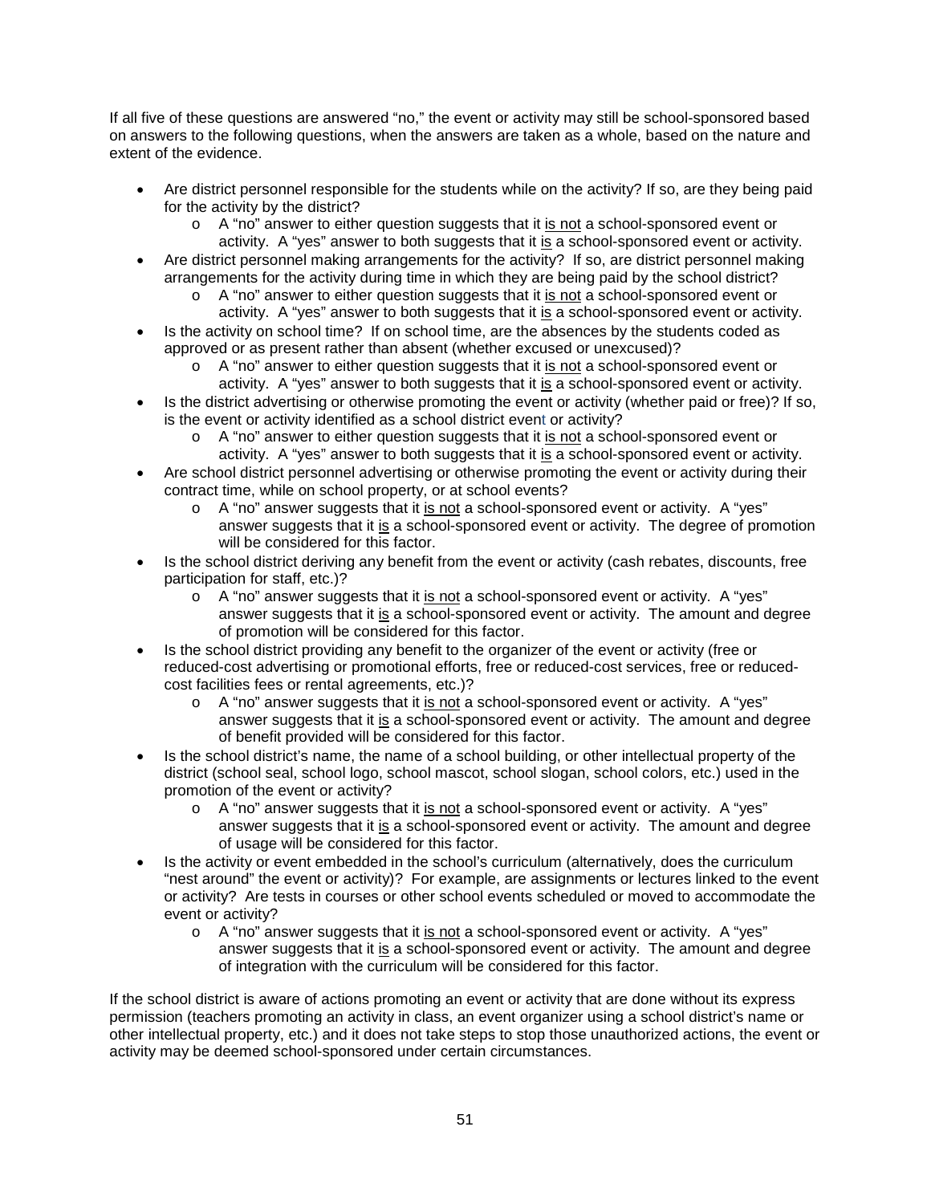If all five of these questions are answered "no," the event or activity may still be school-sponsored based on answers to the following questions, when the answers are taken as a whole, based on the nature and extent of the evidence.

- Are district personnel responsible for the students while on the activity? If so, are they being paid for the activity by the district?
  - A "no" answer to either question suggests that it <u>is not</u> a school-sponsored event or activity. A "yes" answer to both suggests that it <u>is</u> a school-sponsored event or activity.
- Are district personnel making arrangements for the activity? If so, are district personnel making arrangements for the activity during time in which they are being paid by the school district?
  - A "no" answer to either question suggests that it <u>is not</u> a school-sponsored event or activity. A "yes" answer to both suggests that it <u>is</u> a school-sponsored event or activity.
- Is the activity on school time? If on school time, are the absences by the students coded as approved or as present rather than absent (whether excused or unexcused)?
  - A "no" answer to either question suggests that it <u>is not</u> a school-sponsored event or activity. A "yes" answer to both suggests that it <u>is</u> a school-sponsored event or activity.
- Is the district advertising or otherwise promoting the event or activity (whether paid or free)? If so, is the event or activity identified as a school district event or activity?
  - A "no" answer to either question suggests that it <u>is not</u> a school-sponsored event or activity. A "yes" answer to both suggests that it <u>is</u> a school-sponsored event or activity.
- Are school district personnel advertising or otherwise promoting the event or activity during their contract time, while on school property, or at school events?
  - A "no" answer suggests that it <u>is not</u> a school-sponsored event or activity. A "yes" answer suggests that it <u>is</u> a school-sponsored event or activity. The degree of promotion will be considered for this factor.
- Is the school district deriving any benefit from the event or activity (cash rebates, discounts, free participation for staff, etc.)?
  - A "no" answer suggests that it <u>is not</u> a school-sponsored event or activity. A "yes" answer suggests that it <u>is</u> a school-sponsored event or activity. The amount and degree of promotion will be considered for this factor.
- Is the school district providing any benefit to the organizer of the event or activity (free or reduced-cost advertising or promotional efforts, free or reduced-cost services, free or reduced-cost facilities fees or rental agreements, etc.)?
  - A "no" answer suggests that it <u>is not</u> a school-sponsored event or activity. A "yes" answer suggests that it <u>is</u> a school-sponsored event or activity. The amount and degree of benefit provided will be considered for this factor.
- Is the school district's name, the name of a school building, or other intellectual property of the district (school seal, school logo, school mascot, school slogan, school colors, etc.) used in the promotion of the event or activity?
  - A "no" answer suggests that it <u>is not</u> a school-sponsored event or activity. A "yes" answer suggests that it <u>is</u> a school-sponsored event or activity. The amount and degree of usage will be considered for this factor.
- Is the activity or event embedded in the school's curriculum (alternatively, does the curriculum "nest around" the event or activity)? For example, are assignments or lectures linked to the event or activity? Are tests in courses or other school events scheduled or moved to accommodate the event or activity?
  - A "no" answer suggests that it <u>is not</u> a school-sponsored event or activity. A "yes" answer suggests that it <u>is</u> a school-sponsored event or activity. The amount and degree of integration with the curriculum will be considered for this factor.

If the school district is aware of actions promoting an event or activity that are done without its express permission (teachers promoting an activity in class, an event organizer using a school district's name or other intellectual property, etc.) and it does not take steps to stop those unauthorized actions, the event or activity may be deemed school-sponsored under certain circumstances.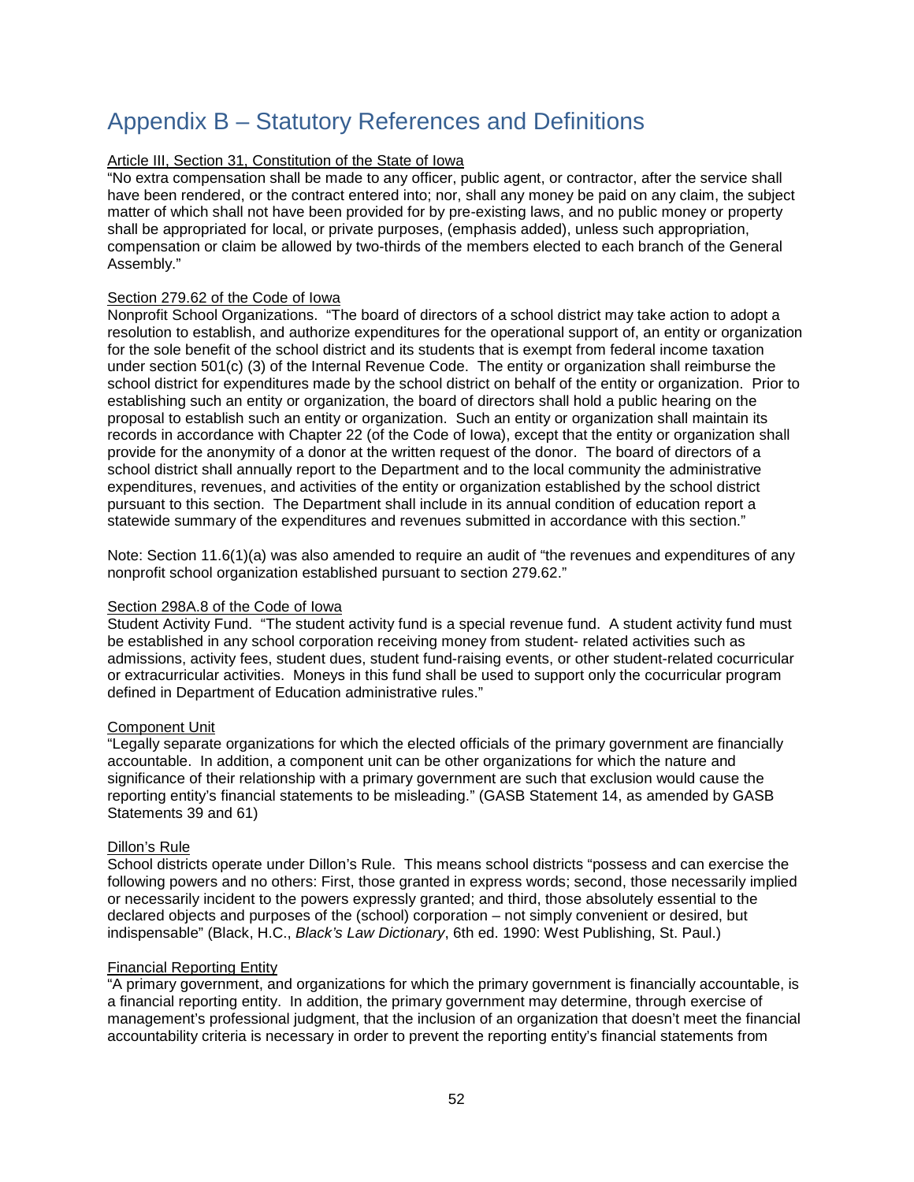# Appendix B – Statutory References and Definitions

<u>Article III, Section 31, Constitution of the State of Iowa</u>

"No extra compensation shall be made to any officer, public agent, or contractor, after the service shall have been rendered, or the contract entered into; nor, shall any money be paid on any claim, the subject matter of which shall not have been provided for by pre-existing laws, and no public money or property shall be appropriated for local, or private purposes, (emphasis added), unless such appropriation, compensation or claim be allowed by two-thirds of the members elected to each branch of the General Assembly."

<u>Section 279.62 of the Code of Iowa</u>

Nonprofit School Organizations. "The board of directors of a school district may take action to adopt a resolution to establish, and authorize expenditures for the operational support of, an entity or organization for the sole benefit of the school district and its students that is exempt from federal income taxation under section 501(c) (3) of the Internal Revenue Code. The entity or organization shall reimburse the school district for expenditures made by the school district on behalf of the entity or organization. Prior to establishing such an entity or organization, the board of directors shall hold a public hearing on the proposal to establish such an entity or organization. Such an entity or organization shall maintain its records in accordance with Chapter 22 (of the Code of Iowa), except that the entity or organization shall provide for the anonymity of a donor at the written request of the donor. The board of directors of a school district shall annually report to the Department and to the local community the administrative expenditures, revenues, and activities of the entity or organization established by the school district pursuant to this section. The Department shall include in its annual condition of education report a statewide summary of the expenditures and revenues submitted in accordance with this section."

Note: Section 11.6(1)(a) was also amended to require an audit of "the revenues and expenditures of any nonprofit school organization established pursuant to section 279.62."

<u>Section 298A.8 of the Code of Iowa</u>

Student Activity Fund. "The student activity fund is a special revenue fund. A student activity fund must be established in any school corporation receiving money from student- related activities such as admissions, activity fees, student dues, student fund-raising events, or other student-related cocurricular or extracurricular activities. Moneys in this fund shall be used to support only the cocurricular program defined in Department of Education administrative rules."

<u>Component Unit</u>

"Legally separate organizations for which the elected officials of the primary government are financially accountable. In addition, a component unit can be other organizations for which the nature and significance of their relationship with a primary government are such that exclusion would cause the reporting entity's financial statements to be misleading." (GASB Statement 14, as amended by GASB Statements 39 and 61)

<u>Dillon's Rule</u>

School districts operate under Dillon's Rule. This means school districts "possess and can exercise the following powers and no others: First, those granted in express words; second, those necessarily implied or necessarily incident to the powers expressly granted; and third, those absolutely essential to the declared objects and purposes of the (school) corporation – not simply convenient or desired, but indispensable" (Black, H.C., *Black's Law Dictionary*, 6th ed. 1990: West Publishing, St. Paul.)

<u>Financial Reporting Entity</u>

"A primary government, and organizations for which the primary government is financially accountable, is a financial reporting entity. In addition, the primary government may determine, through exercise of management's professional judgment, that the inclusion of an organization that doesn't meet the financial accountability criteria is necessary in order to prevent the reporting entity's financial statements from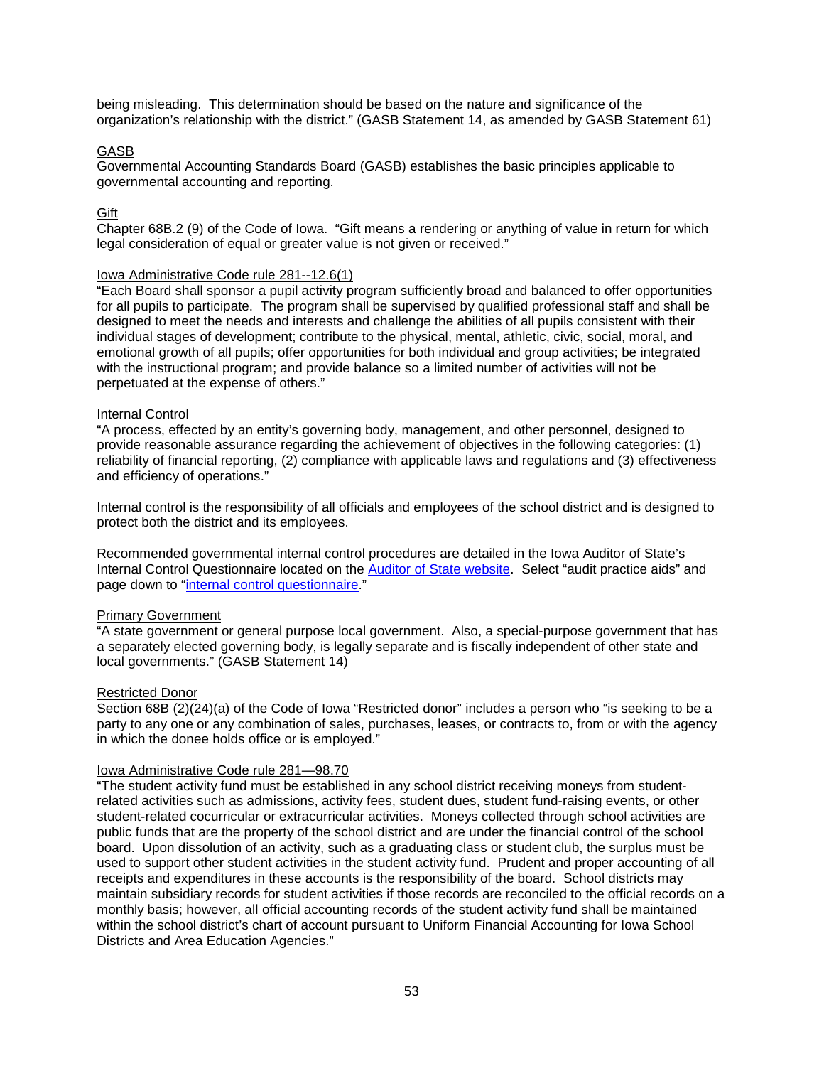being misleading. This determination should be based on the nature and significance of the organization's relationship with the district." (GASB Statement 14, as amended by GASB Statement 61)

<u>GASB</u>

Governmental Accounting Standards Board (GASB) establishes the basic principles applicable to governmental accounting and reporting.

<u>Gift</u>

Chapter 68B.2 (9) of the Code of Iowa. "Gift means a rendering or anything of value in return for which legal consideration of equal or greater value is not given or received."

<u>Iowa Administrative Code rule 281--12.6(1)</u>

"Each Board shall sponsor a pupil activity program sufficiently broad and balanced to offer opportunities for all pupils to participate. The program shall be supervised by qualified professional staff and shall be designed to meet the needs and interests and challenge the abilities of all pupils consistent with their individual stages of development; contribute to the physical, mental, athletic, civic, social, moral, and emotional growth of all pupils; offer opportunities for both individual and group activities; be integrated with the instructional program; and provide balance so a limited number of activities will not be perpetuated at the expense of others."

<u>Internal Control</u>

"A process, effected by an entity's governing body, management, and other personnel, designed to provide reasonable assurance regarding the achievement of objectives in the following categories: (1) reliability of financial reporting, (2) compliance with applicable laws and regulations and (3) effectiveness and efficiency of operations."

Internal control is the responsibility of all officials and employees of the school district and is designed to protect both the district and its employees.

Recommended governmental internal control procedures are detailed in the Iowa Auditor of State's Internal Control Questionnaire located on the Auditor of State website. Select "audit practice aids" and page down to "internal control questionnaire."

<u>Primary Government</u>

"A state government or general purpose local government. Also, a special-purpose government that has a separately elected governing body, is legally separate and is fiscally independent of other state and local governments." (GASB Statement 14)

<u>Restricted Donor</u>

Section 68B (2)(24)(a) of the Code of Iowa "Restricted donor" includes a person who "is seeking to be a party to any one or any combination of sales, purchases, leases, or contracts to, from or with the agency in which the donee holds office or is employed."

<u>Iowa Administrative Code rule 281—98.70</u>

"The student activity fund must be established in any school district receiving moneys from student-related activities such as admissions, activity fees, student dues, student fund-raising events, or other student-related cocurricular or extracurricular activities. Moneys collected through school activities are public funds that are the property of the school district and are under the financial control of the school board. Upon dissolution of an activity, such as a graduating class or student club, the surplus must be used to support other student activities in the student activity fund. Prudent and proper accounting of all receipts and expenditures in these accounts is the responsibility of the board. School districts may maintain subsidiary records for student activities if those records are reconciled to the official records on a monthly basis; however, all official accounting records of the student activity fund shall be maintained within the school district's chart of account pursuant to Uniform Financial Accounting for Iowa School Districts and Area Education Agencies."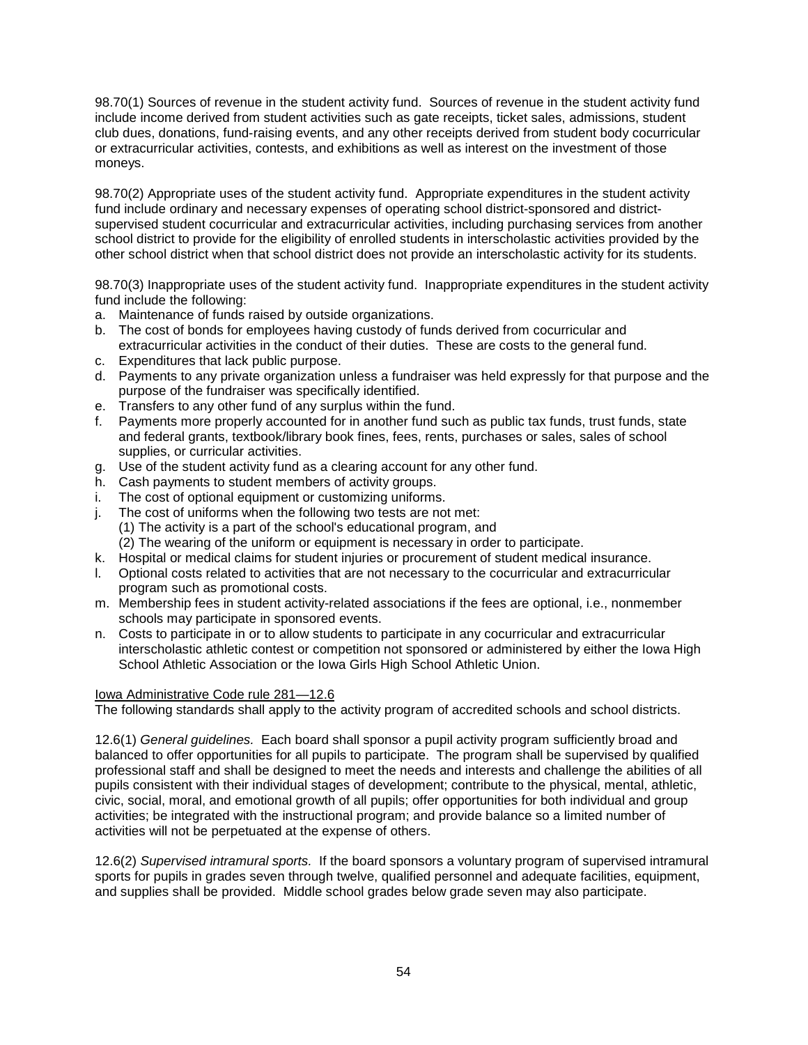98.70(1) Sources of revenue in the student activity fund. Sources of revenue in the student activity fund include income derived from student activities such as gate receipts, ticket sales, admissions, student club dues, donations, fund-raising events, and any other receipts derived from student body cocurricular or extracurricular activities, contests, and exhibitions as well as interest on the investment of those moneys.

98.70(2) Appropriate uses of the student activity fund. Appropriate expenditures in the student activity fund include ordinary and necessary expenses of operating school district-sponsored and district-supervised student cocurricular and extracurricular activities, including purchasing services from another school district to provide for the eligibility of enrolled students in interscholastic activities provided by the other school district when that school district does not provide an interscholastic activity for its students.

98.70(3) Inappropriate uses of the student activity fund. Inappropriate expenditures in the student activity fund include the following:

a. Maintenance of funds raised by outside organizations.
b. The cost of bonds for employees having custody of funds derived from cocurricular and extracurricular activities in the conduct of their duties. These are costs to the general fund.
c. Expenditures that lack public purpose.
d. Payments to any private organization unless a fundraiser was held expressly for that purpose and the purpose of the fundraiser was specifically identified.
e. Transfers to any other fund of any surplus within the fund.
f. Payments more properly accounted for in another fund such as public tax funds, trust funds, state and federal grants, textbook/library book fines, fees, rents, purchases or sales, sales of school supplies, or curricular activities.
g. Use of the student activity fund as a clearing account for any other fund.
h. Cash payments to student members of activity groups.
i. The cost of optional equipment or customizing uniforms.
j. The cost of uniforms when the following two tests are not met:
   (1) The activity is a part of the school's educational program, and
   (2) The wearing of the uniform or equipment is necessary in order to participate.
k. Hospital or medical claims for student injuries or procurement of student medical insurance.
l. Optional costs related to activities that are not necessary to the cocurricular and extracurricular program such as promotional costs.
m. Membership fees in student activity-related associations if the fees are optional, i.e., nonmember schools may participate in sponsored events.
n. Costs to participate in or to allow students to participate in any cocurricular and extracurricular interscholastic athletic contest or competition not sponsored or administered by either the Iowa High School Athletic Association or the Iowa Girls High School Athletic Union.

Iowa Administrative Code rule 281—12.6

The following standards shall apply to the activity program of accredited schools and school districts.

12.6(1) *General guidelines.* Each board shall sponsor a pupil activity program sufficiently broad and balanced to offer opportunities for all pupils to participate. The program shall be supervised by qualified professional staff and shall be designed to meet the needs and interests and challenge the abilities of all pupils consistent with their individual stages of development; contribute to the physical, mental, athletic, civic, social, moral, and emotional growth of all pupils; offer opportunities for both individual and group activities; be integrated with the instructional program; and provide balance so a limited number of activities will not be perpetuated at the expense of others.

12.6(2) *Supervised intramural sports.* If the board sponsors a voluntary program of supervised intramural sports for pupils in grades seven through twelve, qualified personnel and adequate facilities, equipment, and supplies shall be provided. Middle school grades below grade seven may also participate.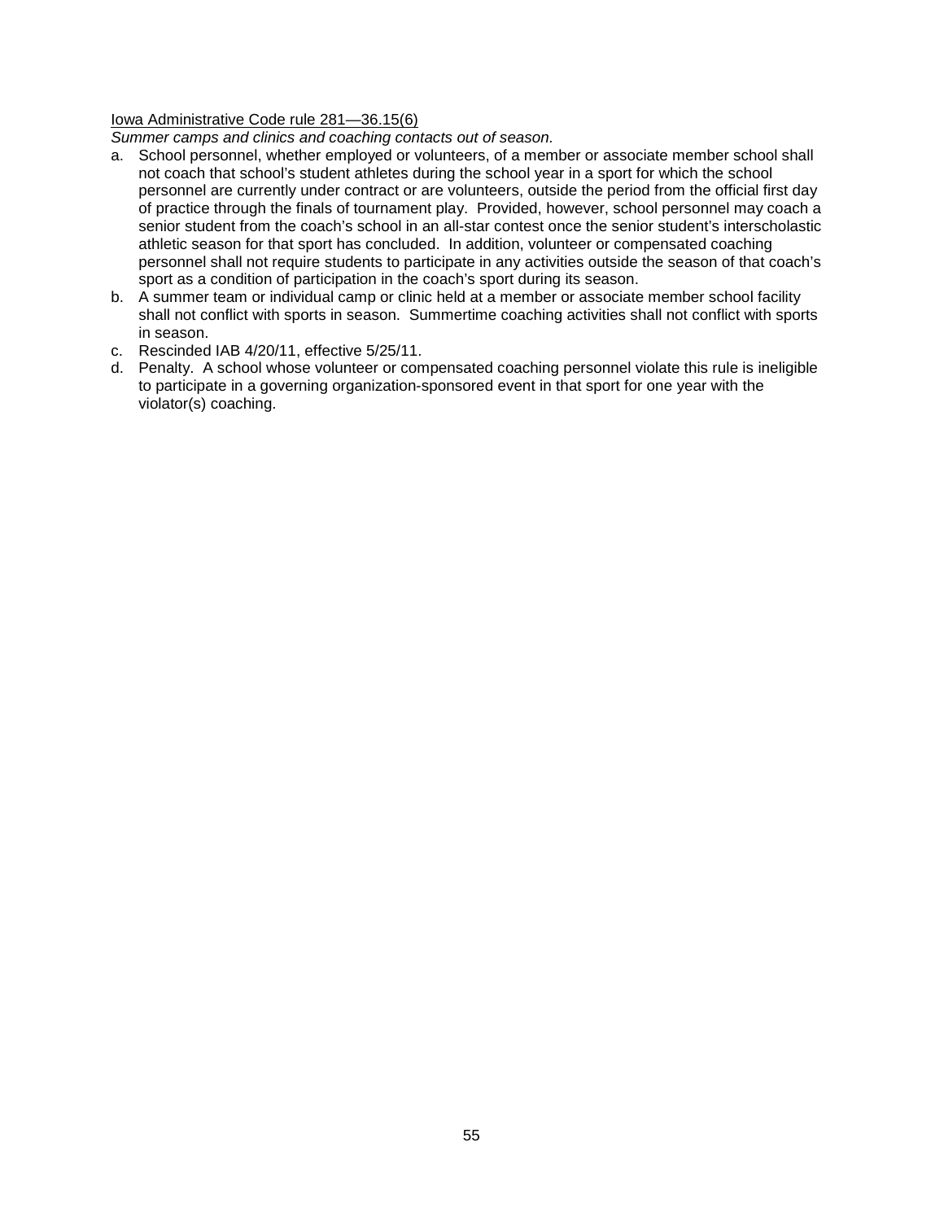Iowa Administrative Code rule 281—36.15(6)

*Summer camps and clinics and coaching contacts out of season.*

a. School personnel, whether employed or volunteers, of a member or associate member school shall not coach that school's student athletes during the school year in a sport for which the school personnel are currently under contract or are volunteers, outside the period from the official first day of practice through the finals of tournament play. Provided, however, school personnel may coach a senior student from the coach's school in an all-star contest once the senior student's interscholastic athletic season for that sport has concluded. In addition, volunteer or compensated coaching personnel shall not require students to participate in any activities outside the season of that coach's sport as a condition of participation in the coach's sport during its season.
b. A summer team or individual camp or clinic held at a member or associate member school facility shall not conflict with sports in season. Summertime coaching activities shall not conflict with sports in season.
c. Rescinded IAB 4/20/11, effective 5/25/11.
d. Penalty. A school whose volunteer or compensated coaching personnel violate this rule is ineligible to participate in a governing organization-sponsored event in that sport for one year with the violator(s) coaching.